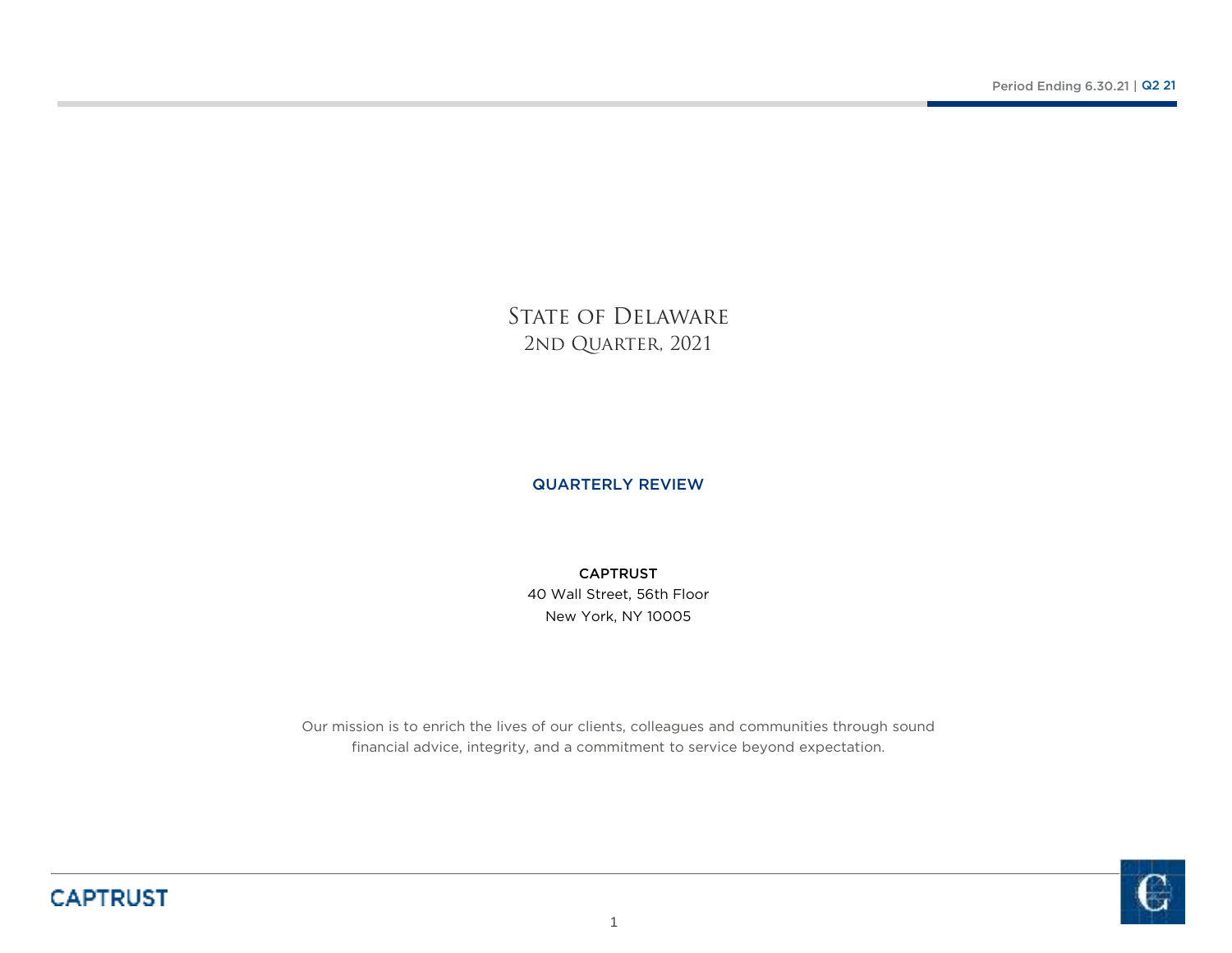# State of Delaware

## 2nd Quarter, 2021

**QUARTERLY REVIEW**

**CAPTRUST**

40 Wall Street, 56th Floor

New York, NY 10005

Our mission is to enrich the lives of our clients, colleagues and communities through sound financial advice, integrity, and a commitment to service beyond expectation.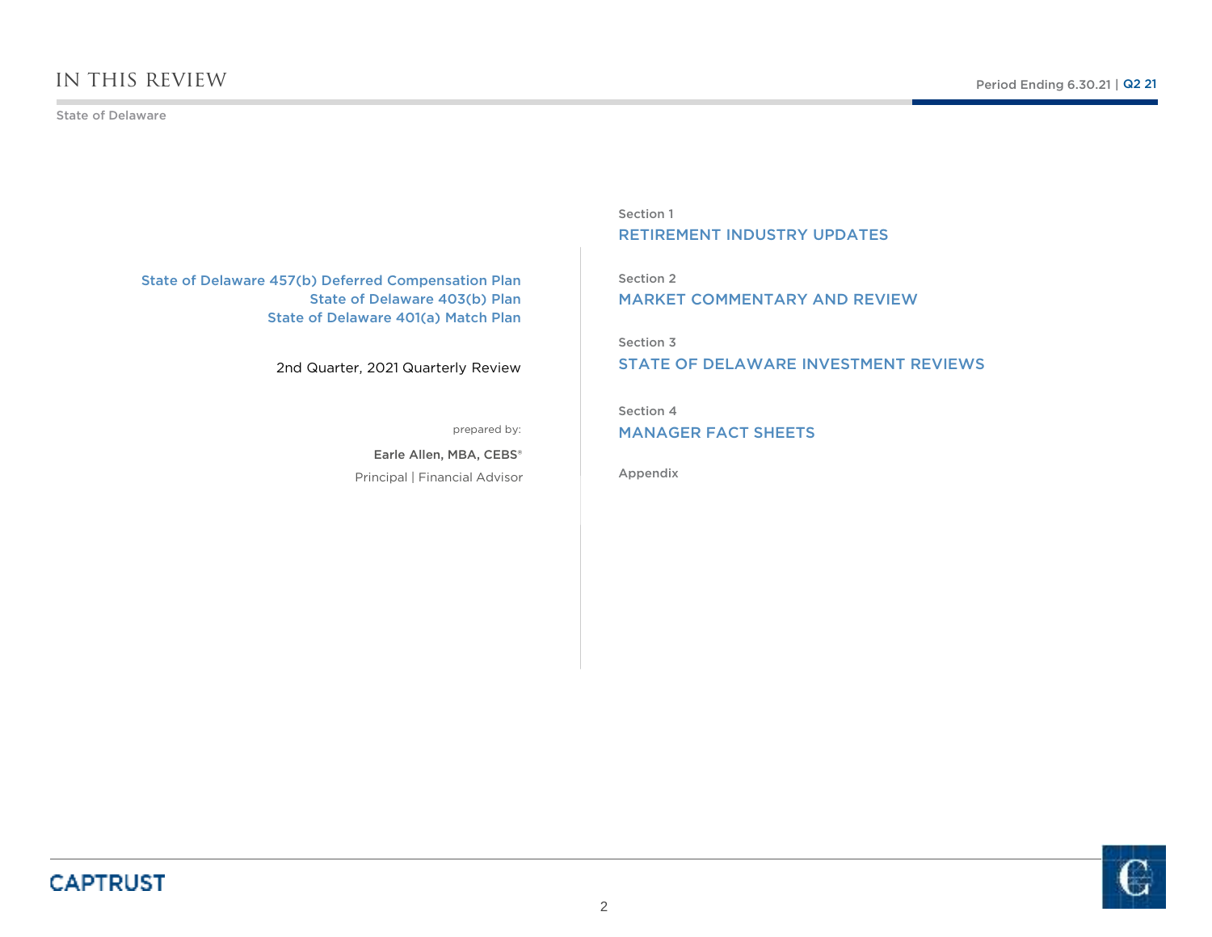# IN THIS REVIEW

State of Delaware

State of Delaware 457(b) Deferred Compensation Plan
State of Delaware 403(b) Plan
State of Delaware 401(a) Match Plan

2nd Quarter, 2021 Quarterly Review

prepared by:

**Earle Allen, MBA, CEBS®**
Principal | Financial Advisor

Section 1
## RETIREMENT INDUSTRY UPDATES

Section 2
## MARKET COMMENTARY AND REVIEW

Section 3
## STATE OF DELAWARE INVESTMENT REVIEWS

Section 4
## MANAGER FACT SHEETS

Appendix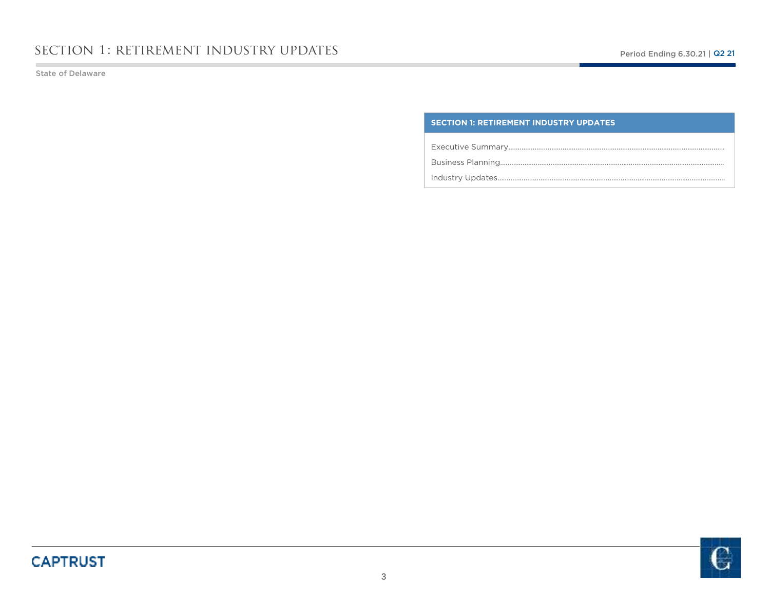# SECTION 1: RETIREMENT INDUSTRY UPDATES

State of Delaware

| SECTION 1: RETIREMENT INDUSTRY UPDATES |
|---|
| Executive Summary |
| Business Planning |
| Industry Updates |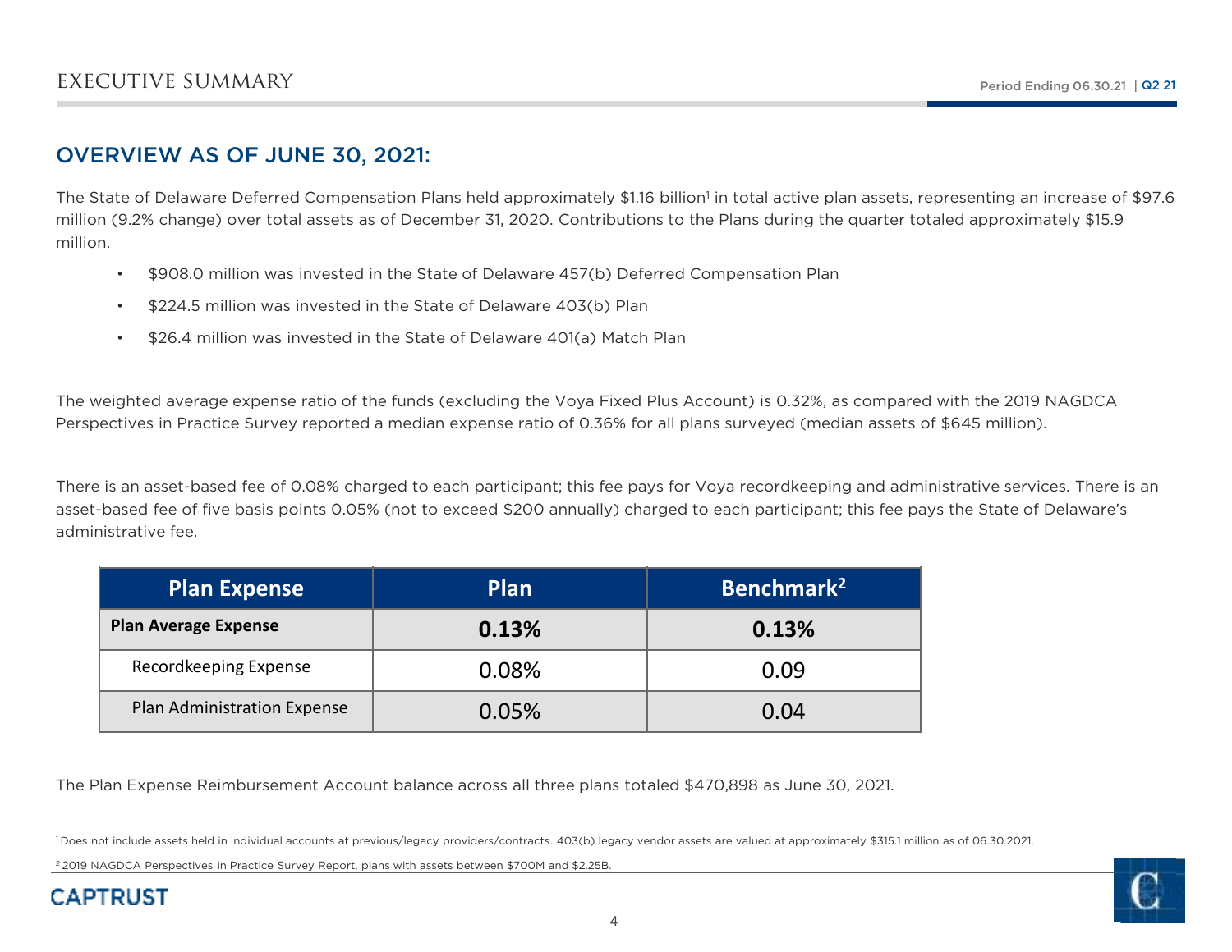# EXECUTIVE SUMMARY

## OVERVIEW AS OF JUNE 30, 2021:

The State of Delaware Deferred Compensation Plans held approximately $1.16 billion[1] in total active plan assets, representing an increase of $97.6 million (9.2% change) over total assets as of December 31, 2020. Contributions to the Plans during the quarter totaled approximately $15.9 million.

- $908.0 million was invested in the State of Delaware 457(b) Deferred Compensation Plan
- $224.5 million was invested in the State of Delaware 403(b) Plan
- $26.4 million was invested in the State of Delaware 401(a) Match Plan

The weighted average expense ratio of the funds (excluding the Voya Fixed Plus Account) is 0.32%, as compared with the 2019 NAGDCA Perspectives in Practice Survey reported a median expense ratio of 0.36% for all plans surveyed (median assets of $645 million).

There is an asset-based fee of 0.08% charged to each participant; this fee pays for Voya recordkeeping and administrative services. There is an asset-based fee of five basis points 0.05% (not to exceed $200 annually) charged to each participant; this fee pays the State of Delaware's administrative fee.

| Plan Expense | Plan | Benchmark[2] |
|---|---|---|
| **Plan Average Expense** | **0.13%** | **0.13%** |
| Recordkeeping Expense | 0.08% | 0.09 |
| Plan Administration Expense | 0.05% | 0.04 |

The Plan Expense Reimbursement Account balance across all three plans totaled $470,898 as June 30, 2021.

[1] Does not include assets held in individual accounts at previous/legacy providers/contracts. 403(b) legacy vendor assets are valued at approximately $315.1 million as of 06.30.2021.

[2] 2019 NAGDCA Perspectives in Practice Survey Report, plans with assets between $700M and $2.25B.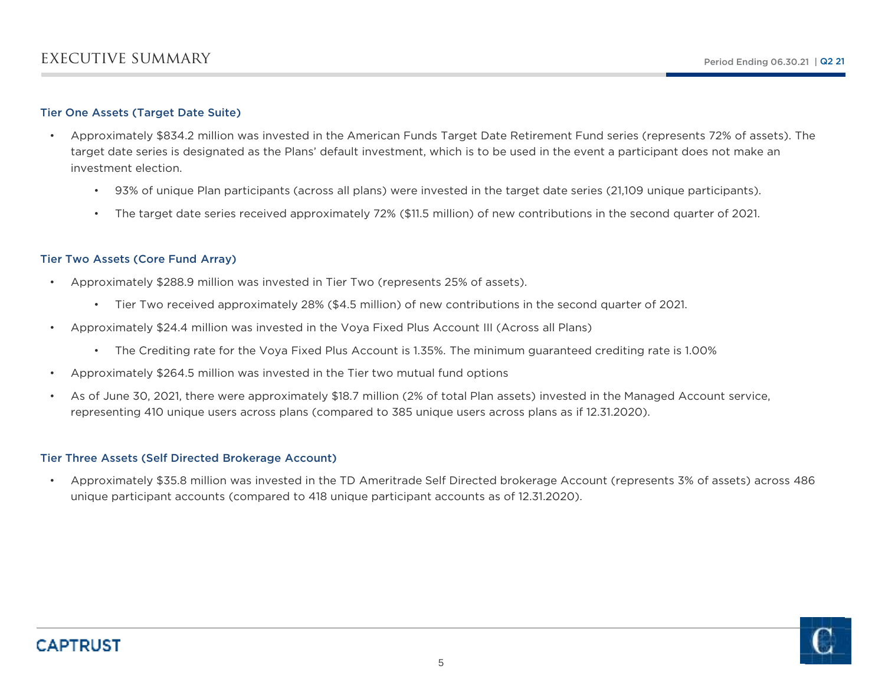# EXECUTIVE SUMMARY

### Tier One Assets (Target Date Suite)

- Approximately $834.2 million was invested in the American Funds Target Date Retirement Fund series (represents 72% of assets). The target date series is designated as the Plans' default investment, which is to be used in the event a participant does not make an investment election.
  - 93% of unique Plan participants (across all plans) were invested in the target date series (21,109 unique participants).
  - The target date series received approximately 72% ($11.5 million) of new contributions in the second quarter of 2021.

### Tier Two Assets (Core Fund Array)

- Approximately $288.9 million was invested in Tier Two (represents 25% of assets).
  - Tier Two received approximately 28% ($4.5 million) of new contributions in the second quarter of 2021.
- Approximately $24.4 million was invested in the Voya Fixed Plus Account III (Across all Plans)
  - The Crediting rate for the Voya Fixed Plus Account is 1.35%. The minimum guaranteed crediting rate is 1.00%
- Approximately $264.5 million was invested in the Tier two mutual fund options
- As of June 30, 2021, there were approximately $18.7 million (2% of total Plan assets) invested in the Managed Account service, representing 410 unique users across plans (compared to 385 unique users across plans as if 12.31.2020).

### Tier Three Assets (Self Directed Brokerage Account)

- Approximately $35.8 million was invested in the TD Ameritrade Self Directed brokerage Account (represents 3% of assets) across 486 unique participant accounts (compared to 418 unique participant accounts as of 12.31.2020).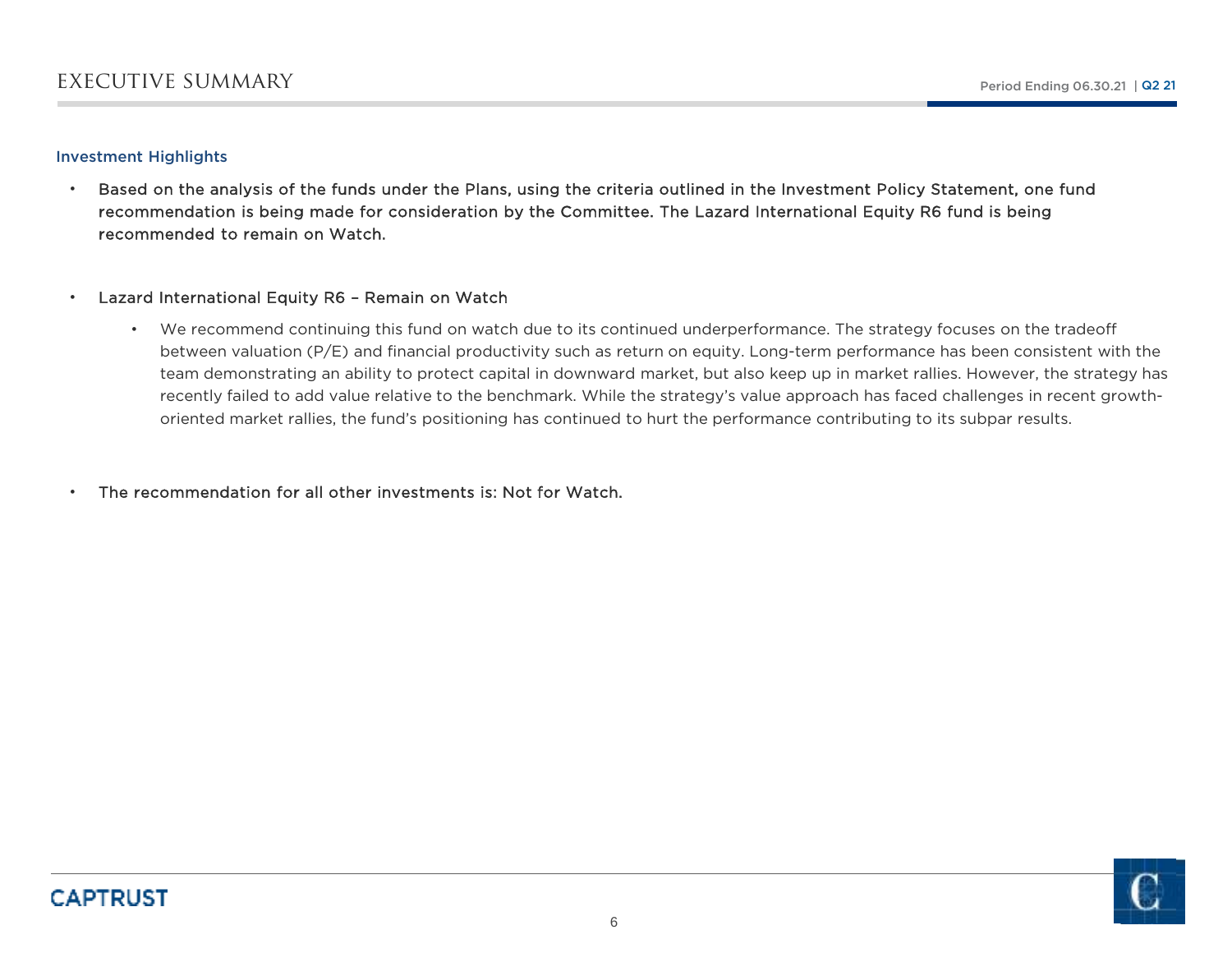# EXECUTIVE SUMMARY

## Investment Highlights

- Based on the analysis of the funds under the Plans, using the criteria outlined in the Investment Policy Statement, one fund recommendation is being made for consideration by the Committee. The Lazard International Equity R6 fund is being recommended to remain on Watch.

- Lazard International Equity R6 – Remain on Watch
  - We recommend continuing this fund on watch due to its continued underperformance. The strategy focuses on the tradeoff between valuation (P/E) and financial productivity such as return on equity. Long-term performance has been consistent with the team demonstrating an ability to protect capital in downward market, but also keep up in market rallies. However, the strategy has recently failed to add value relative to the benchmark. While the strategy's value approach has faced challenges in recent growth-oriented market rallies, the fund's positioning has continued to hurt the performance contributing to its subpar results.

- The recommendation for all other investments is: Not for Watch.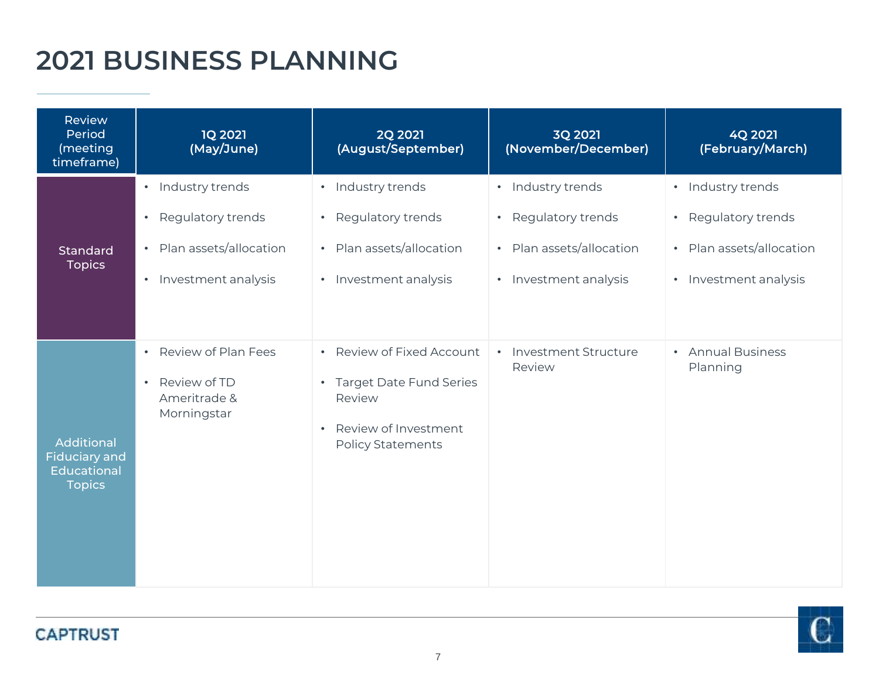# 2021 BUSINESS PLANNING

| Review Period (meeting timeframe) | 1Q 2021 (May/June) | 2Q 2021 (August/September) | 3Q 2021 (November/December) | 4Q 2021 (February/March) |
|---|---|---|---|---|
| Standard Topics | • Industry trends<br>• Regulatory trends<br>• Plan assets/allocation<br>• Investment analysis | • Industry trends<br>• Regulatory trends<br>• Plan assets/allocation<br>• Investment analysis | • Industry trends<br>• Regulatory trends<br>• Plan assets/allocation<br>• Investment analysis | • Industry trends<br>• Regulatory trends<br>• Plan assets/allocation<br>• Investment analysis |
| Additional Fiduciary and Educational Topics | • Review of Plan Fees<br>• Review of TD Ameritrade & Morningstar | • Review of Fixed Account<br>• Target Date Fund Series Review<br>• Review of Investment Policy Statements | • Investment Structure Review | • Annual Business Planning |

CAPTRUST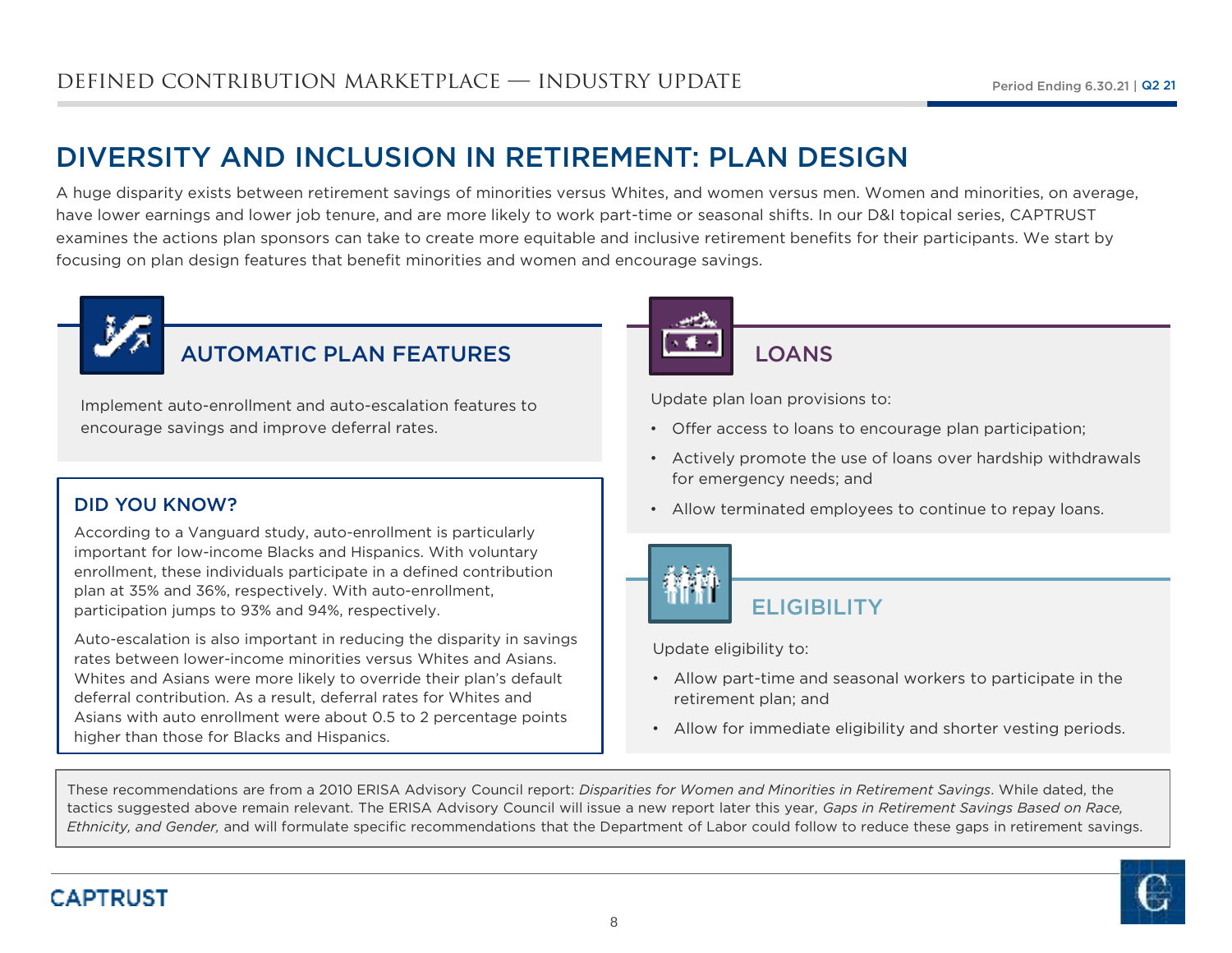# DIVERSITY AND INCLUSION IN RETIREMENT: PLAN DESIGN

A huge disparity exists between retirement savings of minorities versus Whites, and women versus men. Women and minorities, on average, have lower earnings and lower job tenure, and are more likely to work part-time or seasonal shifts. In our D&I topical series, CAPTRUST examines the actions plan sponsors can take to create more equitable and inclusive retirement benefits for their participants. We start by focusing on plan design features that benefit minorities and women and encourage savings.

## AUTOMATIC PLAN FEATURES

Implement auto-enrollment and auto-escalation features to encourage savings and improve deferral rates.

### DID YOU KNOW?

According to a Vanguard study, auto-enrollment is particularly important for low-income Blacks and Hispanics. With voluntary enrollment, these individuals participate in a defined contribution plan at 35% and 36%, respectively. With auto-enrollment, participation jumps to 93% and 94%, respectively.

Auto-escalation is also important in reducing the disparity in savings rates between lower-income minorities versus Whites and Asians. Whites and Asians were more likely to override their plan's default deferral contribution. As a result, deferral rates for Whites and Asians with auto enrollment were about 0.5 to 2 percentage points higher than those for Blacks and Hispanics.

## LOANS

Update plan loan provisions to:

- Offer access to loans to encourage plan participation;
- Actively promote the use of loans over hardship withdrawals for emergency needs; and
- Allow terminated employees to continue to repay loans.

## ELIGIBILITY

Update eligibility to:

- Allow part-time and seasonal workers to participate in the retirement plan; and
- Allow for immediate eligibility and shorter vesting periods.

These recommendations are from a 2010 ERISA Advisory Council report: *Disparities for Women and Minorities in Retirement Savings*. While dated, the tactics suggested above remain relevant. The ERISA Advisory Council will issue a new report later this year, *Gaps in Retirement Savings Based on Race, Ethnicity, and Gender,* and will formulate specific recommendations that the Department of Labor could follow to reduce these gaps in retirement savings.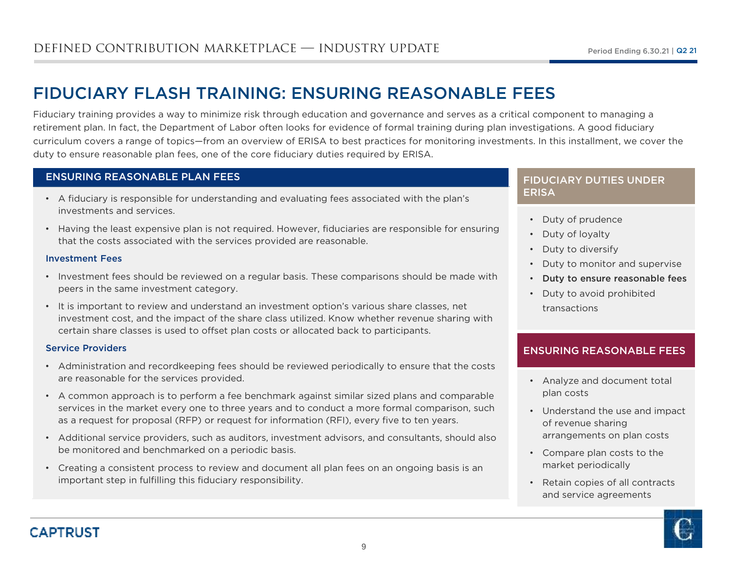# FIDUCIARY FLASH TRAINING: ENSURING REASONABLE FEES

Fiduciary training provides a way to minimize risk through education and governance and serves as a critical component to managing a retirement plan. In fact, the Department of Labor often looks for evidence of formal training during plan investigations. A good fiduciary curriculum covers a range of topics—from an overview of ERISA to best practices for monitoring investments. In this installment, we cover the duty to ensure reasonable plan fees, one of the core fiduciary duties required by ERISA.

## ENSURING REASONABLE PLAN FEES

- A fiduciary is responsible for understanding and evaluating fees associated with the plan's investments and services.
- Having the least expensive plan is not required. However, fiduciaries are responsible for ensuring that the costs associated with the services provided are reasonable.

### Investment Fees

- Investment fees should be reviewed on a regular basis. These comparisons should be made with peers in the same investment category.
- It is important to review and understand an investment option's various share classes, net investment cost, and the impact of the share class utilized. Know whether revenue sharing with certain share classes is used to offset plan costs or allocated back to participants.

### Service Providers

- Administration and recordkeeping fees should be reviewed periodically to ensure that the costs are reasonable for the services provided.
- A common approach is to perform a fee benchmark against similar sized plans and comparable services in the market every one to three years and to conduct a more formal comparison, such as a request for proposal (RFP) or request for information (RFI), every five to ten years.
- Additional service providers, such as auditors, investment advisors, and consultants, should also be monitored and benchmarked on a periodic basis.
- Creating a consistent process to review and document all plan fees on an ongoing basis is an important step in fulfilling this fiduciary responsibility.

## FIDUCIARY DUTIES UNDER ERISA

- Duty of prudence
- Duty of loyalty
- Duty to diversify
- Duty to monitor and supervise
- **Duty to ensure reasonable fees**
- Duty to avoid prohibited transactions

## ENSURING REASONABLE FEES

- Analyze and document total plan costs
- Understand the use and impact of revenue sharing arrangements on plan costs
- Compare plan costs to the market periodically
- Retain copies of all contracts and service agreements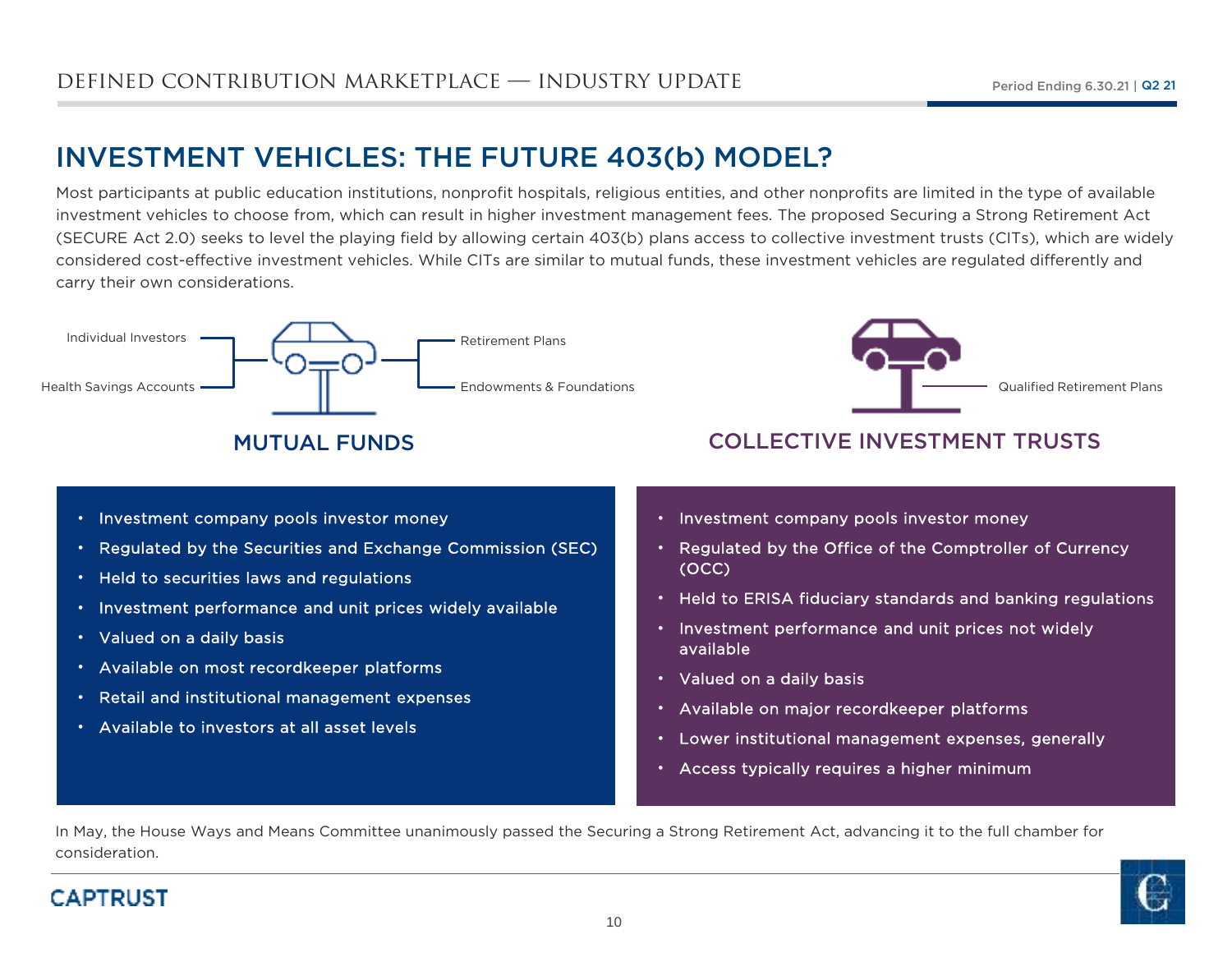# INVESTMENT VEHICLES: THE FUTURE 403(b) MODEL?

Most participants at public education institutions, nonprofit hospitals, religious entities, and other nonprofits are limited in the type of available investment vehicles to choose from, which can result in higher investment management fees. The proposed Securing a Strong Retirement Act (SECURE Act 2.0) seeks to level the playing field by allowing certain 403(b) plans access to collective investment trusts (CITs), which are widely considered cost-effective investment vehicles. While CITs are similar to mutual funds, these investment vehicles are regulated differently and carry their own considerations.

## MUTUAL FUNDS

Individual Investors, Health Savings Accounts, Retirement Plans, Endowments & Foundations

- Investment company pools investor money
- Regulated by the Securities and Exchange Commission (SEC)
- Held to securities laws and regulations
- Investment performance and unit prices widely available
- Valued on a daily basis
- Available on most recordkeeper platforms
- Retail and institutional management expenses
- Available to investors at all asset levels

## COLLECTIVE INVESTMENT TRUSTS

Qualified Retirement Plans

- Investment company pools investor money
- Regulated by the Office of the Comptroller of Currency (OCC)
- Held to ERISA fiduciary standards and banking regulations
- Investment performance and unit prices not widely available
- Valued on a daily basis
- Available on major recordkeeper platforms
- Lower institutional management expenses, generally
- Access typically requires a higher minimum

In May, the House Ways and Means Committee unanimously passed the Securing a Strong Retirement Act, advancing it to the full chamber for consideration.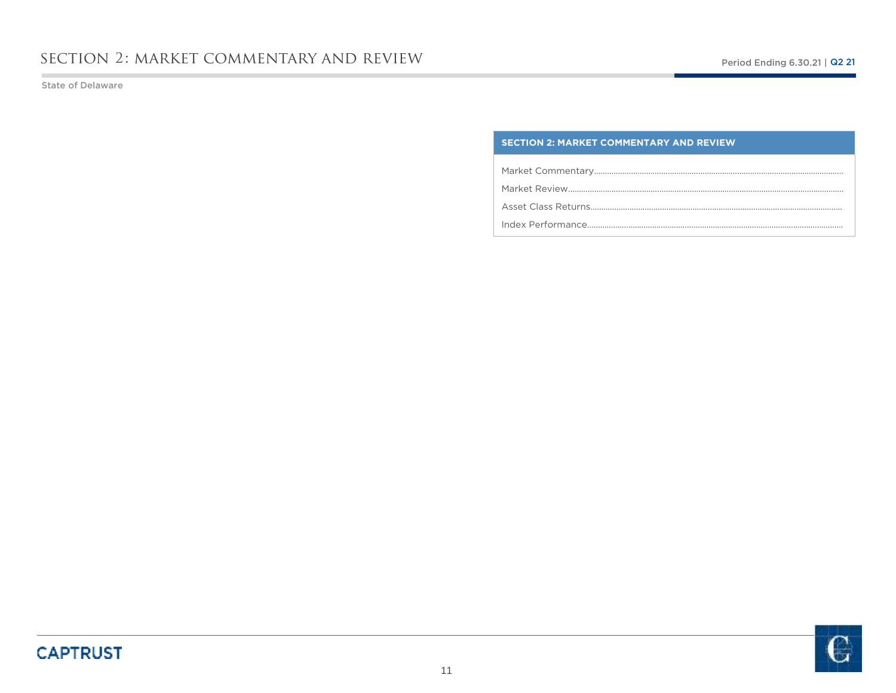# SECTION 2: MARKET COMMENTARY AND REVIEW

State of Delaware

| SECTION 2: MARKET COMMENTARY AND REVIEW |
| --- |
| Market Commentary |
| Market Review |
| Asset Class Returns |
| Index Performance |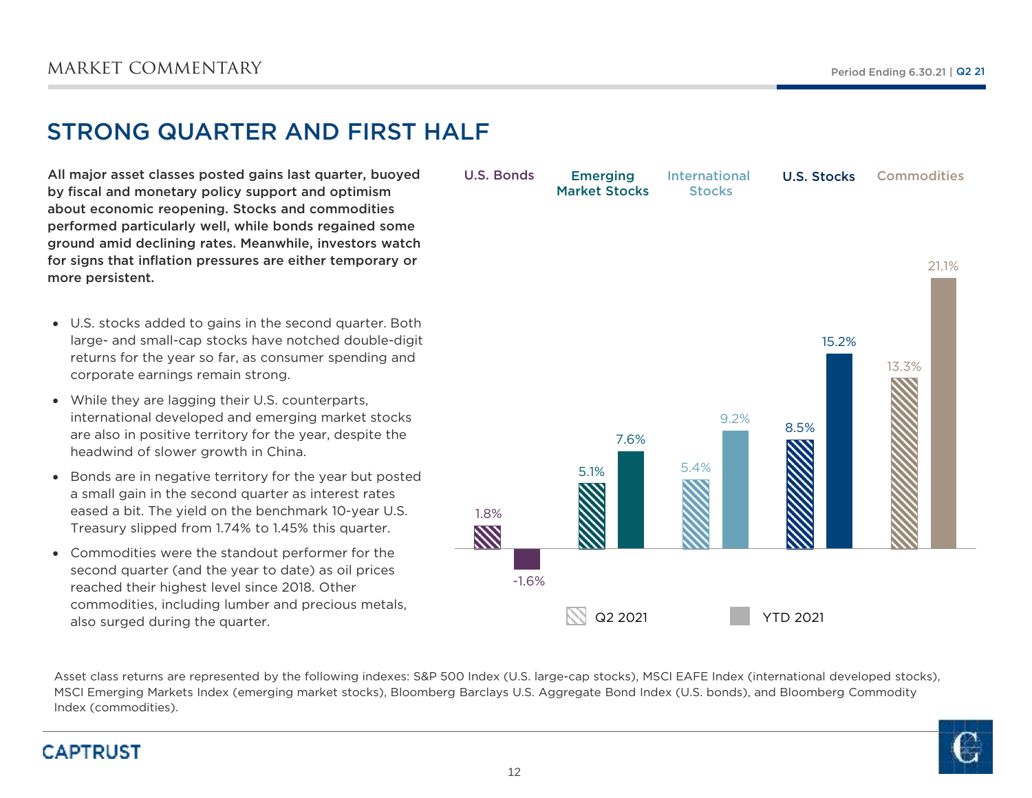## MARKET COMMENTARY

# STRONG QUARTER AND FIRST HALF

**All major asset classes posted gains last quarter, buoyed by fiscal and monetary policy support and optimism about economic reopening. Stocks and commodities performed particularly well, while bonds regained some ground amid declining rates. Meanwhile, investors watch for signs that inflation pressures are either temporary or more persistent.**

- U.S. stocks added to gains in the second quarter. Both large- and small-cap stocks have notched double-digit returns for the year so far, as consumer spending and corporate earnings remain strong.
- While they are lagging their U.S. counterparts, international developed and emerging market stocks are also in positive territory for the year, despite the headwind of slower growth in China.
- Bonds are in negative territory for the year but posted a small gain in the second quarter as interest rates eased a bit. The yield on the benchmark 10-year U.S. Treasury slipped from 1.74% to 1.45% this quarter.
- Commodities were the standout performer for the second quarter (and the year to date) as oil prices reached their highest level since 2018. Other commodities, including lumber and precious metals, also surged during the quarter.

| | U.S. Bonds | Emerging Market Stocks | International Stocks | U.S. Stocks | Commodities |
|---|---|---|---|---|---|
| Q2 2021 | 1.8% | 5.1% | 5.4% | 8.5% | 13.3% |
| YTD 2021 | -1.6% | 7.6% | 9.2% | 15.2% | 21.1% |

Asset class returns are represented by the following indexes: S&P 500 Index (U.S. large-cap stocks), MSCI EAFE Index (international developed stocks), MSCI Emerging Markets Index (emerging market stocks), Bloomberg Barclays U.S. Aggregate Bond Index (U.S. bonds), and Bloomberg Commodity Index (commodities).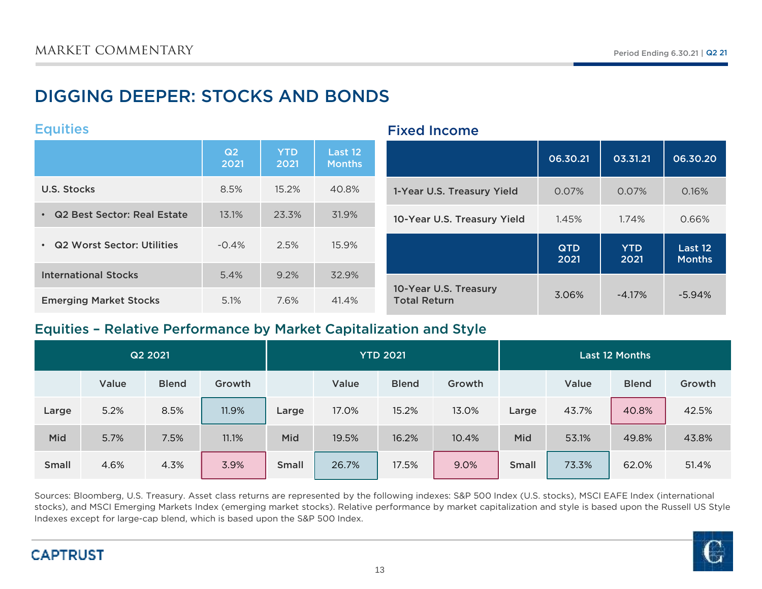# DIGGING DEEPER: STOCKS AND BONDS

## Equities

| | Q2 2021 | YTD 2021 | Last 12 Months |
|---|---|---|---|
| U.S. Stocks | 8.5% | 15.2% | 40.8% |
| • Q2 Best Sector: Real Estate | 13.1% | 23.3% | 31.9% |
| • Q2 Worst Sector: Utilities | -0.4% | 2.5% | 15.9% |
| International Stocks | 5.4% | 9.2% | 32.9% |
| Emerging Market Stocks | 5.1% | 7.6% | 41.4% |

## Fixed Income

| | 06.30.21 | 03.31.21 | 06.30.20 |
|---|---|---|---|
| 1-Year U.S. Treasury Yield | 0.07% | 0.07% | 0.16% |
| 10-Year U.S. Treasury Yield | 1.45% | 1.74% | 0.66% |
| | **QTD 2021** | **YTD 2021** | **Last 12 Months** |
| 10-Year U.S. Treasury Total Return | 3.06% | -4.17% | -5.94% |

## Equities – Relative Performance by Market Capitalization and Style

| Q2 2021 | | | | YTD 2021 | | | | Last 12 Months | | | |
|---|---|---|---|---|---|---|---|---|---|---|---|
| | Value | Blend | Growth | | Value | Blend | Growth | | Value | Blend | Growth |
| Large | 5.2% | 8.5% | 11.9% | Large | 17.0% | 15.2% | 13.0% | Large | 43.7% | 40.8% | 42.5% |
| Mid | 5.7% | 7.5% | 11.1% | Mid | 19.5% | 16.2% | 10.4% | Mid | 53.1% | 49.8% | 43.8% |
| Small | 4.6% | 4.3% | 3.9% | Small | 26.7% | 17.5% | 9.0% | Small | 73.3% | 62.0% | 51.4% |

Sources: Bloomberg, U.S. Treasury. Asset class returns are represented by the following indexes: S&P 500 Index (U.S. stocks), MSCI EAFE Index (international stocks), and MSCI Emerging Markets Index (emerging market stocks). Relative performance by market capitalization and style is based upon the Russell US Style Indexes except for large-cap blend, which is based upon the S&P 500 Index.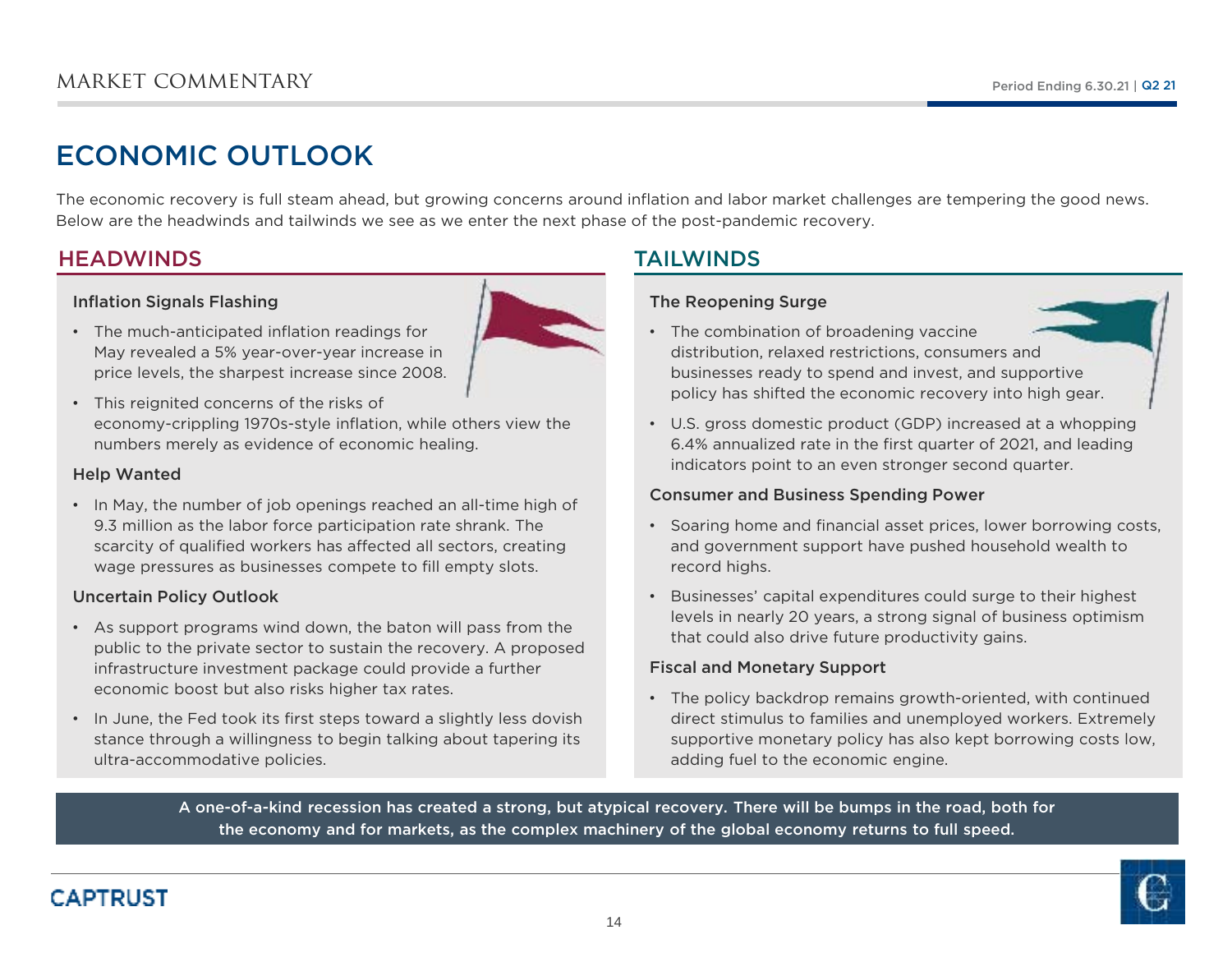# ECONOMIC OUTLOOK

The economic recovery is full steam ahead, but growing concerns around inflation and labor market challenges are tempering the good news. Below are the headwinds and tailwinds we see as we enter the next phase of the post-pandemic recovery.

## HEADWINDS

### Inflation Signals Flashing

- The much-anticipated inflation readings for May revealed a 5% year-over-year increase in price levels, the sharpest increase since 2008.
- This reignited concerns of the risks of economy-crippling 1970s-style inflation, while others view the numbers merely as evidence of economic healing.

### Help Wanted

- In May, the number of job openings reached an all-time high of 9.3 million as the labor force participation rate shrank. The scarcity of qualified workers has affected all sectors, creating wage pressures as businesses compete to fill empty slots.

### Uncertain Policy Outlook

- As support programs wind down, the baton will pass from the public to the private sector to sustain the recovery. A proposed infrastructure investment package could provide a further economic boost but also risks higher tax rates.
- In June, the Fed took its first steps toward a slightly less dovish stance through a willingness to begin talking about tapering its ultra-accommodative policies.

## TAILWINDS

### The Reopening Surge

- The combination of broadening vaccine distribution, relaxed restrictions, consumers and businesses ready to spend and invest, and supportive policy has shifted the economic recovery into high gear.
- U.S. gross domestic product (GDP) increased at a whopping 6.4% annualized rate in the first quarter of 2021, and leading indicators point to an even stronger second quarter.

### Consumer and Business Spending Power

- Soaring home and financial asset prices, lower borrowing costs, and government support have pushed household wealth to record highs.
- Businesses' capital expenditures could surge to their highest levels in nearly 20 years, a strong signal of business optimism that could also drive future productivity gains.

### Fiscal and Monetary Support

- The policy backdrop remains growth-oriented, with continued direct stimulus to families and unemployed workers. Extremely supportive monetary policy has also kept borrowing costs low, adding fuel to the economic engine.

**A one-of-a-kind recession has created a strong, but atypical recovery. There will be bumps in the road, both for the economy and for markets, as the complex machinery of the global economy returns to full speed.**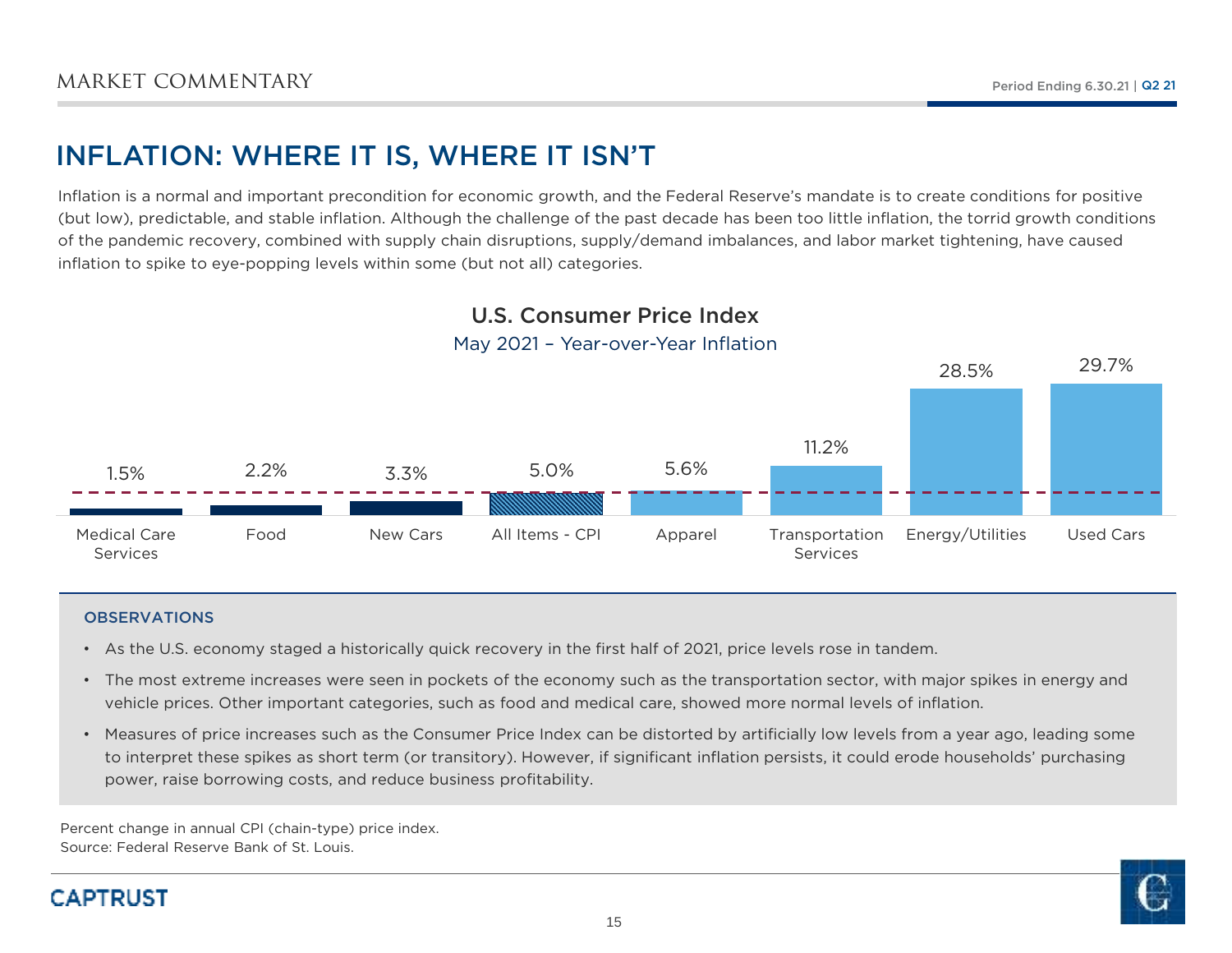# INFLATION: WHERE IT IS, WHERE IT ISN'T

Inflation is a normal and important precondition for economic growth, and the Federal Reserve's mandate is to create conditions for positive (but low), predictable, and stable inflation. Although the challenge of the past decade has been too little inflation, the torrid growth conditions of the pandemic recovery, combined with supply chain disruptions, supply/demand imbalances, and labor market tightening, have caused inflation to spike to eye-popping levels within some (but not all) categories.

## U.S. Consumer Price Index

May 2021 – Year-over-Year Inflation

| Category | Year-over-Year Inflation |
| --- | --- |
| Medical Care Services | 1.5% |
| Food | 2.2% |
| New Cars | 3.3% |
| All Items - CPI | 5.0% |
| Apparel | 5.6% |
| Transportation Services | 11.2% |
| Energy/Utilities | 28.5% |
| Used Cars | 29.7% |

### OBSERVATIONS

- As the U.S. economy staged a historically quick recovery in the first half of 2021, price levels rose in tandem.
- The most extreme increases were seen in pockets of the economy such as the transportation sector, with major spikes in energy and vehicle prices. Other important categories, such as food and medical care, showed more normal levels of inflation.
- Measures of price increases such as the Consumer Price Index can be distorted by artificially low levels from a year ago, leading some to interpret these spikes as short term (or transitory). However, if significant inflation persists, it could erode households' purchasing power, raise borrowing costs, and reduce business profitability.

Percent change in annual CPI (chain-type) price index.
Source: Federal Reserve Bank of St. Louis.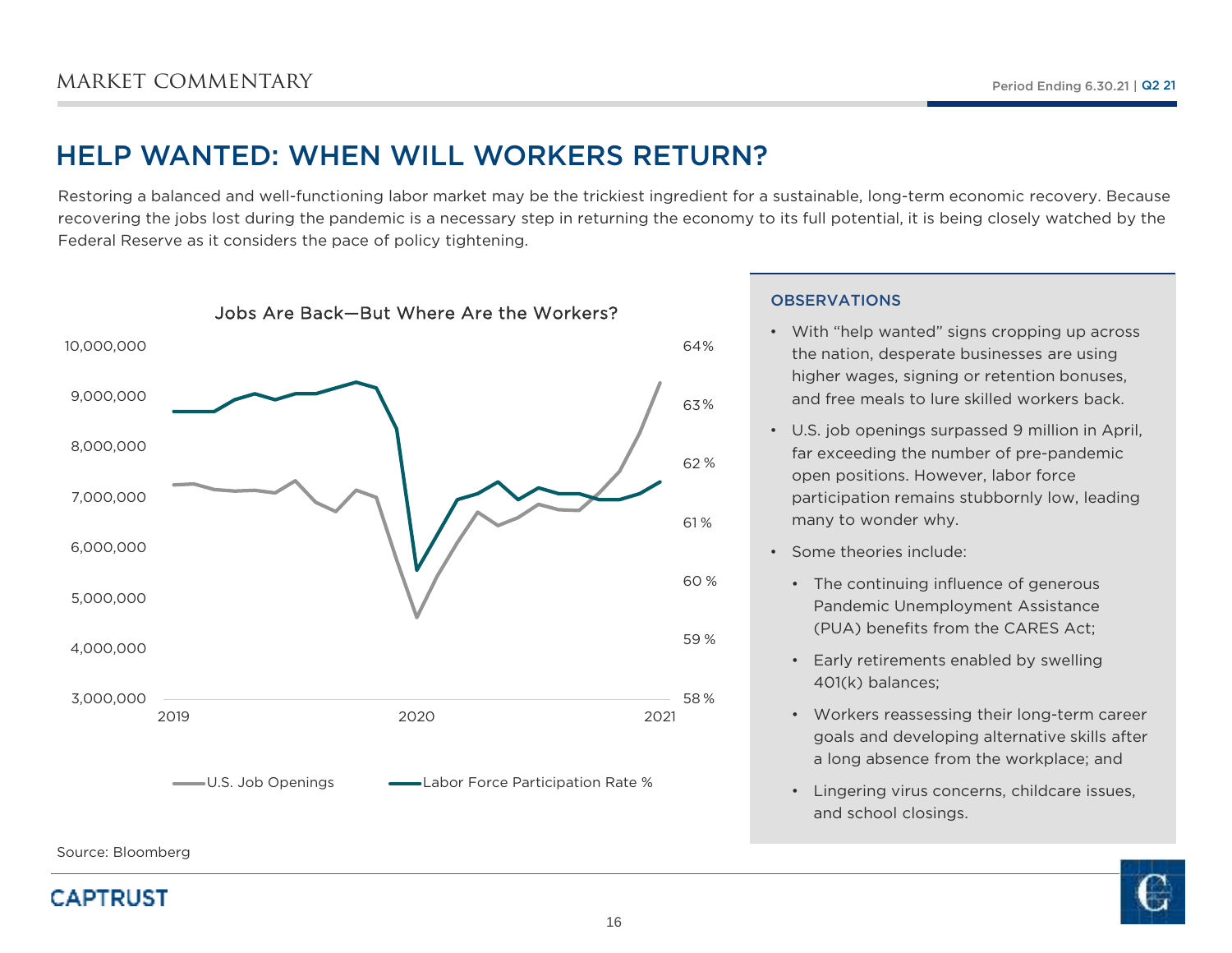# HELP WANTED: WHEN WILL WORKERS RETURN?

Restoring a balanced and well-functioning labor market may be the trickiest ingredient for a sustainable, long-term economic recovery. Because recovering the jobs lost during the pandemic is a necessary step in returning the economy to its full potential, it is being closely watched by the Federal Reserve as it considers the pace of policy tightening.

Jobs Are Back—But Where Are the Workers?

Source: Bloomberg

### OBSERVATIONS

- With "help wanted" signs cropping up across the nation, desperate businesses are using higher wages, signing or retention bonuses, and free meals to lure skilled workers back.
- U.S. job openings surpassed 9 million in April, far exceeding the number of pre-pandemic open positions. However, labor force participation remains stubbornly low, leading many to wonder why.
- Some theories include:
  - The continuing influence of generous Pandemic Unemployment Assistance (PUA) benefits from the CARES Act;
  - Early retirements enabled by swelling 401(k) balances;
  - Workers reassessing their long-term career goals and developing alternative skills after a long absence from the workplace; and
  - Lingering virus concerns, childcare issues, and school closings.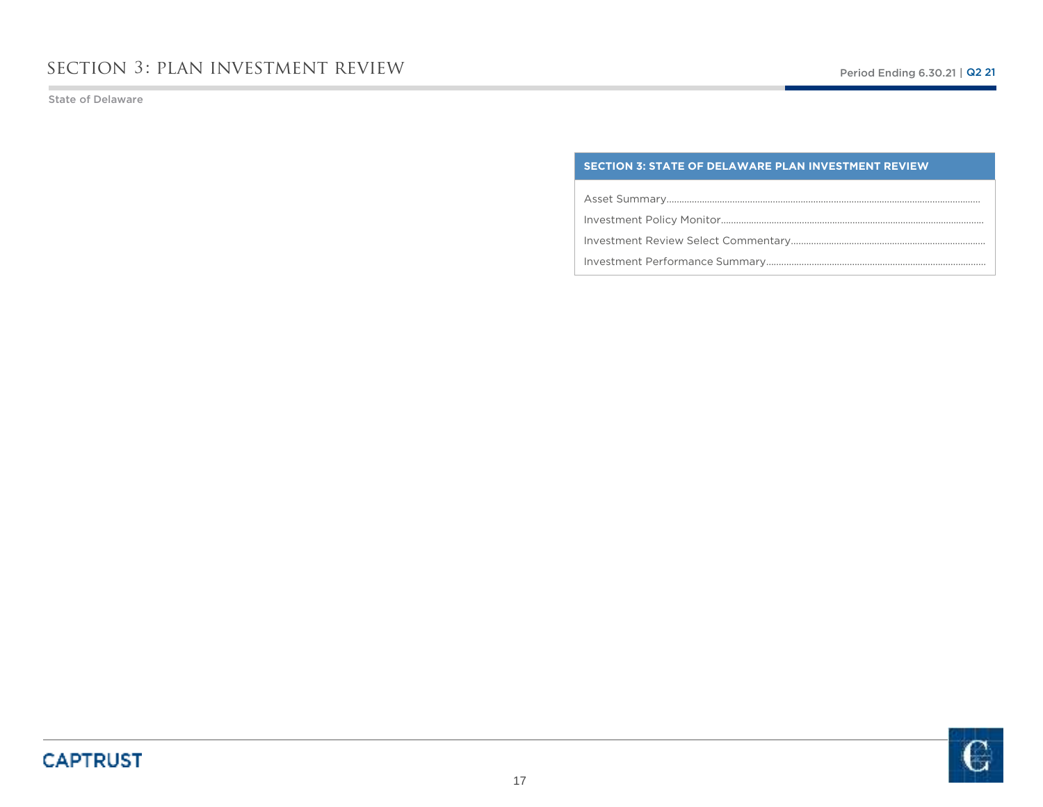# SECTION 3: PLAN INVESTMENT REVIEW

State of Delaware

| SECTION 3: STATE OF DELAWARE PLAN INVESTMENT REVIEW |
| --- |
| Asset Summary |
| Investment Policy Monitor |
| Investment Review Select Commentary |
| Investment Performance Summary |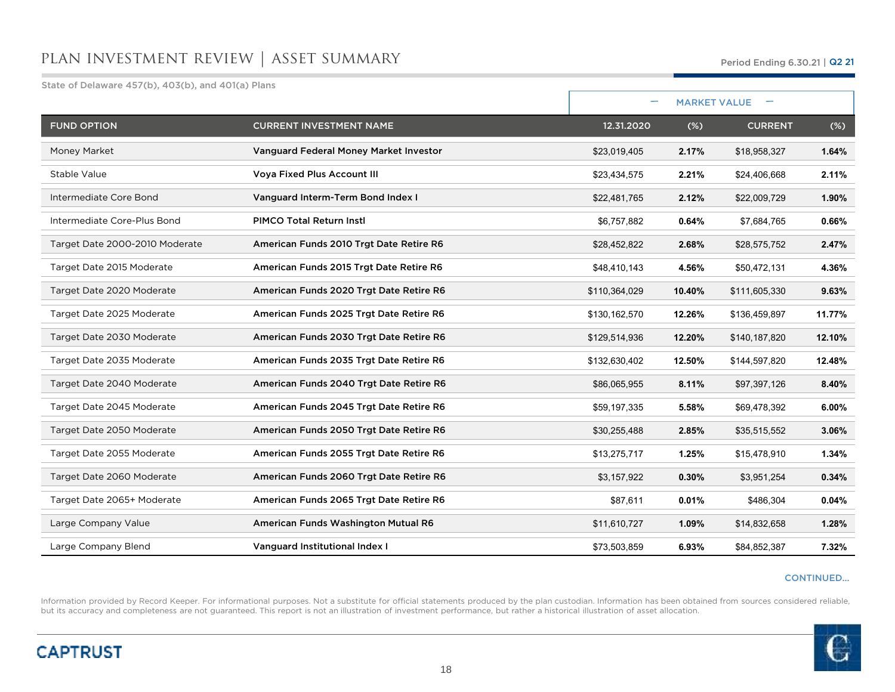# PLAN INVESTMENT REVIEW | ASSET SUMMARY

Period Ending 6.30.21 | Q2 21

State of Delaware 457(b), 403(b), and 401(a) Plans

| FUND OPTION | CURRENT INVESTMENT NAME | MARKET VALUE | | | |
|---|---|---|---|---|---|
| | | 12.31.2020 | (%) | CURRENT | (%) |
| Money Market | Vanguard Federal Money Market Investor | $23,019,405 | 2.17% | $18,958,327 | 1.64% |
| Stable Value | Voya Fixed Plus Account III | $23,434,575 | 2.21% | $24,406,668 | 2.11% |
| Intermediate Core Bond | Vanguard Interm-Term Bond Index I | $22,481,765 | 2.12% | $22,009,729 | 1.90% |
| Intermediate Core-Plus Bond | PIMCO Total Return Instl | $6,757,882 | 0.64% | $7,684,765 | 0.66% |
| Target Date 2000-2010 Moderate | American Funds 2010 Trgt Date Retire R6 | $28,452,822 | 2.68% | $28,575,752 | 2.47% |
| Target Date 2015 Moderate | American Funds 2015 Trgt Date Retire R6 | $48,410,143 | 4.56% | $50,472,131 | 4.36% |
| Target Date 2020 Moderate | American Funds 2020 Trgt Date Retire R6 | $110,364,029 | 10.40% | $111,605,330 | 9.63% |
| Target Date 2025 Moderate | American Funds 2025 Trgt Date Retire R6 | $130,162,570 | 12.26% | $136,459,897 | 11.77% |
| Target Date 2030 Moderate | American Funds 2030 Trgt Date Retire R6 | $129,514,936 | 12.20% | $140,187,820 | 12.10% |
| Target Date 2035 Moderate | American Funds 2035 Trgt Date Retire R6 | $132,630,402 | 12.50% | $144,597,820 | 12.48% |
| Target Date 2040 Moderate | American Funds 2040 Trgt Date Retire R6 | $86,065,955 | 8.11% | $97,397,126 | 8.40% |
| Target Date 2045 Moderate | American Funds 2045 Trgt Date Retire R6 | $59,197,335 | 5.58% | $69,478,392 | 6.00% |
| Target Date 2050 Moderate | American Funds 2050 Trgt Date Retire R6 | $30,255,488 | 2.85% | $35,515,552 | 3.06% |
| Target Date 2055 Moderate | American Funds 2055 Trgt Date Retire R6 | $13,275,717 | 1.25% | $15,478,910 | 1.34% |
| Target Date 2060 Moderate | American Funds 2060 Trgt Date Retire R6 | $3,157,922 | 0.30% | $3,951,254 | 0.34% |
| Target Date 2065+ Moderate | American Funds 2065 Trgt Date Retire R6 | $87,611 | 0.01% | $486,304 | 0.04% |
| Large Company Value | American Funds Washington Mutual R6 | $11,610,727 | 1.09% | $14,832,658 | 1.28% |
| Large Company Blend | Vanguard Institutional Index I | $73,503,859 | 6.93% | $84,852,387 | 7.32% |

CONTINUED...

Information provided by Record Keeper. For informational purposes. Not a substitute for official statements produced by the plan custodian. Information has been obtained from sources considered reliable, but its accuracy and completeness are not guaranteed. This report is not an illustration of investment performance, but rather a historical illustration of asset allocation.

CAPTRUST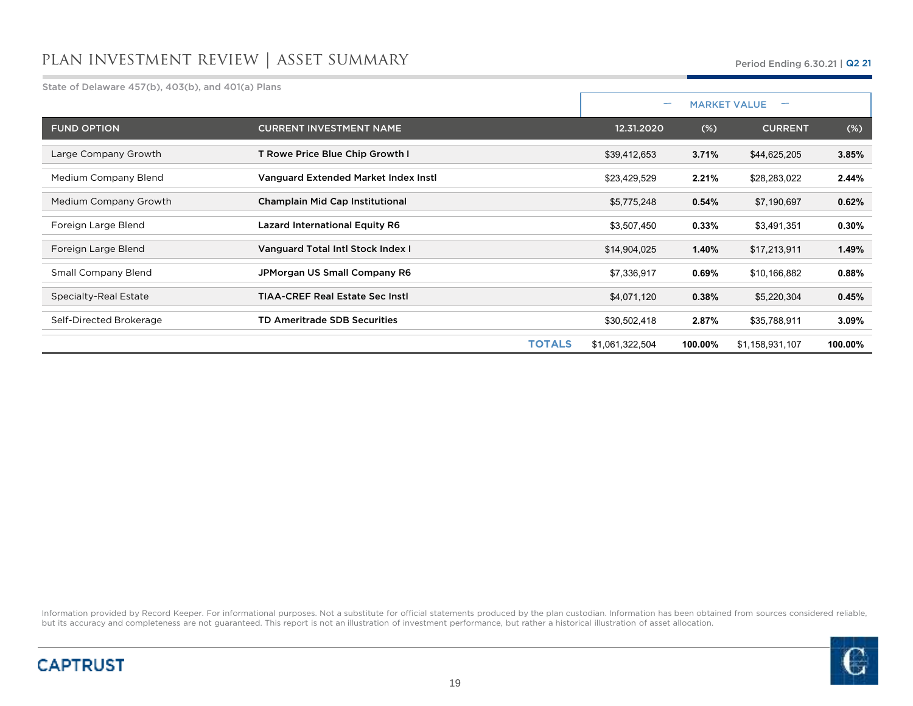# PLAN INVESTMENT REVIEW | ASSET SUMMARY

Period Ending 6.30.21 | Q2 21

State of Delaware 457(b), 403(b), and 401(a) Plans

| | | MARKET VALUE | | | |
|---|---|---|---|---|---|
| FUND OPTION | CURRENT INVESTMENT NAME | 12.31.2020 | (%) | CURRENT | (%) |
| Large Company Growth | **T Rowe Price Blue Chip Growth I** | $39,412,653 | **3.71%** | $44,625,205 | **3.85%** |
| Medium Company Blend | **Vanguard Extended Market Index Instl** | $23,429,529 | **2.21%** | $28,283,022 | **2.44%** |
| Medium Company Growth | **Champlain Mid Cap Institutional** | $5,775,248 | **0.54%** | $7,190,697 | **0.62%** |
| Foreign Large Blend | **Lazard International Equity R6** | $3,507,450 | **0.33%** | $3,491,351 | **0.30%** |
| Foreign Large Blend | **Vanguard Total Intl Stock Index I** | $14,904,025 | **1.40%** | $17,213,911 | **1.49%** |
| Small Company Blend | **JPMorgan US Small Company R6** | $7,336,917 | **0.69%** | $10,166,882 | **0.88%** |
| Specialty-Real Estate | **TIAA-CREF Real Estate Sec Instl** | $4,071,120 | **0.38%** | $5,220,304 | **0.45%** |
| Self-Directed Brokerage | **TD Ameritrade SDB Securities** | $30,502,418 | **2.87%** | $35,788,911 | **3.09%** |
| | **TOTALS** | $1,061,322,504 | **100.00%** | $1,158,931,107 | **100.00%** |

Information provided by Record Keeper. For informational purposes. Not a substitute for official statements produced by the plan custodian. Information has been obtained from sources considered reliable, but its accuracy and completeness are not guaranteed. This report is not an illustration of investment performance, but rather a historical illustration of asset allocation.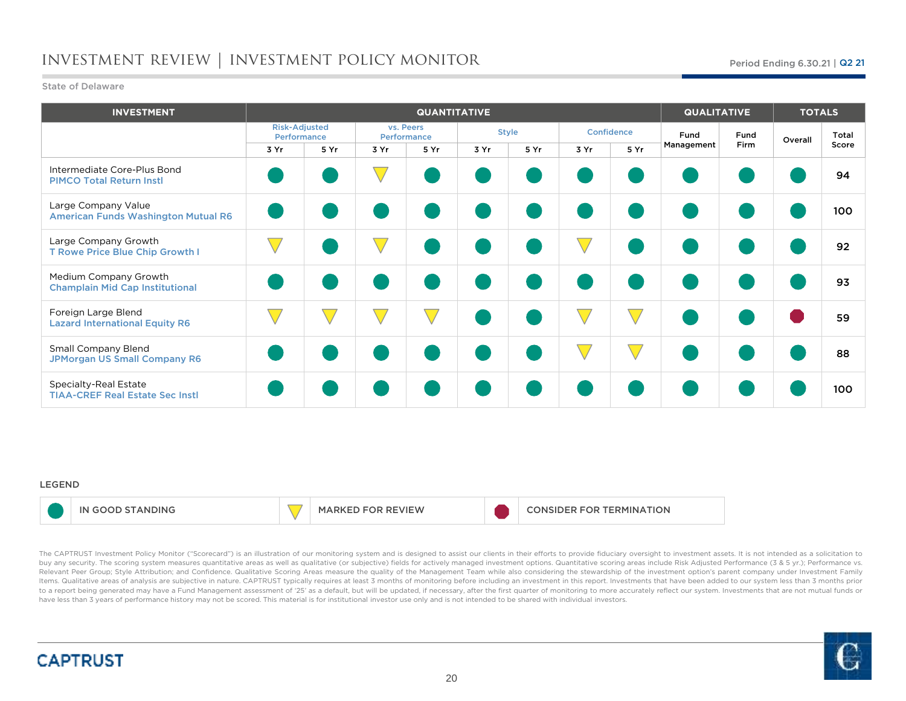# INVESTMENT REVIEW | INVESTMENT POLICY MONITOR

Period Ending 6.30.21 | Q2 21

State of Delaware

| INVESTMENT | QUANTITATIVE | | | | | | | | QUALITATIVE | | TOTALS | |
|---|---|---|---|---|---|---|---|---|---|---|---|---|
| | Risk-Adjusted Performance | | vs. Peers Performance | | Style | | Confidence | | Fund Management | Fund Firm | Overall | Total Score |
| | 3 Yr | 5 Yr | 3 Yr | 5 Yr | 3 Yr | 5 Yr | 3 Yr | 5 Yr | | | | |
| Intermediate Core-Plus Bond<br>PIMCO Total Return Instl | ● | ● | ▼ | ● | ● | ● | ● | ● | ● | ● | ● | 94 |
| Large Company Value<br>American Funds Washington Mutual R6 | ● | ● | ● | ● | ● | ● | ● | ● | ● | ● | ● | 100 |
| Large Company Growth<br>T Rowe Price Blue Chip Growth I | ▼ | ● | ▼ | ● | ● | ● | ▼ | ● | ● | ● | ● | 92 |
| Medium Company Growth<br>Champlain Mid Cap Institutional | ● | ● | ● | ● | ● | ● | ● | ● | ● | ● | ● | 93 |
| Foreign Large Blend<br>Lazard International Equity R6 | ▼ | ▼ | ▼ | ▼ | ● | ● | ▼ | ▼ | ● | ● | ⬣ | 59 |
| Small Company Blend<br>JPMorgan US Small Company R6 | ● | ● | ● | ● | ● | ● | ▼ | ▼ | ● | ● | ● | 88 |
| Specialty-Real Estate<br>TIAA-CREF Real Estate Sec Instl | ● | ● | ● | ● | ● | ● | ● | ● | ● | ● | ● | 100 |

**LEGEND**

| ● | IN GOOD STANDING | ▼ | MARKED FOR REVIEW | ⬣ | CONSIDER FOR TERMINATION |
|---|---|---|---|---|---|

The CAPTRUST Investment Policy Monitor ("Scorecard") is an illustration of our monitoring system and is designed to assist our clients in their efforts to provide fiduciary oversight to investment assets. It is not intended as a solicitation to buy any security. The scoring system measures quantitative areas as well as qualitative (or subjective) fields for actively managed investment options. Quantitative scoring areas include Risk Adjusted Performance (3 & 5 yr.); Performance vs. Relevant Peer Group; Style Attribution; and Confidence. Qualitative Scoring Areas measure the quality of the Management Team while also considering the stewardship of the investment option's parent company under Investment Family Items. Qualitative areas of analysis are subjective in nature. CAPTRUST typically requires at least 3 months of monitoring before including an investment in this report. Investments that have been added to our system less than 3 months prior to a report being generated may have a Fund Management assessment of '25' as a default, but will be updated, if necessary, after the first quarter of monitoring to more accurately reflect our system. Investments that are not mutual funds or have less than 3 years of performance history may not be scored. This material is for institutional investor use only and is not intended to be shared with individual investors.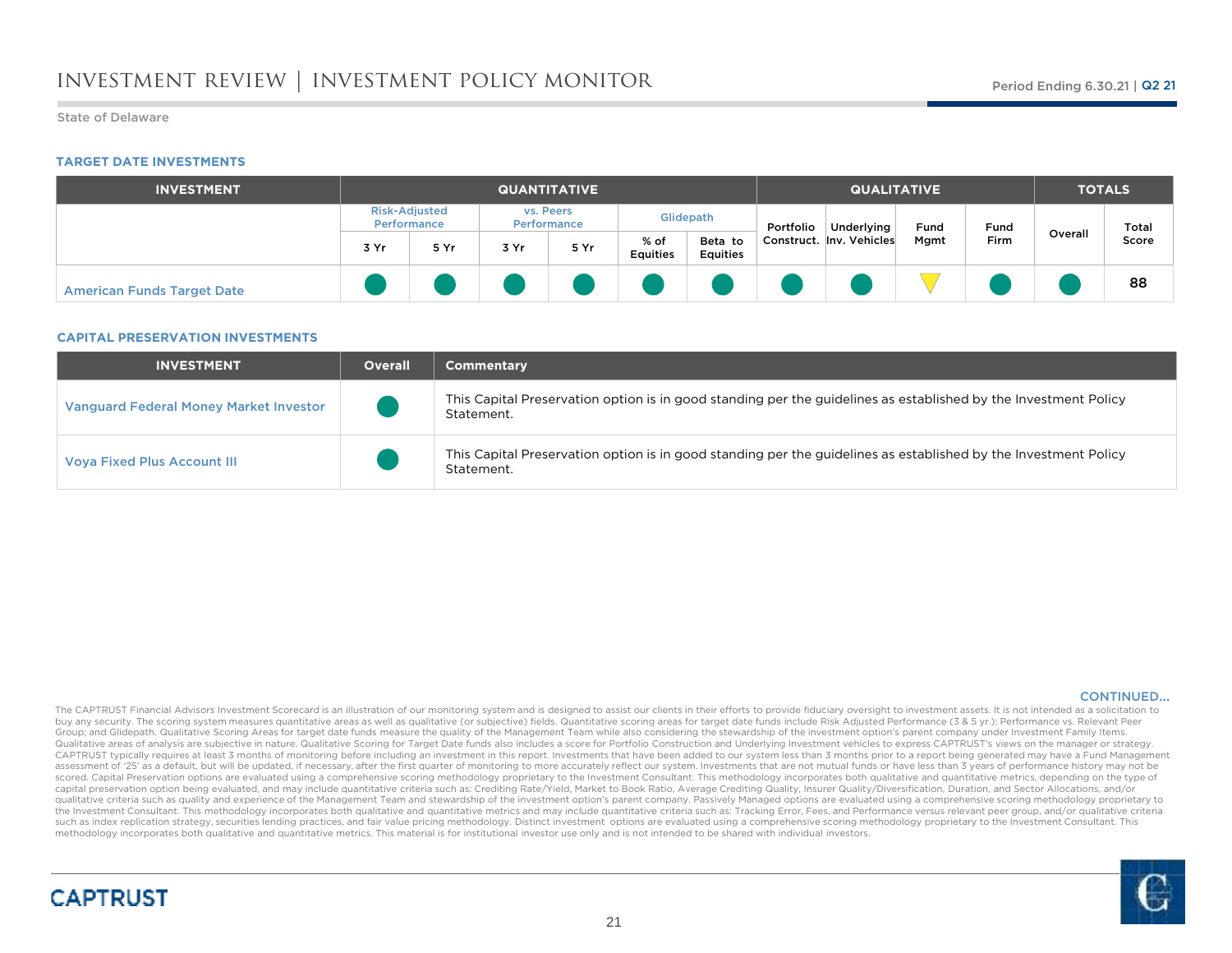State of Delaware

### TARGET DATE INVESTMENTS

| INVESTMENT | QUANTITATIVE | | | | | | QUALITATIVE | | | | TOTALS | |
|---|---|---|---|---|---|---|---|---|---|---|---|---|
| | Risk-Adjusted Performance | | vs. Peers Performance | | Glidepath | | Portfolio Construct. | Underlying Inv. Vehicles | Fund Mgmt | Fund Firm | Overall | Total Score |
| | 3 Yr | 5 Yr | 3 Yr | 5 Yr | % of Equities | Beta to Equities | | | | | | |
| American Funds Target Date | ● | ● | ● | ● | ● | ● | ● | ● | ▼ | ● | ● | 88 |

### CAPITAL PRESERVATION INVESTMENTS

| INVESTMENT | Overall | Commentary |
|---|---|---|
| Vanguard Federal Money Market Investor | ● | This Capital Preservation option is in good standing per the guidelines as established by the Investment Policy Statement. |
| Voya Fixed Plus Account III | ● | This Capital Preservation option is in good standing per the guidelines as established by the Investment Policy Statement. |

CONTINUED...

The CAPTRUST Financial Advisors Investment Scorecard is an illustration of our monitoring system and is designed to assist our clients in their efforts to provide fiduciary oversight to investment assets. It is not intended as a solicitation to buy any security. The scoring system measures quantitative areas as well as qualitative (or subjective) fields. Quantitative scoring areas for target date funds include Risk Adjusted Performance (3 & 5 yr.); Performance vs. Relevant Peer Group; and Glidepath. Qualitative Scoring Areas for target date funds measure the quality of the Management Team while also considering the stewardship of the investment option's parent company under Investment Family Items. Qualitative areas of analysis are subjective in nature. Qualitative Scoring for Target Date funds also includes a score for Portfolio Construction and Underlying Investment vehicles to express CAPTRUST's views on the manager or strategy. CAPTRUST typically requires at least 3 months of monitoring before including an investment in this report. Investments that have been added to our system less than 3 months prior to a report being generated may have a Fund Management assessment of '25' as a default, but will be updated, if necessary, after the first quarter of monitoring to more accurately reflect our system. Investments that are not mutual funds or have less than 3 years of performance history may not be scored. Capital Preservation options are evaluated using a comprehensive scoring methodology proprietary to the Investment Consultant. This methodology incorporates both qualitative and quantitative metrics, depending on the type of capital preservation option being evaluated, and may include quantitative criteria such as: Crediting Rate/Yield, Market to Book Ratio, Average Crediting Quality, Insurer Quality/Diversification, Duration, and Sector Allocations, and/or qualitative criteria such as quality and experience of the Management Team and stewardship of the investment option's parent company. Passively Managed options are evaluated using a comprehensive scoring methodology proprietary to the Investment Consultant. This methodology incorporates both qualitative and quantitative metrics and may include quantitative criteria such as: Tracking Error, Fees, and Performance versus relevant peer group, and/or qualitative criteria such as index replication strategy, securities lending practices, and fair value pricing methodology. Distinct investment options are evaluated using a comprehensive scoring methodology proprietary to the Investment Consultant. This methodology incorporates both qualitative and quantitative metrics. This material is for institutional investor use only and is not intended to be shared with individual investors.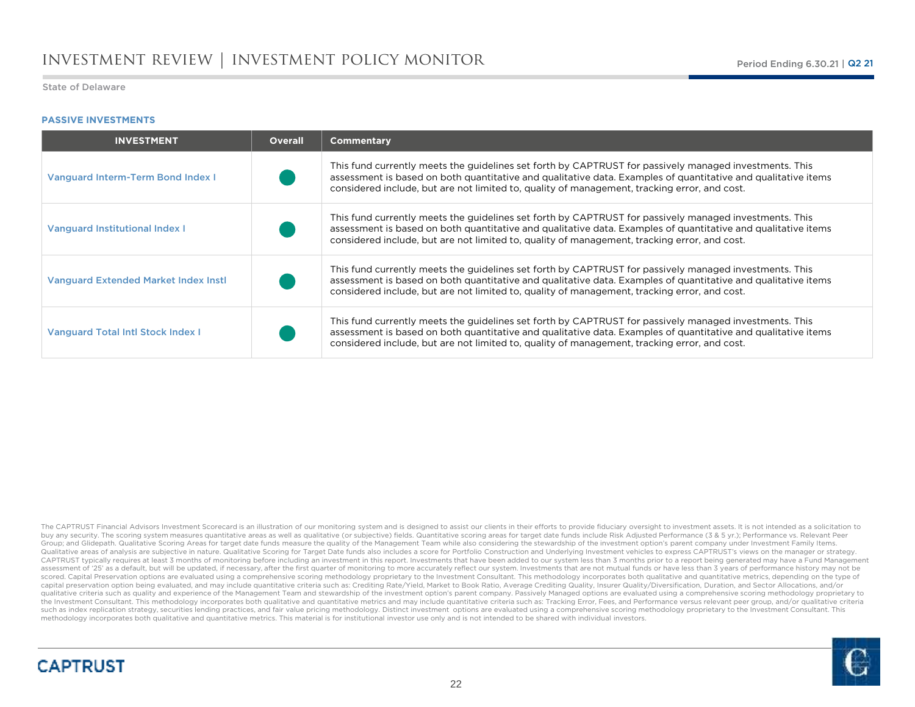State of Delaware

### PASSIVE INVESTMENTS

| INVESTMENT | Overall | Commentary |
|---|---|---|
| Vanguard Interm-Term Bond Index I | ● | This fund currently meets the guidelines set forth by CAPTRUST for passively managed investments. This assessment is based on both quantitative and qualitative data. Examples of quantitative and qualitative items considered include, but are not limited to, quality of management, tracking error, and cost. |
| Vanguard Institutional Index I | ● | This fund currently meets the guidelines set forth by CAPTRUST for passively managed investments. This assessment is based on both quantitative and qualitative data. Examples of quantitative and qualitative items considered include, but are not limited to, quality of management, tracking error, and cost. |
| Vanguard Extended Market Index Instl | ● | This fund currently meets the guidelines set forth by CAPTRUST for passively managed investments. This assessment is based on both quantitative and qualitative data. Examples of quantitative and qualitative items considered include, but are not limited to, quality of management, tracking error, and cost. |
| Vanguard Total Intl Stock Index I | ● | This fund currently meets the guidelines set forth by CAPTRUST for passively managed investments. This assessment is based on both quantitative and qualitative data. Examples of quantitative and qualitative items considered include, but are not limited to, quality of management, tracking error, and cost. |

The CAPTRUST Financial Advisors Investment Scorecard is an illustration of our monitoring system and is designed to assist our clients in their efforts to provide fiduciary oversight to investment assets. It is not intended as a solicitation to buy any security. The scoring system measures quantitative areas as well as qualitative (or subjective) fields. Quantitative scoring areas for target date funds include Risk Adjusted Performance (3 & 5 yr.); Performance vs. Relevant Peer Group; and Glidepath. Qualitative Scoring Areas for target date funds measure the quality of the Management Team while also considering the stewardship of the investment option's parent company under Investment Family Items. Qualitative areas of analysis are subjective in nature. Qualitative Scoring for Target Date funds also includes a score for Portfolio Construction and Underlying Investment vehicles to express CAPTRUST's views on the manager or strategy. CAPTRUST typically requires at least 3 months of monitoring before including an investment in this report. Investments that have been added to our system less than 3 months prior to a report being generated may have a Fund Management assessment of '25' as a default, but will be updated, if necessary, after the first quarter of monitoring to more accurately reflect our system. Investments that are not mutual funds or have less than 3 years of performance history may not be scored. Capital Preservation options are evaluated using a comprehensive scoring methodology proprietary to the Investment Consultant. This methodology incorporates both qualitative and quantitative metrics, depending on the type of capital preservation option being evaluated, and may include quantitative criteria such as: Crediting Rate/Yield, Market to Book Ratio, Average Crediting Quality, Insurer Quality/Diversification, Duration, and Sector Allocations, and/or qualitative criteria such as quality and experience of the Management Team and stewardship of the investment option's parent company. Passively Managed options are evaluated using a comprehensive scoring methodology proprietary to the Investment Consultant. This methodology incorporates both qualitative and quantitative metrics and may include quantitative criteria such as: Tracking Error, Fees, and Performance versus relevant peer group, and/or qualitative criteria such as index replication strategy, securities lending practices, and fair value pricing methodology. Distinct investment options are evaluated using a comprehensive scoring methodology proprietary to the Investment Consultant. This methodology incorporates both qualitative and quantitative metrics. This material is for institutional investor use only and is not intended to be shared with individual investors.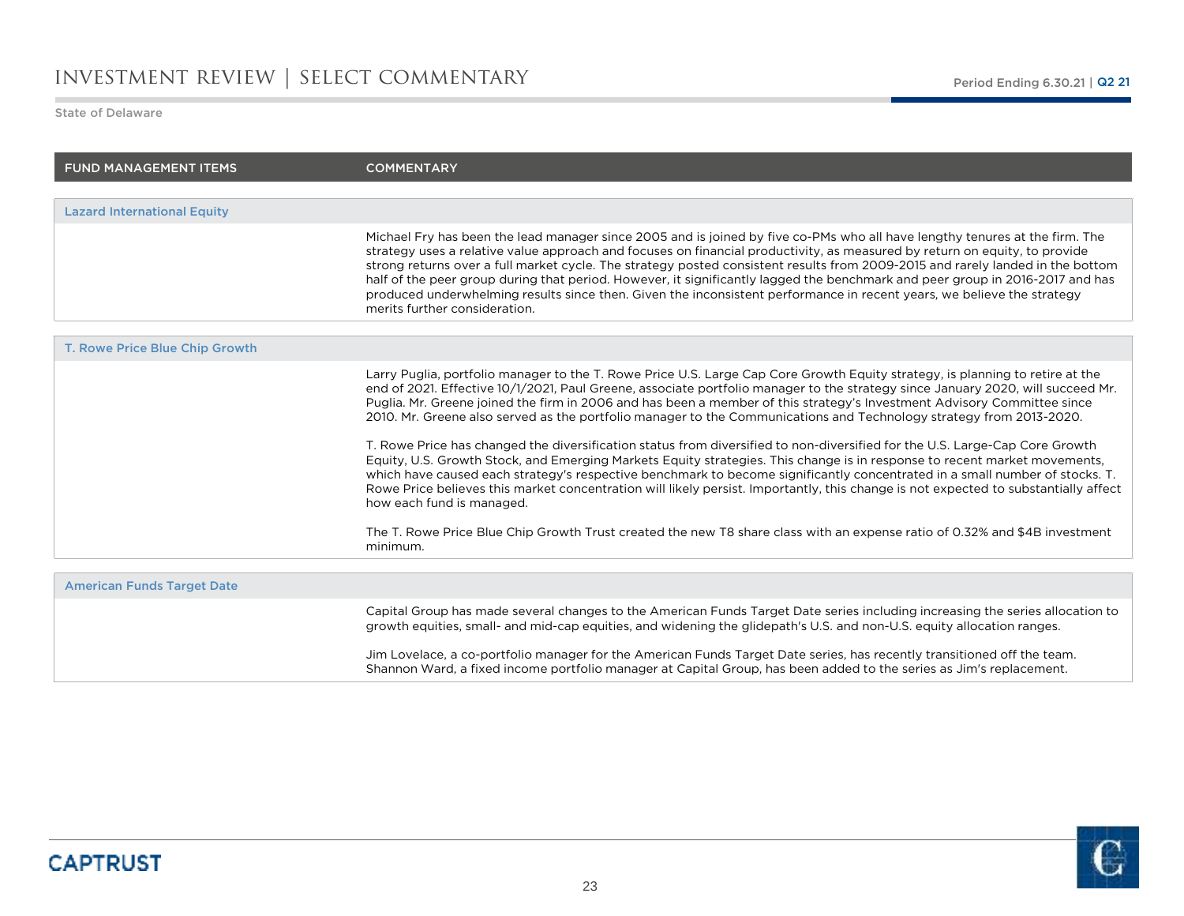# INVESTMENT REVIEW | SELECT COMMENTARY

State of Delaware

| FUND MANAGEMENT ITEMS | COMMENTARY |
|---|---|
| **Lazard International Equity** | |
| | Michael Fry has been the lead manager since 2005 and is joined by five co-PMs who all have lengthy tenures at the firm. The strategy uses a relative value approach and focuses on financial productivity, as measured by return on equity, to provide strong returns over a full market cycle. The strategy posted consistent results from 2009-2015 and rarely landed in the bottom half of the peer group during that period. However, it significantly lagged the benchmark and peer group in 2016-2017 and has produced underwhelming results since then. Given the inconsistent performance in recent years, we believe the strategy merits further consideration. |
| **T. Rowe Price Blue Chip Growth** | |
| | Larry Puglia, portfolio manager to the T. Rowe Price U.S. Large Cap Core Growth Equity strategy, is planning to retire at the end of 2021. Effective 10/1/2021, Paul Greene, associate portfolio manager to the strategy since January 2020, will succeed Mr. Puglia. Mr. Greene joined the firm in 2006 and has been a member of this strategy's Investment Advisory Committee since 2010. Mr. Greene also served as the portfolio manager to the Communications and Technology strategy from 2013-2020.<br><br>T. Rowe Price has changed the diversification status from diversified to non-diversified for the U.S. Large-Cap Core Growth Equity, U.S. Growth Stock, and Emerging Markets Equity strategies. This change is in response to recent market movements, which have caused each strategy's respective benchmark to become significantly concentrated in a small number of stocks. T. Rowe Price believes this market concentration will likely persist. Importantly, this change is not expected to substantially affect how each fund is managed.<br><br>The T. Rowe Price Blue Chip Growth Trust created the new T8 share class with an expense ratio of 0.32% and $4B investment minimum. |
| **American Funds Target Date** | |
| | Capital Group has made several changes to the American Funds Target Date series including increasing the series allocation to growth equities, small- and mid-cap equities, and widening the glidepath's U.S. and non-U.S. equity allocation ranges.<br><br>Jim Lovelace, a co-portfolio manager for the American Funds Target Date series, has recently transitioned off the team. Shannon Ward, a fixed income portfolio manager at Capital Group, has been added to the series as Jim's replacement. |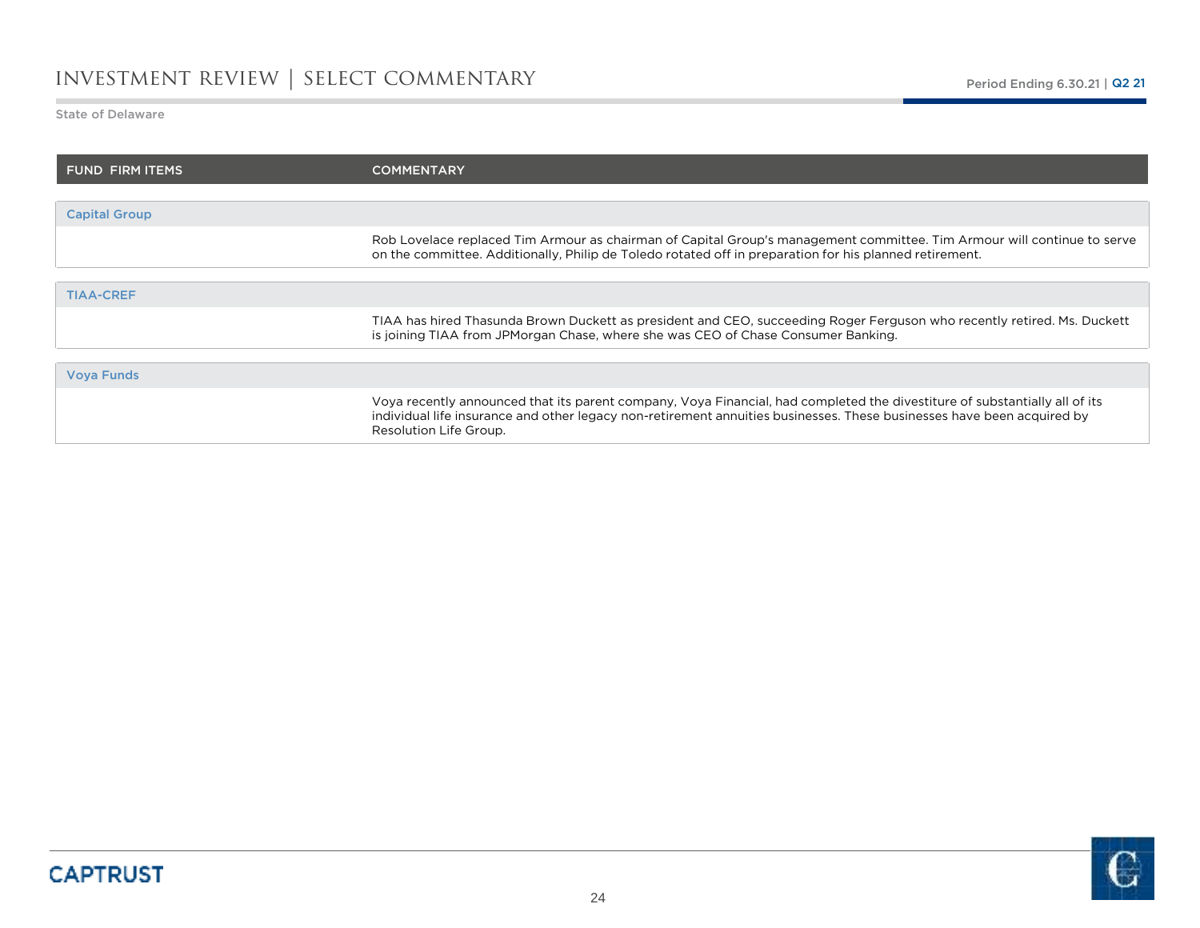# INVESTMENT REVIEW | SELECT COMMENTARY

State of Delaware

| FUND FIRM ITEMS | COMMENTARY |
|---|---|
| **Capital Group** | |
| | Rob Lovelace replaced Tim Armour as chairman of Capital Group's management committee. Tim Armour will continue to serve on the committee. Additionally, Philip de Toledo rotated off in preparation for his planned retirement. |
| **TIAA-CREF** | |
| | TIAA has hired Thasunda Brown Duckett as president and CEO, succeeding Roger Ferguson who recently retired. Ms. Duckett is joining TIAA from JPMorgan Chase, where she was CEO of Chase Consumer Banking. |
| **Voya Funds** | |
| | Voya recently announced that its parent company, Voya Financial, had completed the divestiture of substantially all of its individual life insurance and other legacy non-retirement annuities businesses. These businesses have been acquired by Resolution Life Group. |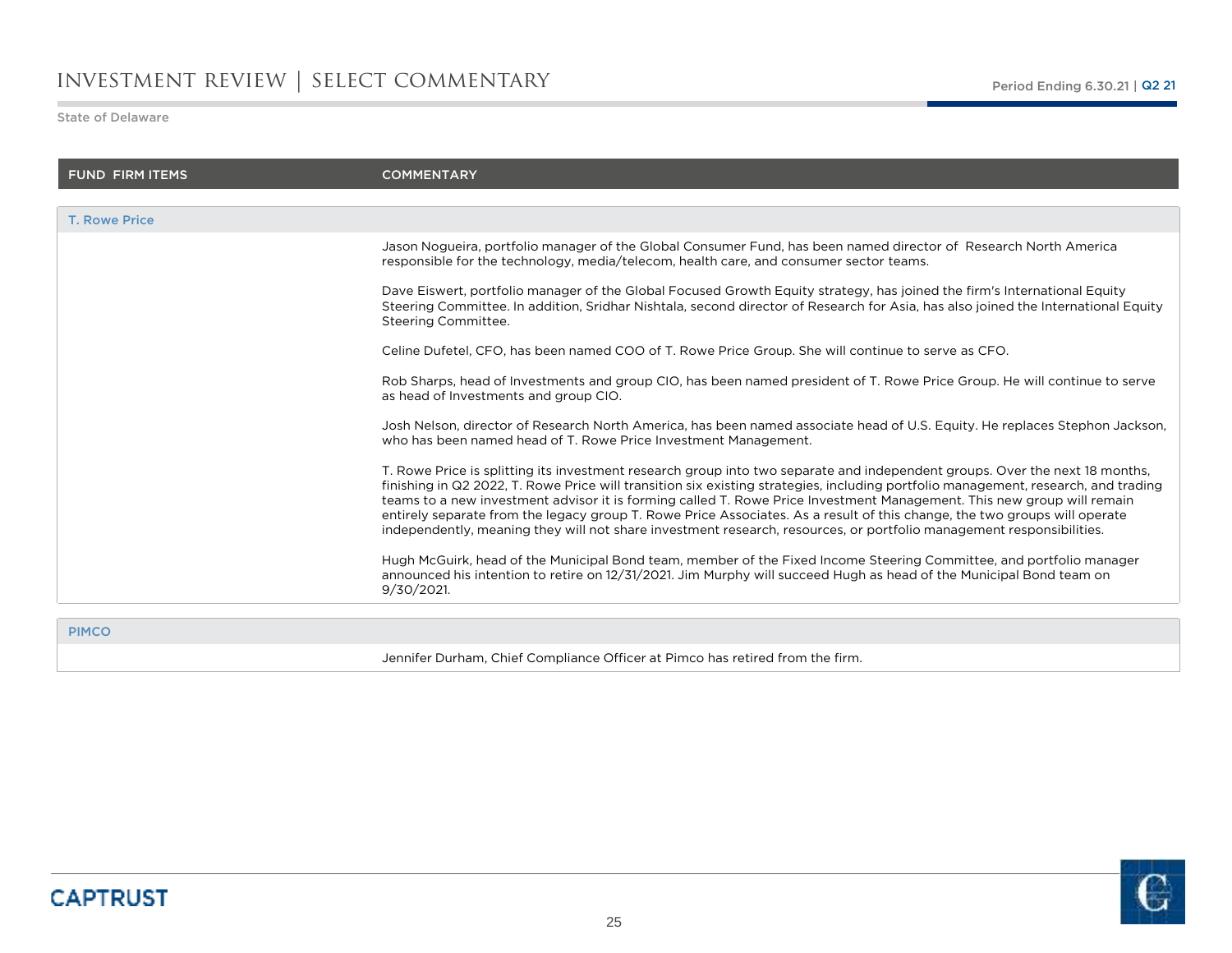# INVESTMENT REVIEW | SELECT COMMENTARY

State of Delaware

| FUND FIRM ITEMS | COMMENTARY |
|---|---|
| **T. Rowe Price** | |
| | Jason Nogueira, portfolio manager of the Global Consumer Fund, has been named director of Research North America responsible for the technology, media/telecom, health care, and consumer sector teams. |
| | Dave Eiswert, portfolio manager of the Global Focused Growth Equity strategy, has joined the firm's International Equity Steering Committee. In addition, Sridhar Nishtala, second director of Research for Asia, has also joined the International Equity Steering Committee. |
| | Celine Dufetel, CFO, has been named COO of T. Rowe Price Group. She will continue to serve as CFO. |
| | Rob Sharps, head of Investments and group CIO, has been named president of T. Rowe Price Group. He will continue to serve as head of Investments and group CIO. |
| | Josh Nelson, director of Research North America, has been named associate head of U.S. Equity. He replaces Stephon Jackson, who has been named head of T. Rowe Price Investment Management. |
| | T. Rowe Price is splitting its investment research group into two separate and independent groups. Over the next 18 months, finishing in Q2 2022, T. Rowe Price will transition six existing strategies, including portfolio management, research, and trading teams to a new investment advisor it is forming called T. Rowe Price Investment Management. This new group will remain entirely separate from the legacy group T. Rowe Price Associates. As a result of this change, the two groups will operate independently, meaning they will not share investment research, resources, or portfolio management responsibilities. |
| | Hugh McGuirk, head of the Municipal Bond team, member of the Fixed Income Steering Committee, and portfolio manager announced his intention to retire on 12/31/2021. Jim Murphy will succeed Hugh as head of the Municipal Bond team on 9/30/2021. |
| **PIMCO** | |
| | Jennifer Durham, Chief Compliance Officer at Pimco has retired from the firm. |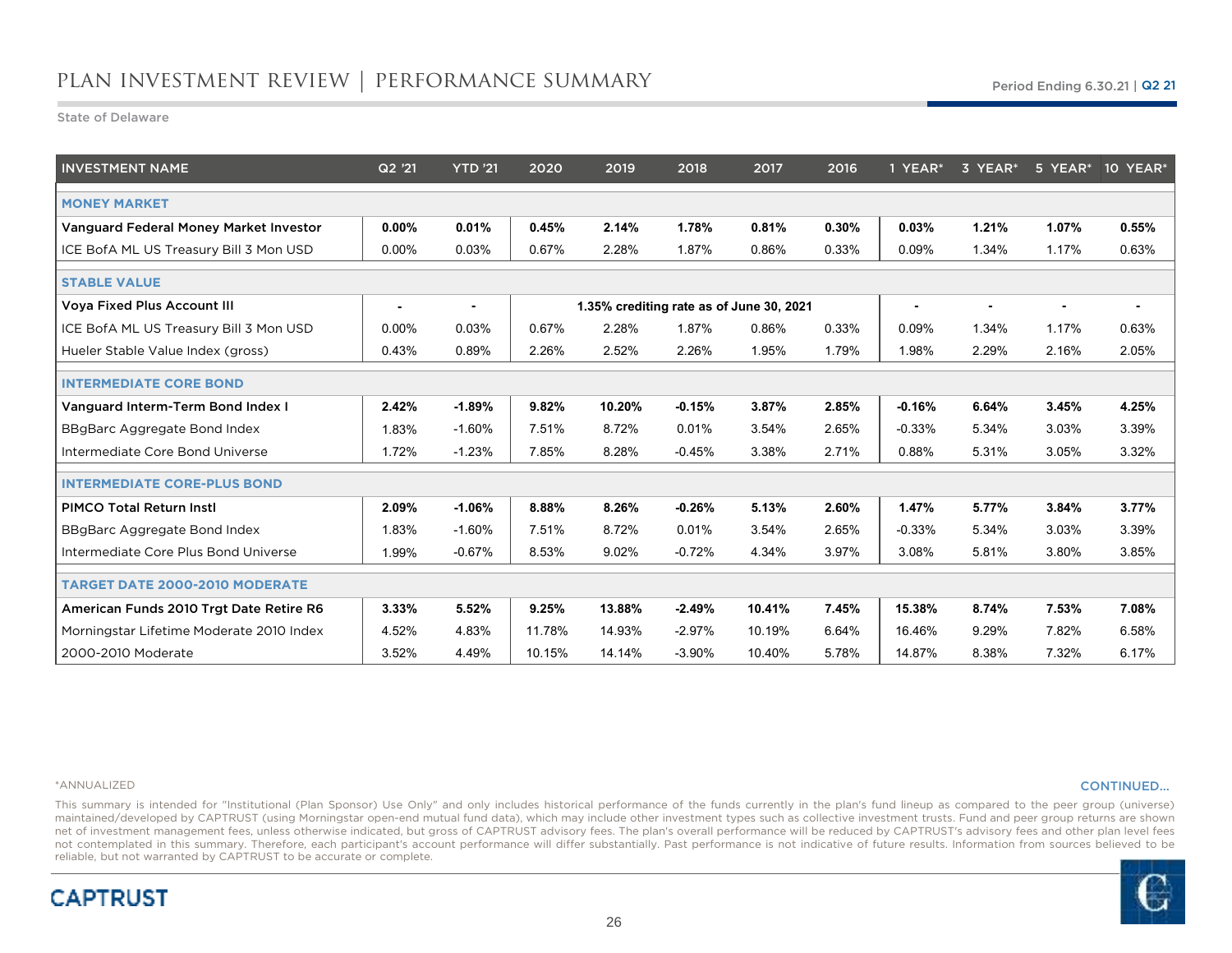## PLAN INVESTMENT REVIEW | PERFORMANCE SUMMARY

Period Ending 6.30.21 | Q2 21

State of Delaware

| INVESTMENT NAME | Q2 '21 | YTD '21 | 2020 | 2019 | 2018 | 2017 | 2016 | 1 YEAR* | 3 YEAR* | 5 YEAR* | 10 YEAR* |
|---|---|---|---|---|---|---|---|---|---|---|---|
| **MONEY MARKET** | | | | | | | | | | | |
| **Vanguard Federal Money Market Investor** | **0.00%** | **0.01%** | **0.45%** | **2.14%** | **1.78%** | **0.81%** | **0.30%** | **0.03%** | **1.21%** | **1.07%** | **0.55%** |
| ICE BofA ML US Treasury Bill 3 Mon USD | 0.00% | 0.03% | 0.67% | 2.28% | 1.87% | 0.86% | 0.33% | 0.09% | 1.34% | 1.17% | 0.63% |
| **STABLE VALUE** | | | | | | | | | | | |
| **Voya Fixed Plus Account III** | **-** | **-** | **1.35% crediting rate as of June 30, 2021** | | | | | **-** | **-** | **-** | **-** |
| ICE BofA ML US Treasury Bill 3 Mon USD | 0.00% | 0.03% | 0.67% | 2.28% | 1.87% | 0.86% | 0.33% | 0.09% | 1.34% | 1.17% | 0.63% |
| Hueler Stable Value Index (gross) | 0.43% | 0.89% | 2.26% | 2.52% | 2.26% | 1.95% | 1.79% | 1.98% | 2.29% | 2.16% | 2.05% |
| **INTERMEDIATE CORE BOND** | | | | | | | | | | | |
| **Vanguard Interm-Term Bond Index I** | **2.42%** | **-1.89%** | **9.82%** | **10.20%** | **-0.15%** | **3.87%** | **2.85%** | **-0.16%** | **6.64%** | **3.45%** | **4.25%** |
| BBgBarc Aggregate Bond Index | 1.83% | -1.60% | 7.51% | 8.72% | 0.01% | 3.54% | 2.65% | -0.33% | 5.34% | 3.03% | 3.39% |
| Intermediate Core Bond Universe | 1.72% | -1.23% | 7.85% | 8.28% | -0.45% | 3.38% | 2.71% | 0.88% | 5.31% | 3.05% | 3.32% |
| **INTERMEDIATE CORE-PLUS BOND** | | | | | | | | | | | |
| **PIMCO Total Return Instl** | **2.09%** | **-1.06%** | **8.88%** | **8.26%** | **-0.26%** | **5.13%** | **2.60%** | **1.47%** | **5.77%** | **3.84%** | **3.77%** |
| BBgBarc Aggregate Bond Index | 1.83% | -1.60% | 7.51% | 8.72% | 0.01% | 3.54% | 2.65% | -0.33% | 5.34% | 3.03% | 3.39% |
| Intermediate Core Plus Bond Universe | 1.99% | -0.67% | 8.53% | 9.02% | -0.72% | 4.34% | 3.97% | 3.08% | 5.81% | 3.80% | 3.85% |
| **TARGET DATE 2000-2010 MODERATE** | | | | | | | | | | | |
| **American Funds 2010 Trgt Date Retire R6** | **3.33%** | **5.52%** | **9.25%** | **13.88%** | **-2.49%** | **10.41%** | **7.45%** | **15.38%** | **8.74%** | **7.53%** | **7.08%** |
| Morningstar Lifetime Moderate 2010 Index | 4.52% | 4.83% | 11.78% | 14.93% | -2.97% | 10.19% | 6.64% | 16.46% | 9.29% | 7.82% | 6.58% |
| 2000-2010 Moderate | 3.52% | 4.49% | 10.15% | 14.14% | -3.90% | 10.40% | 5.78% | 14.87% | 8.38% | 7.32% | 6.17% |

*ANNUALIZED

CONTINUED...

This summary is intended for "Institutional (Plan Sponsor) Use Only" and only includes historical performance of the funds currently in the plan's fund lineup as compared to the peer group (universe) maintained/developed by CAPTRUST (using Morningstar open-end mutual fund data), which may include other investment types such as collective investment trusts. Fund and peer group returns are shown net of investment management fees, unless otherwise indicated, but gross of CAPTRUST advisory fees. The plan's overall performance will be reduced by CAPTRUST's advisory fees and other plan level fees not contemplated in this summary. Therefore, each participant's account performance will differ substantially. Past performance is not indicative of future results. Information from sources believed to be reliable, but not warranted by CAPTRUST to be accurate or complete.

CAPTRUST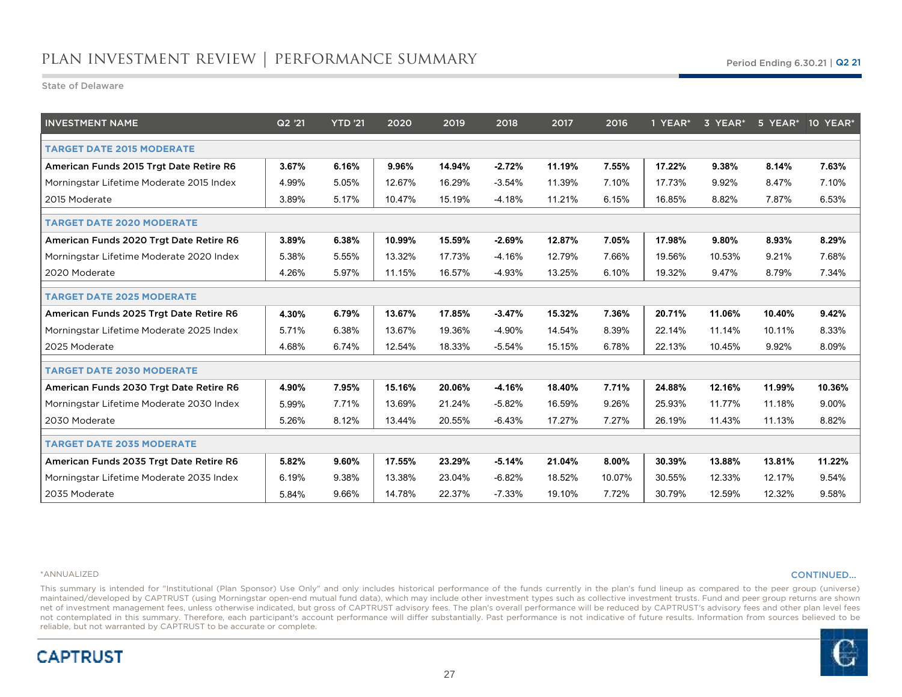# PLAN INVESTMENT REVIEW | PERFORMANCE SUMMARY

Period Ending 6.30.21 | Q2 21

State of Delaware

| INVESTMENT NAME | Q2 '21 | YTD '21 | 2020 | 2019 | 2018 | 2017 | 2016 | 1 YEAR* | 3 YEAR* | 5 YEAR* | 10 YEAR* |
|---|---|---|---|---|---|---|---|---|---|---|---|
| **TARGET DATE 2015 MODERATE** | | | | | | | | | | | |
| **American Funds 2015 Trgt Date Retire R6** | **3.67%** | **6.16%** | **9.96%** | **14.94%** | **-2.72%** | **11.19%** | **7.55%** | **17.22%** | **9.38%** | **8.14%** | **7.63%** |
| Morningstar Lifetime Moderate 2015 Index | 4.99% | 5.05% | 12.67% | 16.29% | -3.54% | 11.39% | 7.10% | 17.73% | 9.92% | 8.47% | 7.10% |
| 2015 Moderate | 3.89% | 5.17% | 10.47% | 15.19% | -4.18% | 11.21% | 6.15% | 16.85% | 8.82% | 7.87% | 6.53% |
| **TARGET DATE 2020 MODERATE** | | | | | | | | | | | |
| **American Funds 2020 Trgt Date Retire R6** | **3.89%** | **6.38%** | **10.99%** | **15.59%** | **-2.69%** | **12.87%** | **7.05%** | **17.98%** | **9.80%** | **8.93%** | **8.29%** |
| Morningstar Lifetime Moderate 2020 Index | 5.38% | 5.55% | 13.32% | 17.73% | -4.16% | 12.79% | 7.66% | 19.56% | 10.53% | 9.21% | 7.68% |
| 2020 Moderate | 4.26% | 5.97% | 11.15% | 16.57% | -4.93% | 13.25% | 6.10% | 19.32% | 9.47% | 8.79% | 7.34% |
| **TARGET DATE 2025 MODERATE** | | | | | | | | | | | |
| **American Funds 2025 Trgt Date Retire R6** | **4.30%** | **6.79%** | **13.67%** | **17.85%** | **-3.47%** | **15.32%** | **7.36%** | **20.71%** | **11.06%** | **10.40%** | **9.42%** |
| Morningstar Lifetime Moderate 2025 Index | 5.71% | 6.38% | 13.67% | 19.36% | -4.90% | 14.54% | 8.39% | 22.14% | 11.14% | 10.11% | 8.33% |
| 2025 Moderate | 4.68% | 6.74% | 12.54% | 18.33% | -5.54% | 15.15% | 6.78% | 22.13% | 10.45% | 9.92% | 8.09% |
| **TARGET DATE 2030 MODERATE** | | | | | | | | | | | |
| **American Funds 2030 Trgt Date Retire R6** | **4.90%** | **7.95%** | **15.16%** | **20.06%** | **-4.16%** | **18.40%** | **7.71%** | **24.88%** | **12.16%** | **11.99%** | **10.36%** |
| Morningstar Lifetime Moderate 2030 Index | 5.99% | 7.71% | 13.69% | 21.24% | -5.82% | 16.59% | 9.26% | 25.93% | 11.77% | 11.18% | 9.00% |
| 2030 Moderate | 5.26% | 8.12% | 13.44% | 20.55% | -6.43% | 17.27% | 7.27% | 26.19% | 11.43% | 11.13% | 8.82% |
| **TARGET DATE 2035 MODERATE** | | | | | | | | | | | |
| **American Funds 2035 Trgt Date Retire R6** | **5.82%** | **9.60%** | **17.55%** | **23.29%** | **-5.14%** | **21.04%** | **8.00%** | **30.39%** | **13.88%** | **13.81%** | **11.22%** |
| Morningstar Lifetime Moderate 2035 Index | 6.19% | 9.38% | 13.38% | 23.04% | -6.82% | 18.52% | 10.07% | 30.55% | 12.33% | 12.17% | 9.54% |
| 2035 Moderate | 5.84% | 9.66% | 14.78% | 22.37% | -7.33% | 19.10% | 7.72% | 30.79% | 12.59% | 12.32% | 9.58% |

*ANNUALIZED

CONTINUED...

This summary is intended for "Institutional (Plan Sponsor) Use Only" and only includes historical performance of the funds currently in the plan's fund lineup as compared to the peer group (universe) maintained/developed by CAPTRUST (using Morningstar open-end mutual fund data), which may include other investment types such as collective investment trusts. Fund and peer group returns are shown net of investment management fees, unless otherwise indicated, but gross of CAPTRUST advisory fees. The plan's overall performance will be reduced by CAPTRUST's advisory fees and other plan level fees not contemplated in this summary. Therefore, each participant's account performance will differ substantially. Past performance is not indicative of future results. Information from sources believed to be reliable, but not warranted by CAPTRUST to be accurate or complete.

CAPTRUST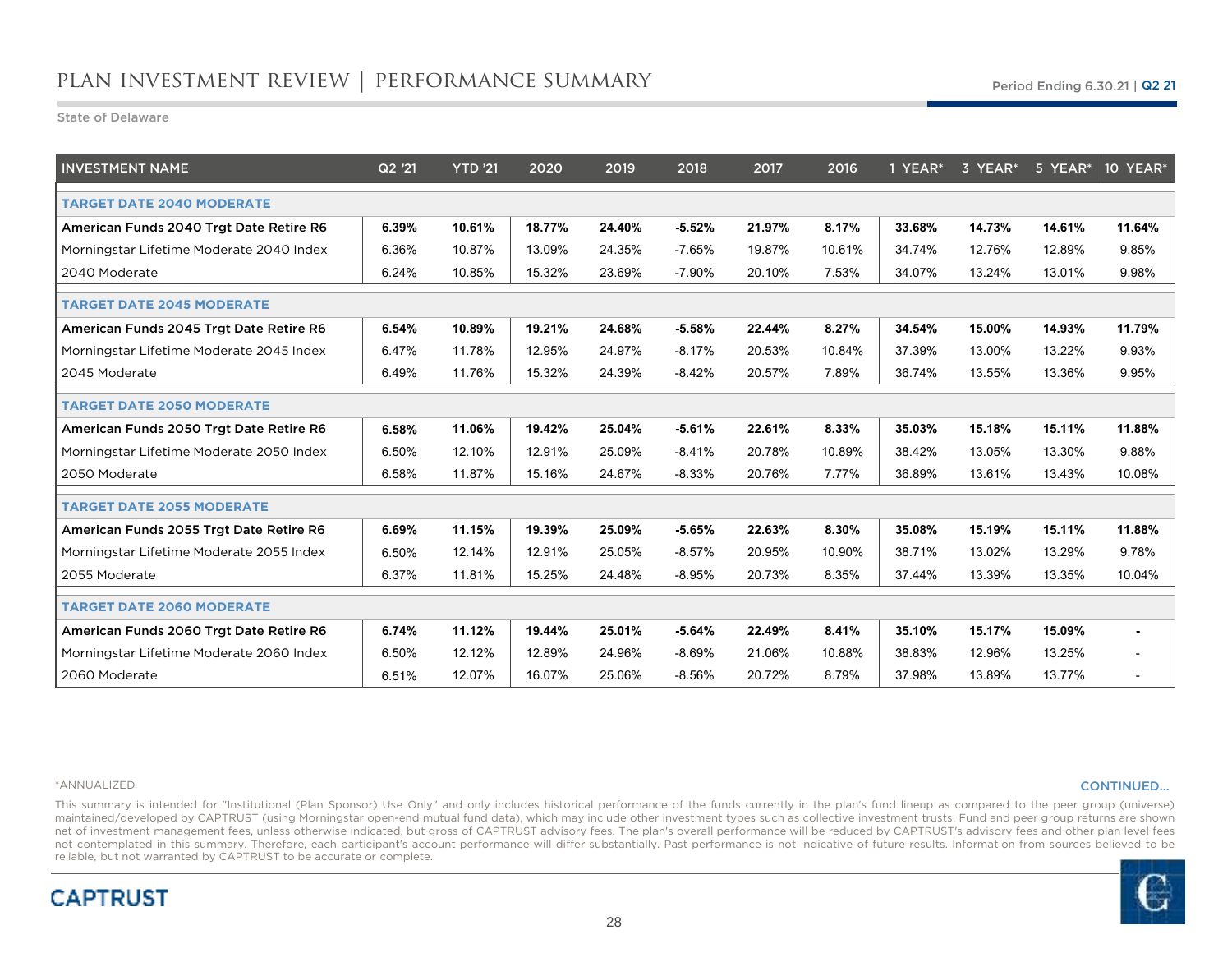# PLAN INVESTMENT REVIEW | PERFORMANCE SUMMARY

Period Ending 6.30.21 | Q2 21

State of Delaware

| INVESTMENT NAME | Q2 '21 | YTD '21 | 2020 | 2019 | 2018 | 2017 | 2016 | 1 YEAR* | 3 YEAR* | 5 YEAR* | 10 YEAR* |
|---|---|---|---|---|---|---|---|---|---|---|---|
| **TARGET DATE 2040 MODERATE** | | | | | | | | | | | |
| **American Funds 2040 Trgt Date Retire R6** | **6.39%** | **10.61%** | **18.77%** | **24.40%** | **-5.52%** | **21.97%** | **8.17%** | **33.68%** | **14.73%** | **14.61%** | **11.64%** |
| Morningstar Lifetime Moderate 2040 Index | 6.36% | 10.87% | 13.09% | 24.35% | -7.65% | 19.87% | 10.61% | 34.74% | 12.76% | 12.89% | 9.85% |
| 2040 Moderate | 6.24% | 10.85% | 15.32% | 23.69% | -7.90% | 20.10% | 7.53% | 34.07% | 13.24% | 13.01% | 9.98% |
| **TARGET DATE 2045 MODERATE** | | | | | | | | | | | |
| **American Funds 2045 Trgt Date Retire R6** | **6.54%** | **10.89%** | **19.21%** | **24.68%** | **-5.58%** | **22.44%** | **8.27%** | **34.54%** | **15.00%** | **14.93%** | **11.79%** |
| Morningstar Lifetime Moderate 2045 Index | 6.47% | 11.78% | 12.95% | 24.97% | -8.17% | 20.53% | 10.84% | 37.39% | 13.00% | 13.22% | 9.93% |
| 2045 Moderate | 6.49% | 11.76% | 15.32% | 24.39% | -8.42% | 20.57% | 7.89% | 36.74% | 13.55% | 13.36% | 9.95% |
| **TARGET DATE 2050 MODERATE** | | | | | | | | | | | |
| **American Funds 2050 Trgt Date Retire R6** | **6.58%** | **11.06%** | **19.42%** | **25.04%** | **-5.61%** | **22.61%** | **8.33%** | **35.03%** | **15.18%** | **15.11%** | **11.88%** |
| Morningstar Lifetime Moderate 2050 Index | 6.50% | 12.10% | 12.91% | 25.09% | -8.41% | 20.78% | 10.89% | 38.42% | 13.05% | 13.30% | 9.88% |
| 2050 Moderate | 6.58% | 11.87% | 15.16% | 24.67% | -8.33% | 20.76% | 7.77% | 36.89% | 13.61% | 13.43% | 10.08% |
| **TARGET DATE 2055 MODERATE** | | | | | | | | | | | |
| **American Funds 2055 Trgt Date Retire R6** | **6.69%** | **11.15%** | **19.39%** | **25.09%** | **-5.65%** | **22.63%** | **8.30%** | **35.08%** | **15.19%** | **15.11%** | **11.88%** |
| Morningstar Lifetime Moderate 2055 Index | 6.50% | 12.14% | 12.91% | 25.05% | -8.57% | 20.95% | 10.90% | 38.71% | 13.02% | 13.29% | 9.78% |
| 2055 Moderate | 6.37% | 11.81% | 15.25% | 24.48% | -8.95% | 20.73% | 8.35% | 37.44% | 13.39% | 13.35% | 10.04% |
| **TARGET DATE 2060 MODERATE** | | | | | | | | | | | |
| **American Funds 2060 Trgt Date Retire R6** | **6.74%** | **11.12%** | **19.44%** | **25.01%** | **-5.64%** | **22.49%** | **8.41%** | **35.10%** | **15.17%** | **15.09%** | **-** |
| Morningstar Lifetime Moderate 2060 Index | 6.50% | 12.12% | 12.89% | 24.96% | -8.69% | 21.06% | 10.88% | 38.83% | 12.96% | 13.25% | - |
| 2060 Moderate | 6.51% | 12.07% | 16.07% | 25.06% | -8.56% | 20.72% | 8.79% | 37.98% | 13.89% | 13.77% | - |

*ANNUALIZED

CONTINUED...

This summary is intended for "Institutional (Plan Sponsor) Use Only" and only includes historical performance of the funds currently in the plan's fund lineup as compared to the peer group (universe) maintained/developed by CAPTRUST (using Morningstar open-end mutual fund data), which may include other investment types such as collective investment trusts. Fund and peer group returns are shown net of investment management fees, unless otherwise indicated, but gross of CAPTRUST advisory fees. The plan's overall performance will be reduced by CAPTRUST's advisory fees and other plan level fees not contemplated in this summary. Therefore, each participant's account performance will differ substantially. Past performance is not indicative of future results. Information from sources believed to be reliable, but not warranted by CAPTRUST to be accurate or complete.

CAPTRUST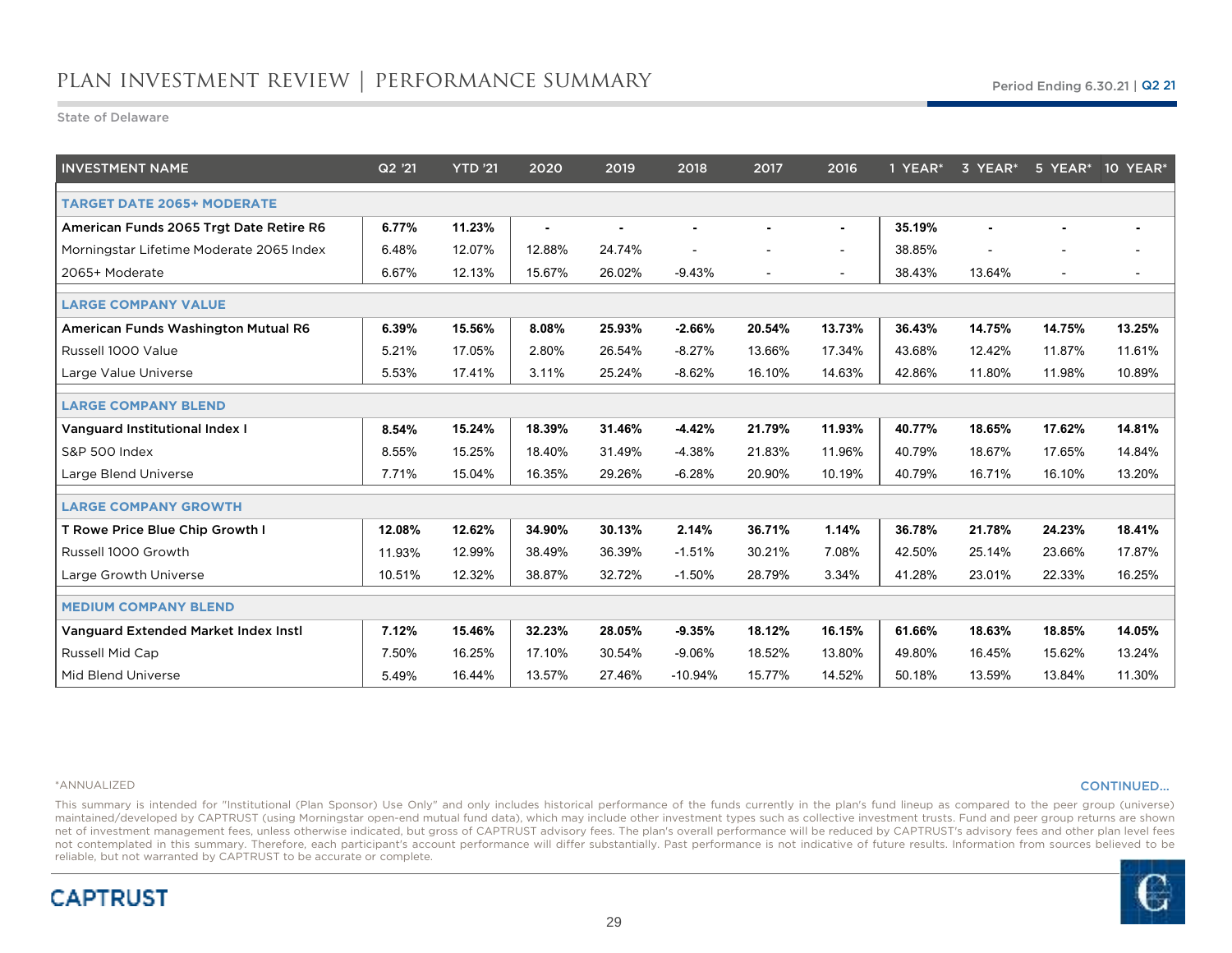# PLAN INVESTMENT REVIEW | PERFORMANCE SUMMARY

Period Ending 6.30.21 | Q2 21

State of Delaware

| INVESTMENT NAME | Q2 '21 | YTD '21 | 2020 | 2019 | 2018 | 2017 | 2016 | 1 YEAR* | 3 YEAR* | 5 YEAR* | 10 YEAR* |
|---|---|---|---|---|---|---|---|---|---|---|---|
| **TARGET DATE 2065+ MODERATE** | | | | | | | | | | | |
| **American Funds 2065 Trgt Date Retire R6** | **6.77%** | **11.23%** | **-** | **-** | **-** | **-** | **-** | **35.19%** | **-** | **-** | **-** |
| Morningstar Lifetime Moderate 2065 Index | 6.48% | 12.07% | 12.88% | 24.74% | - | - | - | 38.85% | - | - | - |
| 2065+ Moderate | 6.67% | 12.13% | 15.67% | 26.02% | -9.43% | - | - | 38.43% | 13.64% | - | - |
| **LARGE COMPANY VALUE** | | | | | | | | | | | |
| **American Funds Washington Mutual R6** | **6.39%** | **15.56%** | **8.08%** | **25.93%** | **-2.66%** | **20.54%** | **13.73%** | **36.43%** | **14.75%** | **14.75%** | **13.25%** |
| Russell 1000 Value | 5.21% | 17.05% | 2.80% | 26.54% | -8.27% | 13.66% | 17.34% | 43.68% | 12.42% | 11.87% | 11.61% |
| Large Value Universe | 5.53% | 17.41% | 3.11% | 25.24% | -8.62% | 16.10% | 14.63% | 42.86% | 11.80% | 11.98% | 10.89% |
| **LARGE COMPANY BLEND** | | | | | | | | | | | |
| **Vanguard Institutional Index I** | **8.54%** | **15.24%** | **18.39%** | **31.46%** | **-4.42%** | **21.79%** | **11.93%** | **40.77%** | **18.65%** | **17.62%** | **14.81%** |
| S&P 500 Index | 8.55% | 15.25% | 18.40% | 31.49% | -4.38% | 21.83% | 11.96% | 40.79% | 18.67% | 17.65% | 14.84% |
| Large Blend Universe | 7.71% | 15.04% | 16.35% | 29.26% | -6.28% | 20.90% | 10.19% | 40.79% | 16.71% | 16.10% | 13.20% |
| **LARGE COMPANY GROWTH** | | | | | | | | | | | |
| **T Rowe Price Blue Chip Growth I** | **12.08%** | **12.62%** | **34.90%** | **30.13%** | **2.14%** | **36.71%** | **1.14%** | **36.78%** | **21.78%** | **24.23%** | **18.41%** |
| Russell 1000 Growth | 11.93% | 12.99% | 38.49% | 36.39% | -1.51% | 30.21% | 7.08% | 42.50% | 25.14% | 23.66% | 17.87% |
| Large Growth Universe | 10.51% | 12.32% | 38.87% | 32.72% | -1.50% | 28.79% | 3.34% | 41.28% | 23.01% | 22.33% | 16.25% |
| **MEDIUM COMPANY BLEND** | | | | | | | | | | | |
| **Vanguard Extended Market Index Instl** | **7.12%** | **15.46%** | **32.23%** | **28.05%** | **-9.35%** | **18.12%** | **16.15%** | **61.66%** | **18.63%** | **18.85%** | **14.05%** |
| Russell Mid Cap | 7.50% | 16.25% | 17.10% | 30.54% | -9.06% | 18.52% | 13.80% | 49.80% | 16.45% | 15.62% | 13.24% |
| Mid Blend Universe | 5.49% | 16.44% | 13.57% | 27.46% | -10.94% | 15.77% | 14.52% | 50.18% | 13.59% | 13.84% | 11.30% |

*ANNUALIZED

CONTINUED...

This summary is intended for "Institutional (Plan Sponsor) Use Only" and only includes historical performance of the funds currently in the plan's fund lineup as compared to the peer group (universe) maintained/developed by CAPTRUST (using Morningstar open-end mutual fund data), which may include other investment types such as collective investment trusts. Fund and peer group returns are shown net of investment management fees, unless otherwise indicated, but gross of CAPTRUST advisory fees. The plan's overall performance will be reduced by CAPTRUST's advisory fees and other plan level fees not contemplated in this summary. Therefore, each participant's account performance will differ substantially. Past performance is not indicative of future results. Information from sources believed to be reliable, but not warranted by CAPTRUST to be accurate or complete.

CAPTRUST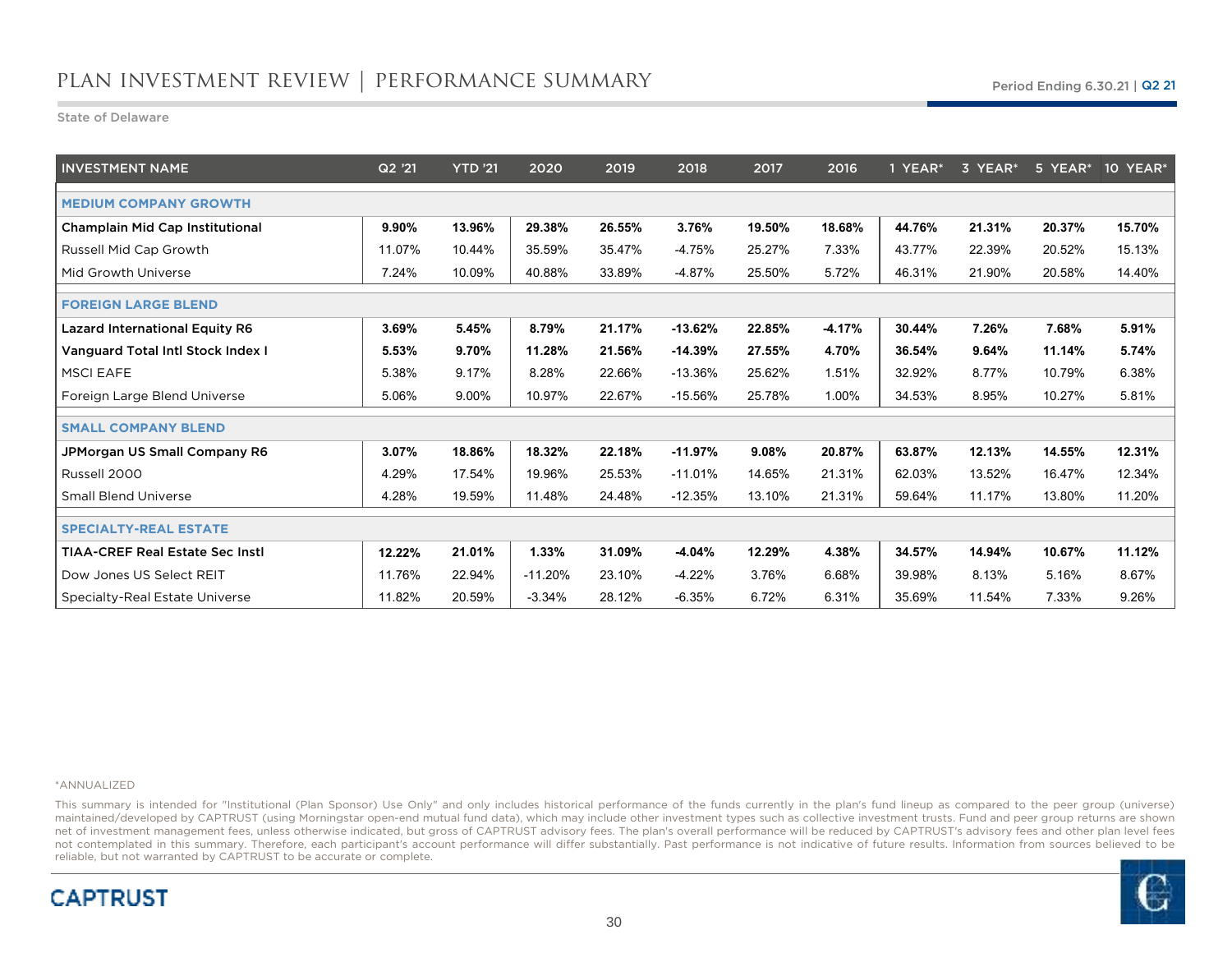# PLAN INVESTMENT REVIEW | PERFORMANCE SUMMARY

Period Ending 6.30.21 | Q2 21

State of Delaware

| INVESTMENT NAME | Q2 '21 | YTD '21 | 2020 | 2019 | 2018 | 2017 | 2016 | 1 YEAR* | 3 YEAR* | 5 YEAR* | 10 YEAR* |
|---|---|---|---|---|---|---|---|---|---|---|---|
| **MEDIUM COMPANY GROWTH** | | | | | | | | | | | |
| **Champlain Mid Cap Institutional** | **9.90%** | **13.96%** | **29.38%** | **26.55%** | **3.76%** | **19.50%** | **18.68%** | **44.76%** | **21.31%** | **20.37%** | **15.70%** |
| Russell Mid Cap Growth | 11.07% | 10.44% | 35.59% | 35.47% | -4.75% | 25.27% | 7.33% | 43.77% | 22.39% | 20.52% | 15.13% |
| Mid Growth Universe | 7.24% | 10.09% | 40.88% | 33.89% | -4.87% | 25.50% | 5.72% | 46.31% | 21.90% | 20.58% | 14.40% |
| **FOREIGN LARGE BLEND** | | | | | | | | | | | |
| **Lazard International Equity R6** | **3.69%** | **5.45%** | **8.79%** | **21.17%** | **-13.62%** | **22.85%** | **-4.17%** | **30.44%** | **7.26%** | **7.68%** | **5.91%** |
| **Vanguard Total Intl Stock Index I** | **5.53%** | **9.70%** | **11.28%** | **21.56%** | **-14.39%** | **27.55%** | **4.70%** | **36.54%** | **9.64%** | **11.14%** | **5.74%** |
| MSCI EAFE | 5.38% | 9.17% | 8.28% | 22.66% | -13.36% | 25.62% | 1.51% | 32.92% | 8.77% | 10.79% | 6.38% |
| Foreign Large Blend Universe | 5.06% | 9.00% | 10.97% | 22.67% | -15.56% | 25.78% | 1.00% | 34.53% | 8.95% | 10.27% | 5.81% |
| **SMALL COMPANY BLEND** | | | | | | | | | | | |
| **JPMorgan US Small Company R6** | **3.07%** | **18.86%** | **18.32%** | **22.18%** | **-11.97%** | **9.08%** | **20.87%** | **63.87%** | **12.13%** | **14.55%** | **12.31%** |
| Russell 2000 | 4.29% | 17.54% | 19.96% | 25.53% | -11.01% | 14.65% | 21.31% | 62.03% | 13.52% | 16.47% | 12.34% |
| Small Blend Universe | 4.28% | 19.59% | 11.48% | 24.48% | -12.35% | 13.10% | 21.31% | 59.64% | 11.17% | 13.80% | 11.20% |
| **SPECIALTY-REAL ESTATE** | | | | | | | | | | | |
| **TIAA-CREF Real Estate Sec Instl** | **12.22%** | **21.01%** | **1.33%** | **31.09%** | **-4.04%** | **12.29%** | **4.38%** | **34.57%** | **14.94%** | **10.67%** | **11.12%** |
| Dow Jones US Select REIT | 11.76% | 22.94% | -11.20% | 23.10% | -4.22% | 3.76% | 6.68% | 39.98% | 8.13% | 5.16% | 8.67% |
| Specialty-Real Estate Universe | 11.82% | 20.59% | -3.34% | 28.12% | -6.35% | 6.72% | 6.31% | 35.69% | 11.54% | 7.33% | 9.26% |

*ANNUALIZED

This summary is intended for "Institutional (Plan Sponsor) Use Only" and only includes historical performance of the funds currently in the plan's fund lineup as compared to the peer group (universe) maintained/developed by CAPTRUST (using Morningstar open-end mutual fund data), which may include other investment types such as collective investment trusts. Fund and peer group returns are shown net of investment management fees, unless otherwise indicated, but gross of CAPTRUST advisory fees. The plan's overall performance will be reduced by CAPTRUST's advisory fees and other plan level fees not contemplated in this summary. Therefore, each participant's account performance will differ substantially. Past performance is not indicative of future results. Information from sources believed to be reliable, but not warranted by CAPTRUST to be accurate or complete.

CAPTRUST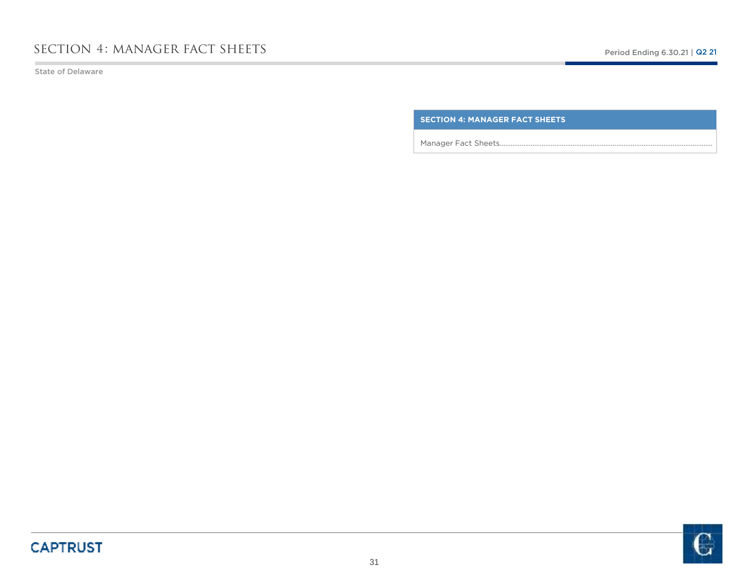# SECTION 4: MANAGER FACT SHEETS

| SECTION 4: MANAGER FACT SHEETS |
| --- |
| Manager Fact Sheets.......................................................................................................... |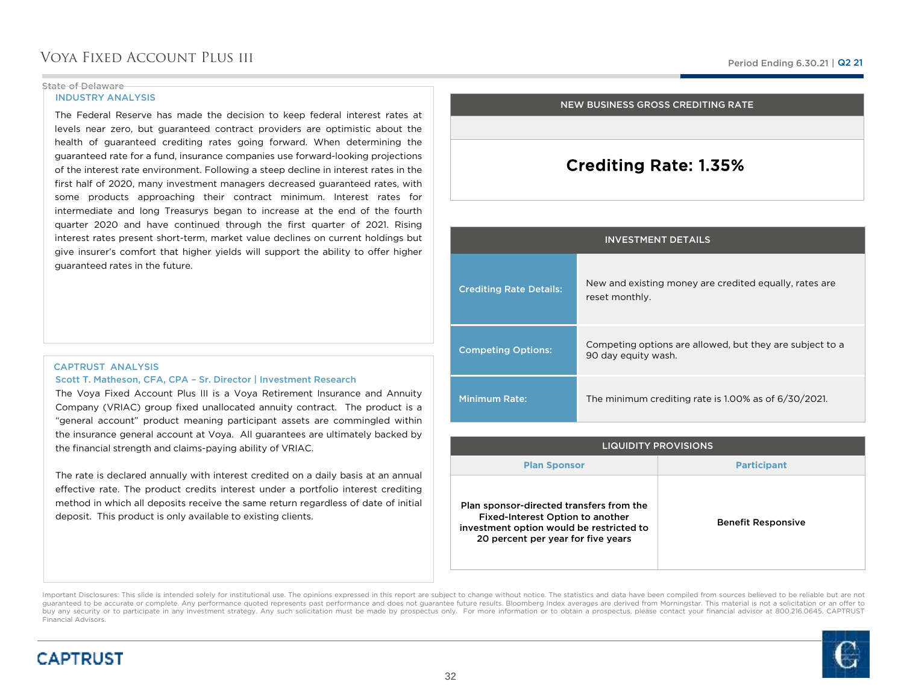# Voya Fixed Account Plus III

Period Ending 6.30.21 | Q2 21

State of Delaware

## INDUSTRY ANALYSIS

The Federal Reserve has made the decision to keep federal interest rates at levels near zero, but guaranteed contract providers are optimistic about the health of guaranteed crediting rates going forward. When determining the guaranteed rate for a fund, insurance companies use forward-looking projections of the interest rate environment. Following a steep decline in interest rates in the first half of 2020, many investment managers decreased guaranteed rates, with some products approaching their contract minimum. Interest rates for intermediate and long Treasurys began to increase at the end of the fourth quarter 2020 and have continued through the first quarter of 2021. Rising interest rates present short-term, market value declines on current holdings but give insurer's comfort that higher yields will support the ability to offer higher guaranteed rates in the future.

## CAPTRUST ANALYSIS

**Scott T. Matheson, CFA, CPA – Sr. Director | Investment Research**

The Voya Fixed Account Plus III is a Voya Retirement Insurance and Annuity Company (VRIAC) group fixed unallocated annuity contract. The product is a "general account" product meaning participant assets are commingled within the insurance general account at Voya. All guarantees are ultimately backed by the financial strength and claims-paying ability of VRIAC.

The rate is declared annually with interest credited on a daily basis at an annual effective rate. The product credits interest under a portfolio interest crediting method in which all deposits receive the same return regardless of date of initial deposit. This product is only available to existing clients.

## NEW BUSINESS GROSS CREDITING RATE

**Crediting Rate: 1.35%**

## INVESTMENT DETAILS

| | |
|---|---|
| **Crediting Rate Details:** | New and existing money are credited equally, rates are reset monthly. |
| **Competing Options:** | Competing options are allowed, but they are subject to a 90 day equity wash. |
| **Minimum Rate:** | The minimum crediting rate is 1.00% as of 6/30/2021. |

## LIQUIDITY PROVISIONS

| Plan Sponsor | Participant |
|---|---|
| **Plan sponsor-directed transfers from the Fixed-Interest Option to another investment option would be restricted to 20 percent per year for five years** | **Benefit Responsive** |

Important Disclosures: This slide is intended solely for institutional use. The opinions expressed in this report are subject to change without notice. The statistics and data have been compiled from sources believed to be reliable but are not guaranteed to be accurate or complete. Any performance quoted represents past performance and does not guarantee future results. Bloomberg Index averages are derived from Morningstar. This material is not a solicitation or an offer to buy any security or to participate in any investment strategy. Any such solicitation must be made by prospectus only. For more information or to obtain a prospectus, please contact your financial advisor at 800.216.0645. CAPTRUST Financial Advisors.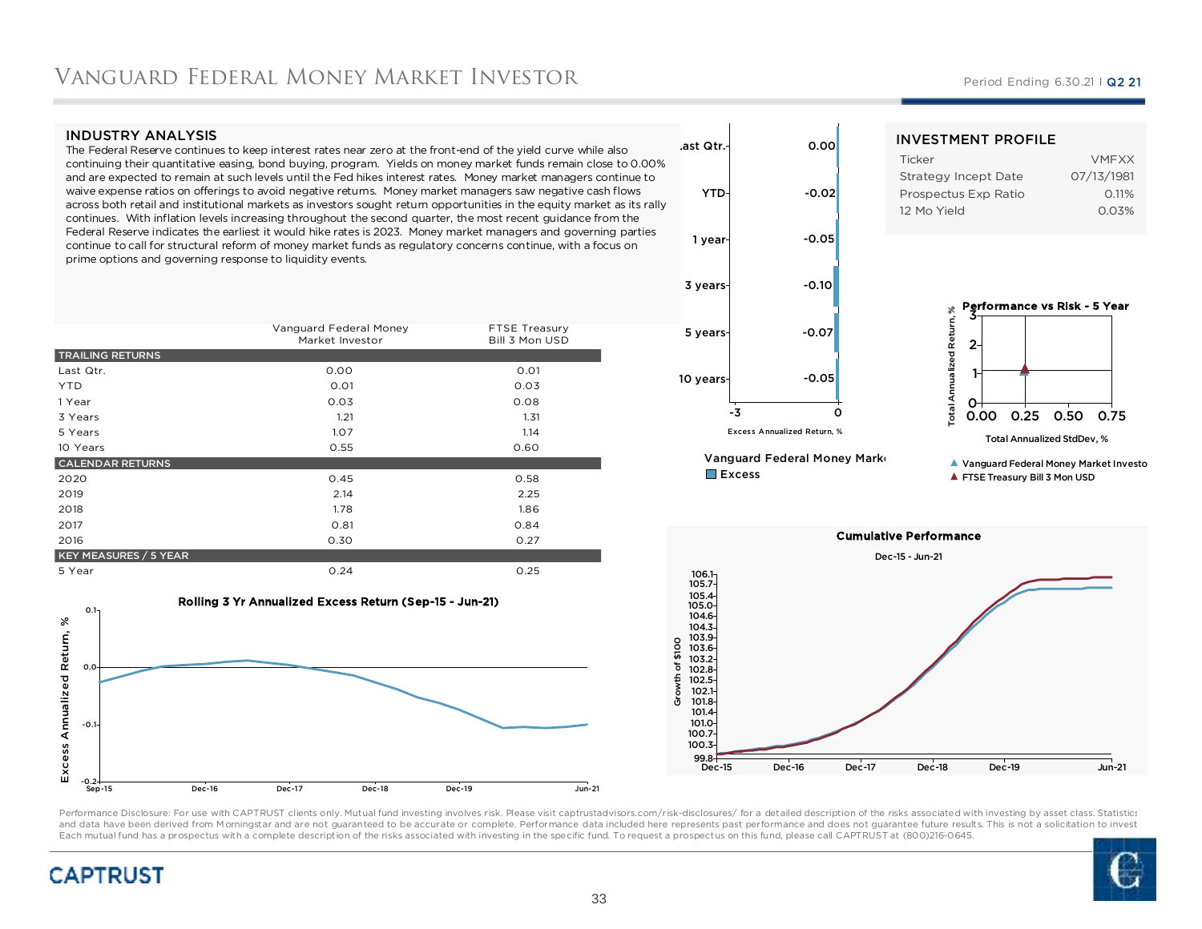# Vanguard Federal Money Market Investor

Period Ending 6.30.21 | Q2 21

## INDUSTRY ANALYSIS

The Federal Reserve continues to keep interest rates near zero at the front-end of the yield curve while also continuing their quantitative easing, bond buying, program. Yields on money market funds remain close to 0.00% and are expected to remain at such levels until the Fed hikes interest rates. Money market managers continue to waive expense ratios on offerings to avoid negative returns. Money market managers saw negative cash flows across both retail and institutional markets as investors sought return opportunities in the equity market as its rally continues. With inflation levels increasing throughout the second quarter, the most recent guidance from the Federal Reserve indicates the earliest it would hike rates is 2023. Money market managers and governing parties continue to call for structural reform of money market funds as regulatory concerns continue, with a focus on prime options and governing response to liquidity events.

| | Vanguard Federal Money Market Investor | FTSE Treasury Bill 3 Mon USD |
|---|---|---|
| **TRAILING RETURNS** | | |
| Last Qtr. | 0.00 | 0.01 |
| YTD | 0.01 | 0.03 |
| 1 Year | 0.03 | 0.08 |
| 3 Years | 1.21 | 1.31 |
| 5 Years | 1.07 | 1.14 |
| 10 Years | 0.55 | 0.60 |
| **CALENDAR RETURNS** | | |
| 2020 | 0.45 | 0.58 |
| 2019 | 2.14 | 2.25 |
| 2018 | 1.78 | 1.86 |
| 2017 | 0.81 | 0.84 |
| 2016 | 0.30 | 0.27 |
| **KEY MEASURES / 5 YEAR** | | |
| 5 Year | 0.24 | 0.25 |

**Excess Annualized Return, %** — Vanguard Federal Money Market Investor: Excess

| Period | Excess |
|---|---|
| Last Qtr. | 0.00 |
| YTD | -0.02 |
| 1 year | -0.05 |
| 3 years | -0.10 |
| 5 years | -0.07 |
| 10 years | -0.05 |

## INVESTMENT PROFILE

| | |
|---|---|
| Ticker | VMFXX |
| Strategy Incept Date | 07/13/1981 |
| Prospectus Exp Ratio | 0.11% |
| 12 Mo Yield | 0.03% |

**Performance vs Risk - 5 Year** (Total Annualized Return, % vs Total Annualized StdDev, %)
▲ Vanguard Federal Money Market Investor
▲ FTSE Treasury Bill 3 Mon USD

**Rolling 3 Yr Annualized Excess Return (Sep-15 - Jun-21)**

**Cumulative Performance**
Dec-15 - Jun-21

Performance Disclosure: For use with CAPTRUST clients only. Mutual fund investing involves risk. Please visit captrustadvisors.com/risk-disclosures/ for a detailed description of the risks associated with investing by asset class. Statistics and data have been derived from Morningstar and are not guaranteed to be accurate or complete. Performance data included here represents past performance and does not guarantee future results. This is not a solicitation to invest. Each mutual fund has a prospectus with a complete description of the risks associated with investing in the specific fund. To request a prospectus on this fund, please call CAPTRUST at (800)216-0645.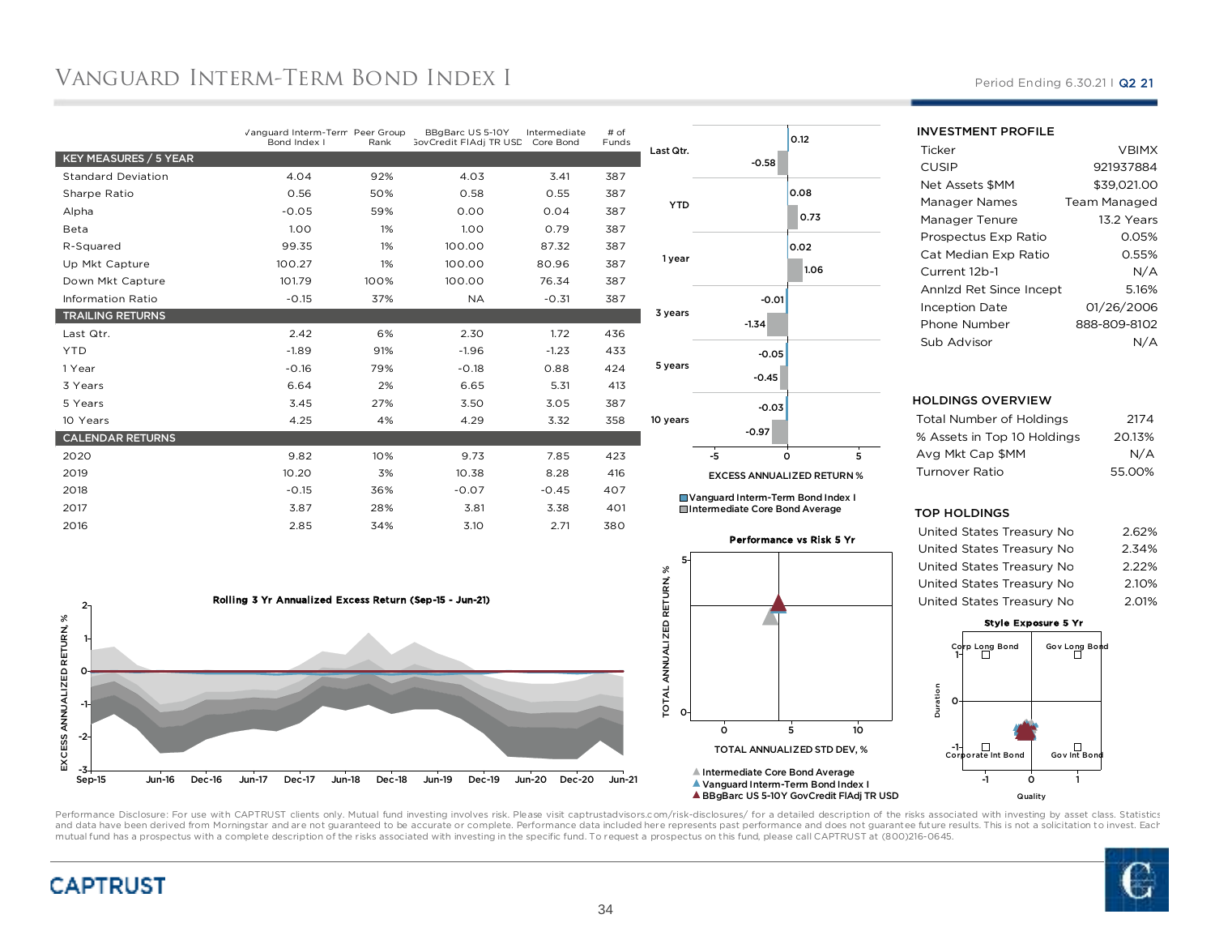# Vanguard Interm-Term Bond Index I

Period Ending 6.30.21 | Q2 21

| | Vanguard Interm-Term Bond Index I | Peer Group Rank | BBgBarc US 5-10Y GovCredit FlAdj TR USD | Intermediate Core Bond | # of Funds |
|---|---|---|---|---|---|
| **KEY MEASURES / 5 YEAR** | | | | | |
| Standard Deviation | 4.04 | 92% | 4.03 | 3.41 | 387 |
| Sharpe Ratio | 0.56 | 50% | 0.58 | 0.55 | 387 |
| Alpha | -0.05 | 59% | 0.00 | 0.04 | 387 |
| Beta | 1.00 | 1% | 1.00 | 0.79 | 387 |
| R-Squared | 99.35 | 1% | 100.00 | 87.32 | 387 |
| Up Mkt Capture | 100.27 | 1% | 100.00 | 80.96 | 387 |
| Down Mkt Capture | 101.79 | 100% | 100.00 | 76.34 | 387 |
| Information Ratio | -0.15 | 37% | NA | -0.31 | 387 |
| **TRAILING RETURNS** | | | | | |
| Last Qtr. | 2.42 | 6% | 2.30 | 1.72 | 436 |
| YTD | -1.89 | 91% | -1.96 | -1.23 | 433 |
| 1 Year | -0.16 | 79% | -0.18 | 0.88 | 424 |
| 3 Years | 6.64 | 2% | 6.65 | 5.31 | 413 |
| 5 Years | 3.45 | 27% | 3.50 | 3.05 | 387 |
| 10 Years | 4.25 | 4% | 4.29 | 3.32 | 358 |
| **CALENDAR RETURNS** | | | | | |
| 2020 | 9.82 | 10% | 9.73 | 7.85 | 423 |
| 2019 | 10.20 | 3% | 10.38 | 8.28 | 416 |
| 2018 | -0.15 | 36% | -0.07 | -0.45 | 407 |
| 2017 | 3.87 | 28% | 3.81 | 3.38 | 401 |
| 2016 | 2.85 | 34% | 3.10 | 2.71 | 380 |

**Excess Annualized Return %**

| | Vanguard Interm-Term Bond Index I | Intermediate Core Bond Average |
|---|---|---|
| Last Qtr. | 0.12 | -0.58 |
| YTD | 0.08 | 0.73 |
| 1 year | 0.02 | 1.06 |
| 3 years | -0.01 | -1.34 |
| 5 years | -0.05 | -0.45 |
| 10 years | -0.03 | -0.97 |

**Rolling 3 Yr Annualized Excess Return (Sep-15 - Jun-21)**

**Performance vs Risk 5 Yr**

- Intermediate Core Bond Average
- Vanguard Interm-Term Bond Index I
- BBgBarc US 5-10Y GovCredit FlAdj TR USD

## INVESTMENT PROFILE

| | |
|---|---|
| Ticker | VBIMX |
| CUSIP | 921937884 |
| Net Assets $MM | $39,021.00 |
| Manager Names | Team Managed |
| Manager Tenure | 13.2 Years |
| Prospectus Exp Ratio | 0.05% |
| Cat Median Exp Ratio | 0.55% |
| Current 12b-1 | N/A |
| Annlzd Ret Since Incept | 5.16% |
| Inception Date | 01/26/2006 |
| Phone Number | 888-809-8102 |
| Sub Advisor | N/A |

## HOLDINGS OVERVIEW

| | |
|---|---|
| Total Number of Holdings | 2174 |
| % Assets in Top 10 Holdings | 20.13% |
| Avg Mkt Cap $MM | N/A |
| Turnover Ratio | 55.00% |

## TOP HOLDINGS

| | |
|---|---|
| United States Treasury No | 2.62% |
| United States Treasury No | 2.34% |
| United States Treasury No | 2.22% |
| United States Treasury No | 2.10% |
| United States Treasury No | 2.01% |

**Style Exposure 5 Yr**

Performance Disclosure: For use with CAPTRUST clients only. Mutual fund investing involves risk. Please visit captrustadvisors.com/risk-disclosures/ for a detailed description of the risks associated with investing by asset class. Statistics and data have been derived from Morningstar and are not guaranteed to be accurate or complete. Performance data included here represents past performance and does not guarantee future results. This is not a solicitation to invest. Each mutual fund has a prospectus with a complete description of the risks associated with investing in the specific fund. To request a prospectus on this fund, please call CAPTRUST at (800)216-0645.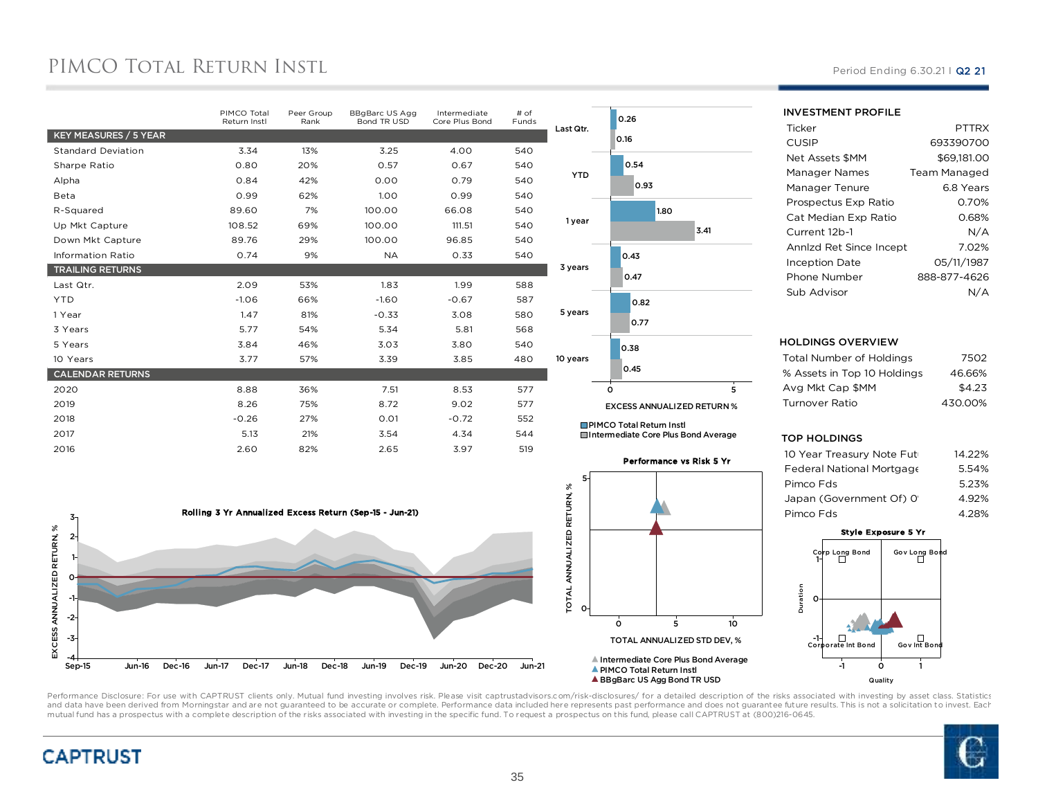# PIMCO Total Return Instl

Period Ending 6.30.21 | Q2 21

| | PIMCO Total Return Instl | Peer Group Rank | BBgBarc US Agg Bond TR USD | Intermediate Core Plus Bond | # of Funds |
|---|---|---|---|---|---|
| **KEY MEASURES / 5 YEAR** | | | | | |
| Standard Deviation | 3.34 | 13% | 3.25 | 4.00 | 540 |
| Sharpe Ratio | 0.80 | 20% | 0.57 | 0.67 | 540 |
| Alpha | 0.84 | 42% | 0.00 | 0.79 | 540 |
| Beta | 0.99 | 62% | 1.00 | 0.99 | 540 |
| R-Squared | 89.60 | 7% | 100.00 | 66.08 | 540 |
| Up Mkt Capture | 108.52 | 69% | 100.00 | 111.51 | 540 |
| Down Mkt Capture | 89.76 | 29% | 100.00 | 96.85 | 540 |
| Information Ratio | 0.74 | 9% | NA | 0.33 | 540 |
| **TRAILING RETURNS** | | | | | |
| Last Qtr. | 2.09 | 53% | 1.83 | 1.99 | 588 |
| YTD | -1.06 | 66% | -1.60 | -0.67 | 587 |
| 1 Year | 1.47 | 81% | -0.33 | 3.08 | 580 |
| 3 Years | 5.77 | 54% | 5.34 | 5.81 | 568 |
| 5 Years | 3.84 | 46% | 3.03 | 3.80 | 540 |
| 10 Years | 3.77 | 57% | 3.39 | 3.85 | 480 |
| **CALENDAR RETURNS** | | | | | |
| 2020 | 8.88 | 36% | 7.51 | 8.53 | 577 |
| 2019 | 8.26 | 75% | 8.72 | 9.02 | 577 |
| 2018 | -0.26 | 27% | 0.01 | -0.72 | 552 |
| 2017 | 5.13 | 21% | 3.54 | 4.34 | 544 |
| 2016 | 2.60 | 82% | 2.65 | 3.97 | 519 |

**EXCESS ANNUALIZED RETURN %**

| | PIMCO Total Return Instl | Intermediate Core Plus Bond Average |
|---|---|---|
| Last Qtr. | 0.26 | 0.16 |
| YTD | 0.54 | 0.93 |
| 1 year | 1.80 | 3.41 |
| 3 years | 0.43 | 0.47 |
| 5 years | 0.82 | 0.77 |
| 10 years | 0.38 | 0.45 |

### INVESTMENT PROFILE

| | |
|---|---|
| Ticker | PTTRX |
| CUSIP | 693390700 |
| Net Assets $MM | $69,181.00 |
| Manager Names | Team Managed |
| Manager Tenure | 6.8 Years |
| Prospectus Exp Ratio | 0.70% |
| Cat Median Exp Ratio | 0.68% |
| Current 12b-1 | N/A |
| Annlzd Ret Since Incept | 7.02% |
| Inception Date | 05/11/1987 |
| Phone Number | 888-877-4626 |
| Sub Advisor | N/A |

### HOLDINGS OVERVIEW

| | |
|---|---|
| Total Number of Holdings | 7502 |
| % Assets in Top 10 Holdings | 46.66% |
| Avg Mkt Cap $MM | $4.23 |
| Turnover Ratio | 430.00% |

### TOP HOLDINGS

| | |
|---|---|
| 10 Year Treasury Note Fut | 14.22% |
| Federal National Mortgage | 5.54% |
| Pimco Fds | 5.23% |
| Japan (Government Of) 0 | 4.92% |
| Pimco Fds | 4.28% |

**Rolling 3 Yr Annualized Excess Return (Sep-15 - Jun-21)**

**Performance vs Risk 5 Yr**

Intermediate Core Plus Bond Average; PIMCO Total Return Instl; BBgBarc US Agg Bond TR USD

**Style Exposure 5 Yr**

Performance Disclosure: For use with CAPTRUST clients only. Mutual fund investing involves risk. Please visit captrustadvisors.com/risk-disclosures/ for a detailed description of the risks associated with investing by asset class. Statistics and data have been derived from Morningstar and are not guaranteed to be accurate or complete. Performance data included here represents past performance and does not guarantee future results. This is not a solicitation to invest. Each mutual fund has a prospectus with a complete description of the risks associated with investing in the specific fund. To request a prospectus on this fund, please call CAPTRUST at (800)216-0645.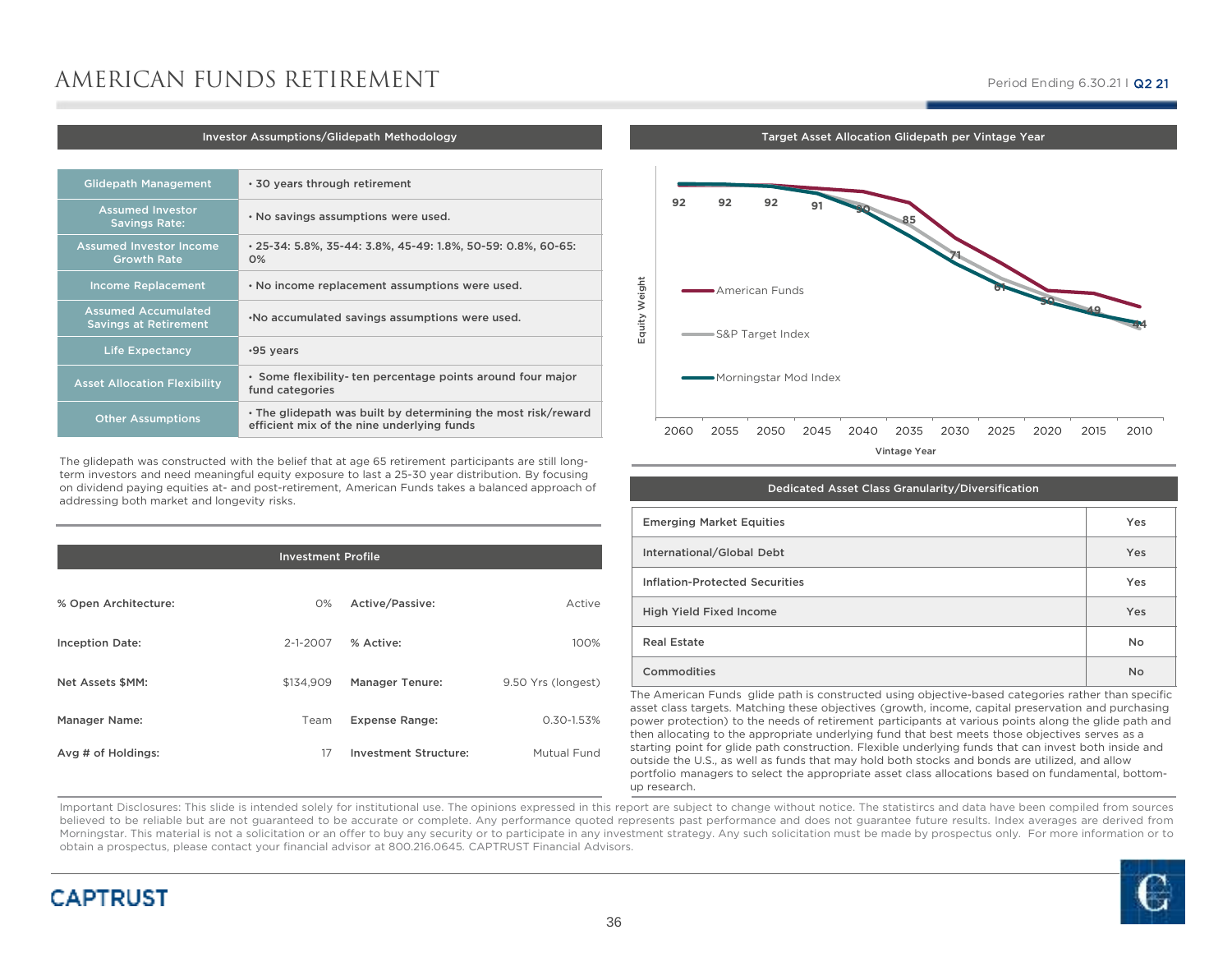# AMERICAN FUNDS RETIREMENT

Period Ending 6.30.21 | Q2 21

## Investor Assumptions/Glidepath Methodology

| | |
|---|---|
| Glidepath Management | • 30 years through retirement |
| Assumed Investor Savings Rate: | • No savings assumptions were used. |
| Assumed Investor Income Growth Rate | • 25-34: 5.8%, 35-44: 3.8%, 45-49: 1.8%, 50-59: 0.8%, 60-65: 0% |
| Income Replacement | • No income replacement assumptions were used. |
| Assumed Accumulated Savings at Retirement | •No accumulated savings assumptions were used. |
| Life Expectancy | •95 years |
| Asset Allocation Flexibility | • Some flexibility- ten percentage points around four major fund categories |
| Other Assumptions | • The glidepath was built by determining the most risk/reward efficient mix of the nine underlying funds |

The glidepath was constructed with the belief that at age 65 retirement participants are still long-term investors and need meaningful equity exposure to last a 25-30 year distribution. By focusing on dividend paying equities at- and post-retirement, American Funds takes a balanced approach of addressing both market and longevity risks.

## Investment Profile

| | | | |
|---|---|---|---|
| % Open Architecture: | 0% | Active/Passive: | Active |
| Inception Date: | 2-1-2007 | % Active: | 100% |
| Net Assets $MM: | $134,909 | Manager Tenure: | 9.50 Yrs (longest) |
| Manager Name: | Team | Expense Range: | 0.30-1.53% |
| Avg # of Holdings: | 17 | Investment Structure: | Mutual Fund |

## Target Asset Allocation Glidepath per Vintage Year

Equity Weight (American Funds, S&P Target Index, Morningstar Mod Index) by Vintage Year

| Vintage Year | 2060 | 2055 | 2050 | 2045 | 2040 | 2035 | 2030 | 2025 | 2020 | 2015 | 2010 |
|---|---|---|---|---|---|---|---|---|---|---|---|
| Equity Weight | 92 | 92 | 92 | 91 | 90 | 85 | 71 | 61 | 50 | 49 | 44 |

## Dedicated Asset Class Granularity/Diversification

| | |
|---|---|
| Emerging Market Equities | Yes |
| International/Global Debt | Yes |
| Inflation-Protected Securities | Yes |
| High Yield Fixed Income | Yes |
| Real Estate | No |
| Commodities | No |

The American Funds glide path is constructed using objective-based categories rather than specific asset class targets. Matching these objectives (growth, income, capital preservation and purchasing power protection) to the needs of retirement participants at various points along the glide path and then allocating to the appropriate underlying fund that best meets those objectives serves as a starting point for glide path construction. Flexible underlying funds that can invest both inside and outside the U.S., as well as funds that may hold both stocks and bonds are utilized, and allow portfolio managers to select the appropriate asset class allocations based on fundamental, bottom-up research.

Important Disclosures: This slide is intended solely for institutional use. The opinions expressed in this report are subject to change without notice. The statistircs and data have been compiled from sources believed to be reliable but are not guaranteed to be accurate or complete. Any performance quoted represents past performance and does not guarantee future results. Index averages are derived from Morningstar. This material is not a solicitation or an offer to buy any security or to participate in any investment strategy. Any such solicitation must be made by prospectus only. For more information or to obtain a prospectus, please contact your financial advisor at 800.216.0645. CAPTRUST Financial Advisors.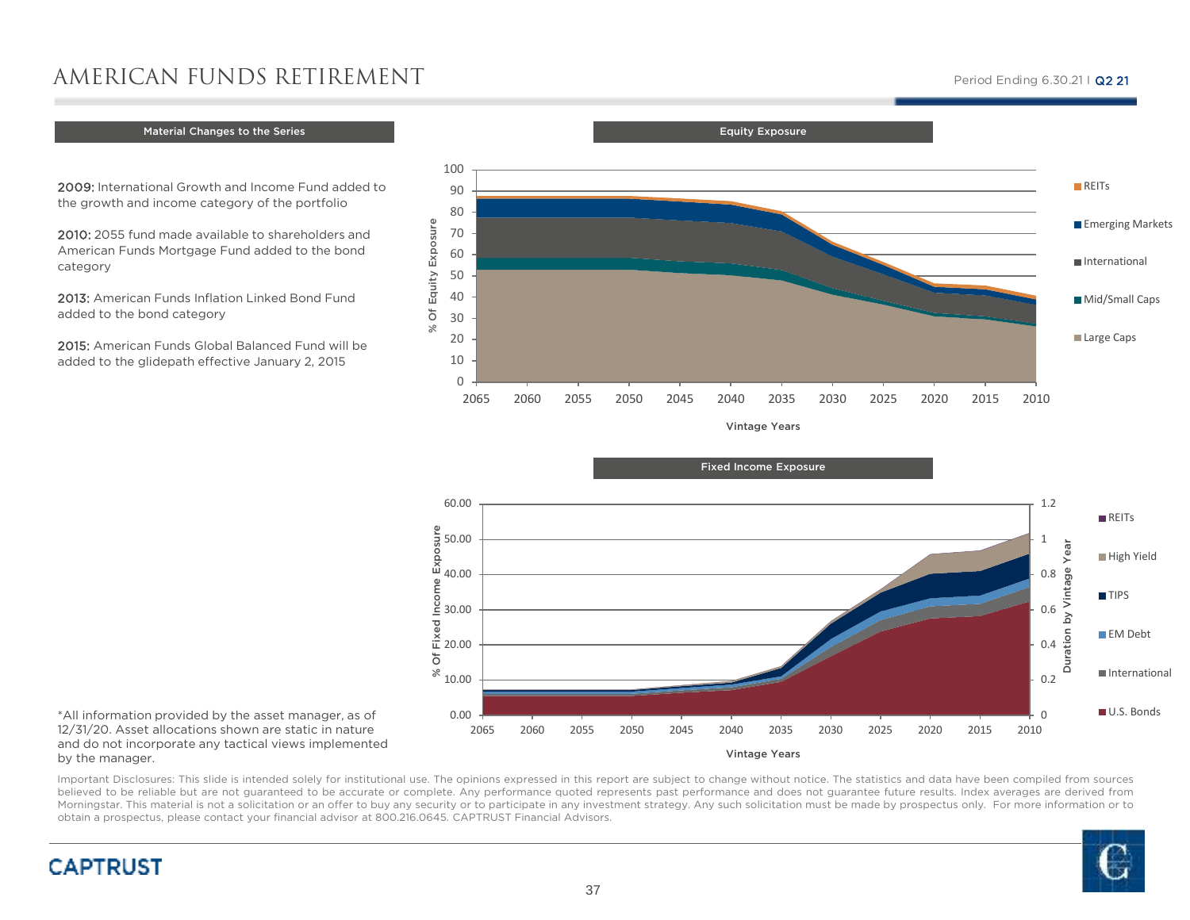# AMERICAN FUNDS RETIREMENT

Period Ending 6.30.21 | Q2 21

## Material Changes to the Series

**2009:** International Growth and Income Fund added to the growth and income category of the portfolio

**2010:** 2055 fund made available to shareholders and American Funds Mortgage Fund added to the bond category

**2013:** American Funds Inflation Linked Bond Fund added to the bond category

**2015:** American Funds Global Balanced Fund will be added to the glidepath effective January 2, 2015

## Equity Exposure

% Of Equity Exposure (0–100) by Vintage Years (2065, 2060, 2055, 2050, 2045, 2040, 2035, 2030, 2025, 2020, 2015, 2010)

Legend: REITs, Emerging Markets, International, Mid/Small Caps, Large Caps

## Fixed Income Exposure

% Of Fixed Income Exposure (0.00–60.00) and Duration by Vintage Year (0–1.2) by Vintage Years (2065, 2060, 2055, 2050, 2045, 2040, 2035, 2030, 2025, 2020, 2015, 2010)

Legend: REITs, High Yield, TIPS, EM Debt, International, U.S. Bonds

*All information provided by the asset manager, as of 12/31/20. Asset allocations shown are static in nature and do not incorporate any tactical views implemented by the manager.

Important Disclosures: This slide is intended solely for institutional use. The opinions expressed in this report are subject to change without notice. The statistics and data have been compiled from sources believed to be reliable but are not guaranteed to be accurate or complete. Any performance quoted represents past performance and does not guarantee future results. Index averages are derived from Morningstar. This material is not a solicitation or an offer to buy any security or to participate in any investment strategy. Any such solicitation must be made by prospectus only. For more information or to obtain a prospectus, please contact your financial advisor at 800.216.0645. CAPTRUST Financial Advisors.

CAPTRUST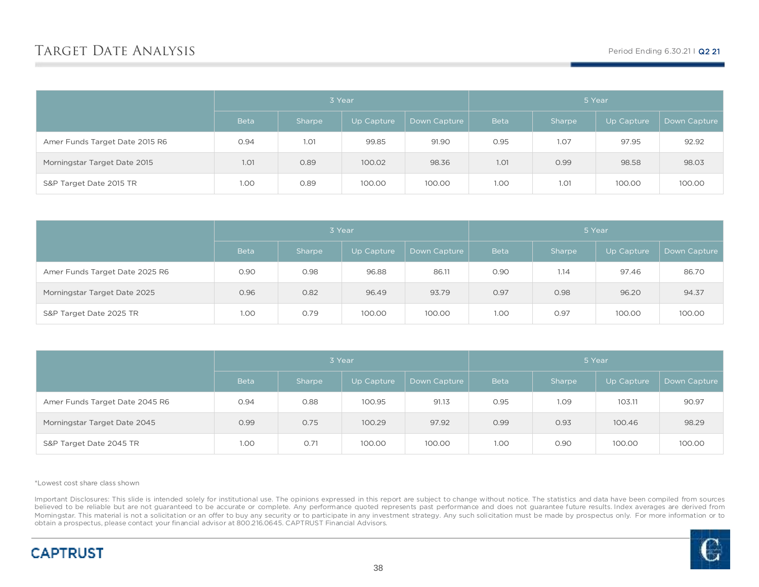# Target Date Analysis

Period Ending 6.30.21 | Q2 21

| | 3 Year | | | | 5 Year | | | |
|---|---|---|---|---|---|---|---|---|
| | Beta | Sharpe | Up Capture | Down Capture | Beta | Sharpe | Up Capture | Down Capture |
| Amer Funds Target Date 2015 R6 | 0.94 | 1.01 | 99.85 | 91.90 | 0.95 | 1.07 | 97.95 | 92.92 |
| Morningstar Target Date 2015 | 1.01 | 0.89 | 100.02 | 98.36 | 1.01 | 0.99 | 98.58 | 98.03 |
| S&P Target Date 2015 TR | 1.00 | 0.89 | 100.00 | 100.00 | 1.00 | 1.01 | 100.00 | 100.00 |

| | 3 Year | | | | 5 Year | | | |
|---|---|---|---|---|---|---|---|---|
| | Beta | Sharpe | Up Capture | Down Capture | Beta | Sharpe | Up Capture | Down Capture |
| Amer Funds Target Date 2025 R6 | 0.90 | 0.98 | 96.88 | 86.11 | 0.90 | 1.14 | 97.46 | 86.70 |
| Morningstar Target Date 2025 | 0.96 | 0.82 | 96.49 | 93.79 | 0.97 | 0.98 | 96.20 | 94.37 |
| S&P Target Date 2025 TR | 1.00 | 0.79 | 100.00 | 100.00 | 1.00 | 0.97 | 100.00 | 100.00 |

| | 3 Year | | | | 5 Year | | | |
|---|---|---|---|---|---|---|---|---|
| | Beta | Sharpe | Up Capture | Down Capture | Beta | Sharpe | Up Capture | Down Capture |
| Amer Funds Target Date 2045 R6 | 0.94 | 0.88 | 100.95 | 91.13 | 0.95 | 1.09 | 103.11 | 90.97 |
| Morningstar Target Date 2045 | 0.99 | 0.75 | 100.29 | 97.92 | 0.99 | 0.93 | 100.46 | 98.29 |
| S&P Target Date 2045 TR | 1.00 | 0.71 | 100.00 | 100.00 | 1.00 | 0.90 | 100.00 | 100.00 |

*Lowest cost share class shown

Important Disclosures: This slide is intended solely for institutional use. The opinions expressed in this report are subject to change without notice. The statistics and data have been compiled from sources believed to be reliable but are not guaranteed to be accurate or complete. Any performance quoted represents past performance and does not guarantee future results. Index averages are derived from Morningstar. This material is not a solicitation or an offer to buy any security or to participate in any investment strategy. Any such solicitation must be made by prospectus only. For more information or to obtain a prospectus, please contact your financial advisor at 800.216.0645. CAPTRUST Financial Advisors.

CAPTRUST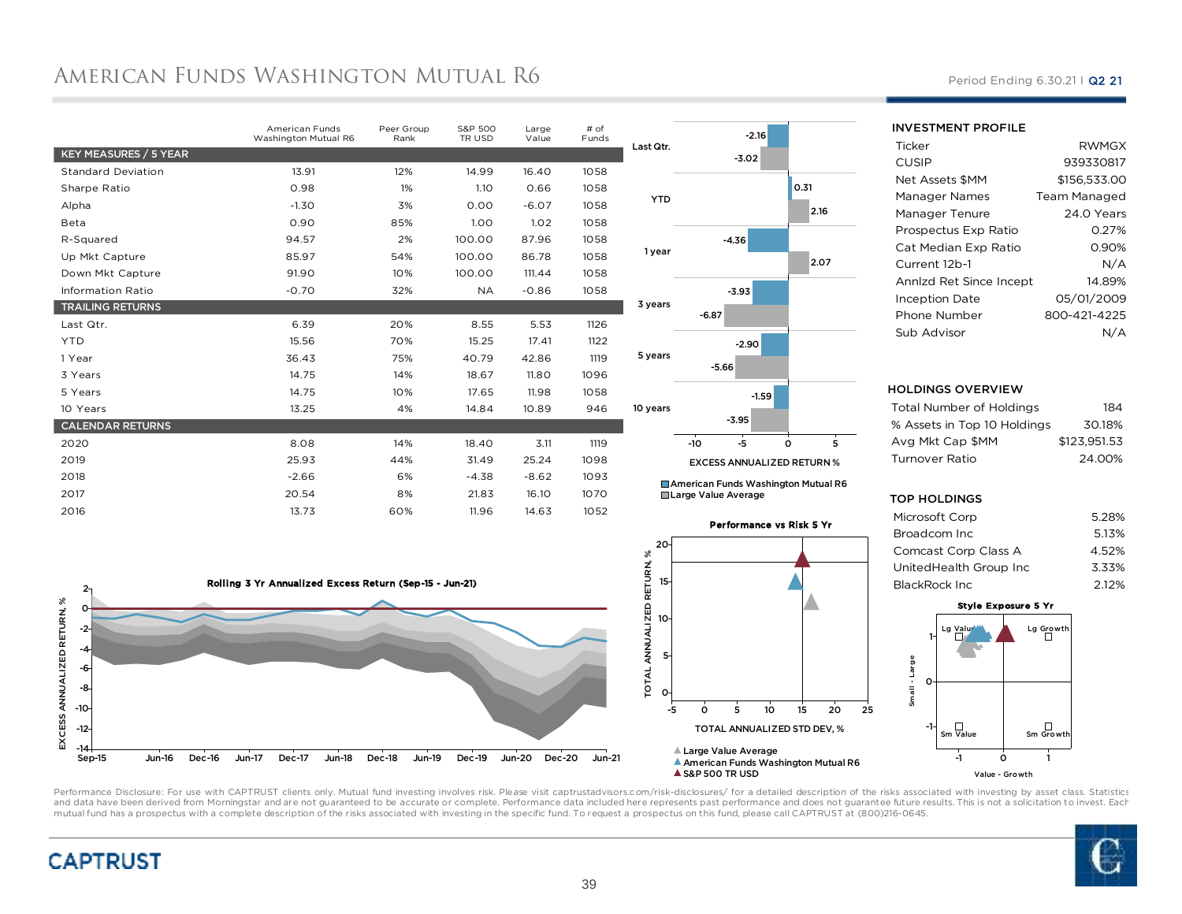# AMERICAN FUNDS WASHINGTON MUTUAL R6

Period Ending 6.30.21 | Q2 21

| | American Funds Washington Mutual R6 | Peer Group Rank | S&P 500 TR USD | Large Value | # of Funds |
|---|---|---|---|---|---|
| **KEY MEASURES / 5 YEAR** | | | | | |
| Standard Deviation | 13.91 | 12% | 14.99 | 16.40 | 1058 |
| Sharpe Ratio | 0.98 | 1% | 1.10 | 0.66 | 1058 |
| Alpha | -1.30 | 3% | 0.00 | -6.07 | 1058 |
| Beta | 0.90 | 85% | 1.00 | 1.02 | 1058 |
| R-Squared | 94.57 | 2% | 100.00 | 87.96 | 1058 |
| Up Mkt Capture | 85.97 | 54% | 100.00 | 86.78 | 1058 |
| Down Mkt Capture | 91.90 | 10% | 100.00 | 111.44 | 1058 |
| Information Ratio | -0.70 | 32% | NA | -0.86 | 1058 |
| **TRAILING RETURNS** | | | | | |
| Last Qtr. | 6.39 | 20% | 8.55 | 5.53 | 1126 |
| YTD | 15.56 | 70% | 15.25 | 17.41 | 1122 |
| 1 Year | 36.43 | 75% | 40.79 | 42.86 | 1119 |
| 3 Years | 14.75 | 14% | 18.67 | 11.80 | 1096 |
| 5 Years | 14.75 | 10% | 17.65 | 11.98 | 1058 |
| 10 Years | 13.25 | 4% | 14.84 | 10.89 | 946 |
| **CALENDAR RETURNS** | | | | | |
| 2020 | 8.08 | 14% | 18.40 | 3.11 | 1119 |
| 2019 | 25.93 | 44% | 31.49 | 25.24 | 1098 |
| 2018 | -2.66 | 6% | -4.38 | -8.62 | 1093 |
| 2017 | 20.54 | 8% | 21.83 | 16.10 | 1070 |
| 2016 | 13.73 | 60% | 11.96 | 14.63 | 1052 |

**EXCESS ANNUALIZED RETURN %**

| | American Funds Washington Mutual R6 | Large Value Average |
|---|---|---|
| Last Qtr. | -2.16 | -3.02 |
| YTD | 0.31 | 2.16 |
| 1 year | -4.36 | 2.07 |
| 3 years | -3.93 | -6.87 |
| 5 years | -2.90 | -5.66 |
| 10 years | -1.59 | -3.95 |

**Rolling 3 Yr Annualized Excess Return (Sep-15 - Jun-21)**

**Performance vs Risk 5 Yr**

Large Value Average
American Funds Washington Mutual R6
S&P 500 TR USD

## INVESTMENT PROFILE

| | |
|---|---|
| Ticker | RWMGX |
| CUSIP | 939330817 |
| Net Assets $MM | $156,533.00 |
| Manager Names | Team Managed |
| Manager Tenure | 24.0 Years |
| Prospectus Exp Ratio | 0.27% |
| Cat Median Exp Ratio | 0.90% |
| Current 12b-1 | N/A |
| Annlzd Ret Since Incept | 14.89% |
| Inception Date | 05/01/2009 |
| Phone Number | 800-421-4225 |
| Sub Advisor | N/A |

## HOLDINGS OVERVIEW

| | |
|---|---|
| Total Number of Holdings | 184 |
| % Assets in Top 10 Holdings | 30.18% |
| Avg Mkt Cap $MM | $123,951.53 |
| Turnover Ratio | 24.00% |

## TOP HOLDINGS

| | |
|---|---|
| Microsoft Corp | 5.28% |
| Broadcom Inc | 5.13% |
| Comcast Corp Class A | 4.52% |
| UnitedHealth Group Inc | 3.33% |
| BlackRock Inc | 2.12% |

**Style Exposure 5 Yr**

Performance Disclosure: For use with CAPTRUST clients only. Mutual fund investing involves risk. Please visit captrustadvisors.com/risk-disclosures/ for a detailed description of the risks associated with investing by asset class. Statistics and data have been derived from Morningstar and are not guaranteed to be accurate or complete. Performance data included here represents past performance and does not guarantee future results. This is not a solicitation to invest. Each mutual fund has a prospectus with a complete description of the risks associated with investing in the specific fund. To request a prospectus on this fund, please call CAPTRUST at (800)216-0645.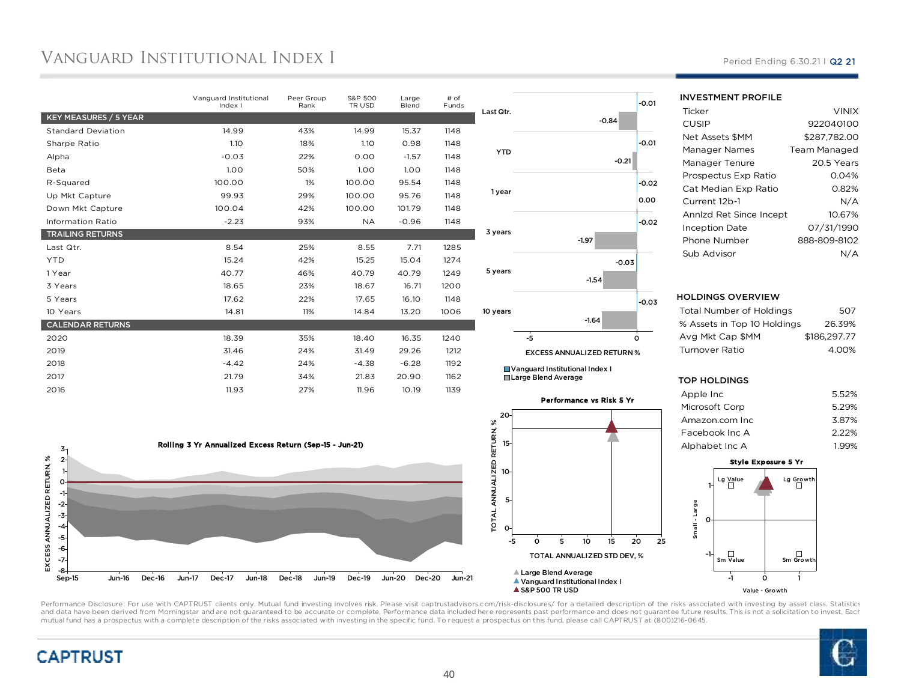# Vanguard Institutional Index I

Period Ending 6.30.21 | Q2 21

| | Vanguard Institutional Index I | Peer Group Rank | S&P 500 TR USD | Large Blend | # of Funds |
|---|---|---|---|---|---|
| **KEY MEASURES / 5 YEAR** | | | | | |
| Standard Deviation | 14.99 | 43% | 14.99 | 15.37 | 1148 |
| Sharpe Ratio | 1.10 | 18% | 1.10 | 0.98 | 1148 |
| Alpha | -0.03 | 22% | 0.00 | -1.57 | 1148 |
| Beta | 1.00 | 50% | 1.00 | 1.00 | 1148 |
| R-Squared | 100.00 | 1% | 100.00 | 95.54 | 1148 |
| Up Mkt Capture | 99.93 | 29% | 100.00 | 95.76 | 1148 |
| Down Mkt Capture | 100.04 | 42% | 100.00 | 101.79 | 1148 |
| Information Ratio | -2.23 | 93% | NA | -0.96 | 1148 |
| **TRAILING RETURNS** | | | | | |
| Last Qtr. | 8.54 | 25% | 8.55 | 7.71 | 1285 |
| YTD | 15.24 | 42% | 15.25 | 15.04 | 1274 |
| 1 Year | 40.77 | 46% | 40.79 | 40.79 | 1249 |
| 3 Years | 18.65 | 23% | 18.67 | 16.71 | 1200 |
| 5 Years | 17.62 | 22% | 17.65 | 16.10 | 1148 |
| 10 Years | 14.81 | 11% | 14.84 | 13.20 | 1006 |
| **CALENDAR RETURNS** | | | | | |
| 2020 | 18.39 | 35% | 18.40 | 16.35 | 1240 |
| 2019 | 31.46 | 24% | 31.49 | 29.26 | 1212 |
| 2018 | -4.42 | 24% | -4.38 | -6.28 | 1192 |
| 2017 | 21.79 | 34% | 21.83 | 20.90 | 1162 |
| 2016 | 11.93 | 27% | 11.96 | 10.19 | 1139 |

**EXCESS ANNUALIZED RETURN %**

| | Vanguard Institutional Index I | Large Blend Average |
|---|---|---|
| Last Qtr. | -0.01 | -0.84 |
| YTD | -0.01 | -0.21 |
| 1 year | -0.02 | 0.00 |
| 3 years | -0.02 | -1.97 |
| 5 years | -0.03 | -1.54 |
| 10 years | -0.03 | -1.64 |

### INVESTMENT PROFILE

| | |
|---|---|
| Ticker | VINIX |
| CUSIP | 922040100 |
| Net Assets $MM | $287,782.00 |
| Manager Names | Team Managed |
| Manager Tenure | 20.5 Years |
| Prospectus Exp Ratio | 0.04% |
| Cat Median Exp Ratio | 0.82% |
| Current 12b-1 | N/A |
| Annlzd Ret Since Incept | 10.67% |
| Inception Date | 07/31/1990 |
| Phone Number | 888-809-8102 |
| Sub Advisor | N/A |

### HOLDINGS OVERVIEW

| | |
|---|---|
| Total Number of Holdings | 507 |
| % Assets in Top 10 Holdings | 26.39% |
| Avg Mkt Cap $MM | $186,297.77 |
| Turnover Ratio | 4.00% |

### TOP HOLDINGS

| | |
|---|---|
| Apple Inc | 5.52% |
| Microsoft Corp | 5.29% |
| Amazon.com Inc | 3.87% |
| Facebook Inc A | 2.22% |
| Alphabet Inc A | 1.99% |

Rolling 3 Yr Annualized Excess Return (Sep-15 - Jun-21)

Performance vs Risk 5 Yr

Style Exposure 5 Yr

Performance Disclosure: For use with CAPTRUST clients only. Mutual fund investing involves risk. Please visit captrustadvisors.com/risk-disclosures/ for a detailed description of the risks associated with investing by asset class. Statistics and data have been derived from Morningstar and are not guaranteed to be accurate or complete. Performance data included here represents past performance and does not guarantee future results. This is not a solicitation to invest. Each mutual fund has a prospectus with a complete description of the risks associated with investing in the specific fund. To request a prospectus on this fund, please call CAPTRUST at (800)216-0645.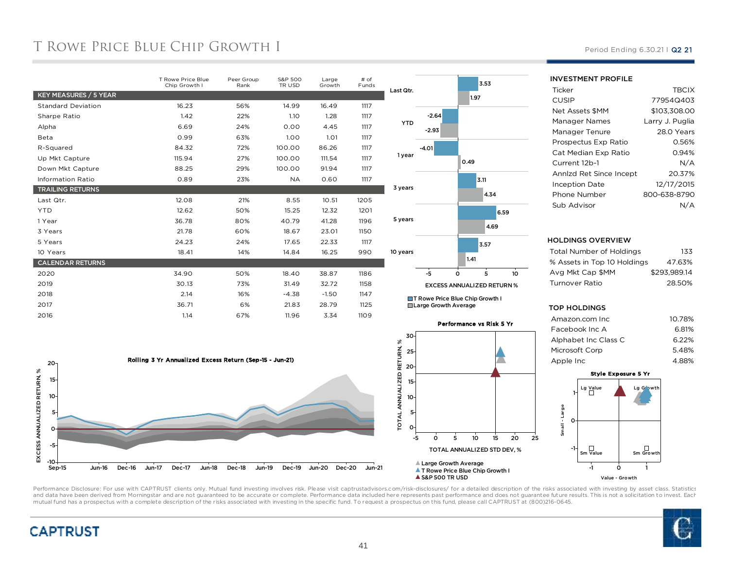# T Rowe Price Blue Chip Growth I

Period Ending 6.30.21 I Q2 21

| | T Rowe Price Blue Chip Growth I | Peer Group Rank | S&P 500 TR USD | Large Growth | # of Funds |
|---|---|---|---|---|---|
| **KEY MEASURES / 5 YEAR** | | | | | |
| Standard Deviation | 16.23 | 56% | 14.99 | 16.49 | 1117 |
| Sharpe Ratio | 1.42 | 22% | 1.10 | 1.28 | 1117 |
| Alpha | 6.69 | 24% | 0.00 | 4.45 | 1117 |
| Beta | 0.99 | 63% | 1.00 | 1.01 | 1117 |
| R-Squared | 84.32 | 72% | 100.00 | 86.26 | 1117 |
| Up Mkt Capture | 115.94 | 27% | 100.00 | 111.54 | 1117 |
| Down Mkt Capture | 88.25 | 29% | 100.00 | 91.94 | 1117 |
| Information Ratio | 0.89 | 23% | NA | 0.60 | 1117 |
| **TRAILING RETURNS** | | | | | |
| Last Qtr. | 12.08 | 21% | 8.55 | 10.51 | 1205 |
| YTD | 12.62 | 50% | 15.25 | 12.32 | 1201 |
| 1 Year | 36.78 | 80% | 40.79 | 41.28 | 1196 |
| 3 Years | 21.78 | 60% | 18.67 | 23.01 | 1150 |
| 5 Years | 24.23 | 24% | 17.65 | 22.33 | 1117 |
| 10 Years | 18.41 | 14% | 14.84 | 16.25 | 990 |
| **CALENDAR RETURNS** | | | | | |
| 2020 | 34.90 | 50% | 18.40 | 38.87 | 1186 |
| 2019 | 30.13 | 73% | 31.49 | 32.72 | 1158 |
| 2018 | 2.14 | 16% | -4.38 | -1.50 | 1147 |
| 2017 | 36.71 | 6% | 21.83 | 28.79 | 1125 |
| 2016 | 1.14 | 67% | 11.96 | 3.34 | 1109 |

**EXCESS ANNUALIZED RETURN %**

| | T Rowe Price Blue Chip Growth I | Large Growth Average |
|---|---|---|
| Last Qtr. | 3.53 | 1.97 |
| YTD | -2.64 | -2.93 |
| 1 year | -4.01 | 0.49 |
| 3 years | 3.11 | 4.34 |
| 5 years | 6.59 | 4.69 |
| 10 years | 3.57 | 1.41 |

### INVESTMENT PROFILE

| | |
|---|---|
| Ticker | TBCIX |
| CUSIP | 77954Q403 |
| Net Assets $MM | $103,308.00 |
| Manager Names | Larry J. Puglia |
| Manager Tenure | 28.0 Years |
| Prospectus Exp Ratio | 0.56% |
| Cat Median Exp Ratio | 0.94% |
| Current 12b-1 | N/A |
| Annlzd Ret Since Incept | 20.37% |
| Inception Date | 12/17/2015 |
| Phone Number | 800-638-8790 |
| Sub Advisor | N/A |

### HOLDINGS OVERVIEW

| | |
|---|---|
| Total Number of Holdings | 133 |
| % Assets in Top 10 Holdings | 47.63% |
| Avg Mkt Cap $MM | $293,989.14 |
| Turnover Ratio | 28.50% |

### TOP HOLDINGS

| | |
|---|---|
| Amazon.com Inc | 10.78% |
| Facebook Inc A | 6.81% |
| Alphabet Inc Class C | 6.22% |
| Microsoft Corp | 5.48% |
| Apple Inc | 4.88% |

**Rolling 3 Yr Annualized Excess Return (Sep-15 - Jun-21)**

**Performance vs Risk 5 Yr**

**Style Exposure 5 Yr**

Performance Disclosure: For use with CAPTRUST clients only. Mutual fund investing involves risk. Please visit captrustadvisors.com/risk-disclosures/ for a detailed description of the risks associated with investing by asset class. Statistics and data have been derived from Morningstar and are not guaranteed to be accurate or complete. Performance data included here represents past performance and does not guarantee future results. This is not a solicitation to invest. Each mutual fund has a prospectus with a complete description of the risks associated with investing in the specific fund. To request a prospectus on this fund, please call CAPTRUST at (800)216-0645.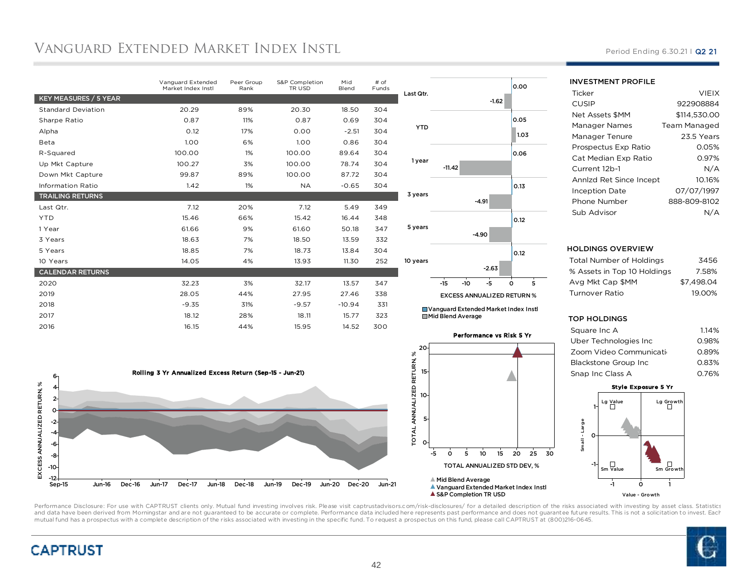# Vanguard Extended Market Index Instl

Period Ending 6.30.21 | Q2 21

| | Vanguard Extended Market Index Instl | Peer Group Rank | S&P Completion TR USD | Mid Blend | # of Funds |
|---|---|---|---|---|---|
| **KEY MEASURES / 5 YEAR** | | | | | |
| Standard Deviation | 20.29 | 89% | 20.30 | 18.50 | 304 |
| Sharpe Ratio | 0.87 | 11% | 0.87 | 0.69 | 304 |
| Alpha | 0.12 | 17% | 0.00 | -2.51 | 304 |
| Beta | 1.00 | 6% | 1.00 | 0.86 | 304 |
| R-Squared | 100.00 | 1% | 100.00 | 89.64 | 304 |
| Up Mkt Capture | 100.27 | 3% | 100.00 | 78.74 | 304 |
| Down Mkt Capture | 99.87 | 89% | 100.00 | 87.72 | 304 |
| Information Ratio | 1.42 | 1% | NA | -0.65 | 304 |
| **TRAILING RETURNS** | | | | | |
| Last Qtr. | 7.12 | 20% | 7.12 | 5.49 | 349 |
| YTD | 15.46 | 66% | 15.42 | 16.44 | 348 |
| 1 Year | 61.66 | 9% | 61.60 | 50.18 | 347 |
| 3 Years | 18.63 | 7% | 18.50 | 13.59 | 332 |
| 5 Years | 18.85 | 7% | 18.73 | 13.84 | 304 |
| 10 Years | 14.05 | 4% | 13.93 | 11.30 | 252 |
| **CALENDAR RETURNS** | | | | | |
| 2020 | 32.23 | 3% | 32.17 | 13.57 | 347 |
| 2019 | 28.05 | 44% | 27.95 | 27.46 | 338 |
| 2018 | -9.35 | 31% | -9.57 | -10.94 | 331 |
| 2017 | 18.12 | 28% | 18.11 | 15.77 | 323 |
| 2016 | 16.15 | 44% | 15.95 | 14.52 | 300 |

**Excess Annualized Return %**

| Period | Vanguard Extended Market Index Instl | Mid Blend Average |
|---|---|---|
| Last Qtr. | 0.00 | -1.62 |
| YTD | 0.05 | 1.03 |
| 1 year | 0.06 | -11.42 |
| 3 years | 0.13 | -4.91 |
| 5 years | 0.12 | -4.90 |
| 10 years | 0.12 | -2.63 |

**Rolling 3 Yr Annualized Excess Return (Sep-15 - Jun-21)**

**Performance vs Risk 5 Yr**

Mid Blend Average; Vanguard Extended Market Index Instl; S&P Completion TR USD

### INVESTMENT PROFILE

| | |
|---|---|
| Ticker | VIEIX |
| CUSIP | 922908884 |
| Net Assets $MM | $114,530.00 |
| Manager Names | Team Managed |
| Manager Tenure | 23.5 Years |
| Prospectus Exp Ratio | 0.05% |
| Cat Median Exp Ratio | 0.97% |
| Current 12b-1 | N/A |
| Annlzd Ret Since Incept | 10.16% |
| Inception Date | 07/07/1997 |
| Phone Number | 888-809-8102 |
| Sub Advisor | N/A |

### HOLDINGS OVERVIEW

| | |
|---|---|
| Total Number of Holdings | 3456 |
| % Assets in Top 10 Holdings | 7.58% |
| Avg Mkt Cap $MM | $7,498.04 |
| Turnover Ratio | 19.00% |

### TOP HOLDINGS

| | |
|---|---|
| Square Inc A | 1.14% |
| Uber Technologies Inc | 0.98% |
| Zoom Video Communicati | 0.89% |
| Blackstone Group Inc | 0.83% |
| Snap Inc Class A | 0.76% |

**Style Exposure 5 Yr**

Performance Disclosure: For use with CAPTRUST clients only. Mutual fund investing involves risk. Please visit captrustadvisors.com/risk-disclosures/ for a detailed description of the risks associated with investing by asset class. Statistics and data have been derived from Morningstar and are not guaranteed to be accurate or complete. Performance data included here represents past performance and does not guarantee future results. This is not a solicitation to invest. Each mutual fund has a prospectus with a complete description of the risks associated with investing in the specific fund. To request a prospectus on this fund, please call CAPTRUST at (800)216-0645.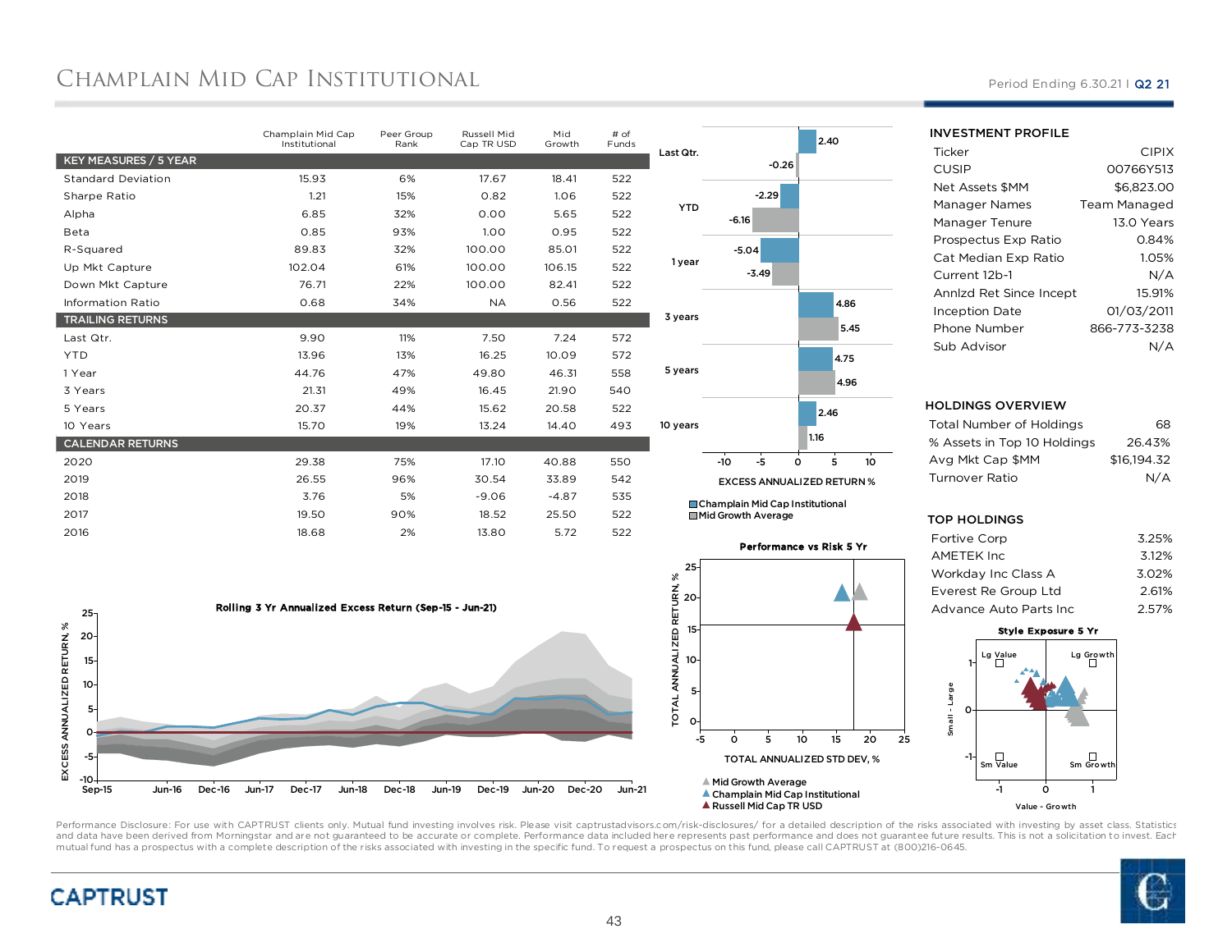# Champlain Mid Cap Institutional

Period Ending 6.30.21 | Q2 21

| | Champlain Mid Cap Institutional | Peer Group Rank | Russell Mid Cap TR USD | Mid Growth | # of Funds |
|---|---|---|---|---|---|
| **KEY MEASURES / 5 YEAR** | | | | | |
| Standard Deviation | 15.93 | 6% | 17.67 | 18.41 | 522 |
| Sharpe Ratio | 1.21 | 15% | 0.82 | 1.06 | 522 |
| Alpha | 6.85 | 32% | 0.00 | 5.65 | 522 |
| Beta | 0.85 | 93% | 1.00 | 0.95 | 522 |
| R-Squared | 89.83 | 32% | 100.00 | 85.01 | 522 |
| Up Mkt Capture | 102.04 | 61% | 100.00 | 106.15 | 522 |
| Down Mkt Capture | 76.71 | 22% | 100.00 | 82.41 | 522 |
| Information Ratio | 0.68 | 34% | NA | 0.56 | 522 |
| **TRAILING RETURNS** | | | | | |
| Last Qtr. | 9.90 | 11% | 7.50 | 7.24 | 572 |
| YTD | 13.96 | 13% | 16.25 | 10.09 | 572 |
| 1 Year | 44.76 | 47% | 49.80 | 46.31 | 558 |
| 3 Years | 21.31 | 49% | 16.45 | 21.90 | 540 |
| 5 Years | 20.37 | 44% | 15.62 | 20.58 | 522 |
| 10 Years | 15.70 | 19% | 13.24 | 14.40 | 493 |
| **CALENDAR RETURNS** | | | | | |
| 2020 | 29.38 | 75% | 17.10 | 40.88 | 550 |
| 2019 | 26.55 | 96% | 30.54 | 33.89 | 542 |
| 2018 | 3.76 | 5% | -9.06 | -4.87 | 535 |
| 2017 | 19.50 | 90% | 18.52 | 25.50 | 522 |
| 2016 | 18.68 | 2% | 13.80 | 5.72 | 522 |

**Excess Annualized Return %**

| | Champlain Mid Cap Institutional | Mid Growth Average |
|---|---|---|
| Last Qtr. | 2.40 | -0.26 |
| YTD | -2.29 | -6.16 |
| 1 year | -5.04 | -3.49 |
| 3 years | 4.86 | 5.45 |
| 5 years | 4.75 | 4.96 |
| 10 years | 2.46 | 1.16 |

### INVESTMENT PROFILE

| | |
|---|---|
| Ticker | CIPIX |
| CUSIP | 00766Y513 |
| Net Assets $MM | $6,823.00 |
| Manager Names | Team Managed |
| Manager Tenure | 13.0 Years |
| Prospectus Exp Ratio | 0.84% |
| Cat Median Exp Ratio | 1.05% |
| Current 12b-1 | N/A |
| Annlzd Ret Since Incept | 15.91% |
| Inception Date | 01/03/2011 |
| Phone Number | 866-773-3238 |
| Sub Advisor | N/A |

### HOLDINGS OVERVIEW

| | |
|---|---|
| Total Number of Holdings | 68 |
| % Assets in Top 10 Holdings | 26.43% |
| Avg Mkt Cap $MM | $16,194.32 |
| Turnover Ratio | N/A |

### TOP HOLDINGS

| | |
|---|---|
| Fortive Corp | 3.25% |
| AMETEK Inc | 3.12% |
| Workday Inc Class A | 3.02% |
| Everest Re Group Ltd | 2.61% |
| Advance Auto Parts Inc | 2.57% |

**Rolling 3 Yr Annualized Excess Return (Sep-15 - Jun-21)**

**Performance vs Risk 5 Yr**

**Style Exposure 5 Yr**

Performance Disclosure: For use with CAPTRUST clients only. Mutual fund investing involves risk. Please visit captrustadvisors.com/risk-disclosures/ for a detailed description of the risks associated with investing by asset class. Statistics and data have been derived from Morningstar and are not guaranteed to be accurate or complete. Performance data included here represents past performance and does not guarantee future results. This is not a solicitation to invest. Each mutual fund has a prospectus with a complete description of the risks associated with investing in the specific fund. To request a prospectus on this fund, please call CAPTRUST at (800)216-0645.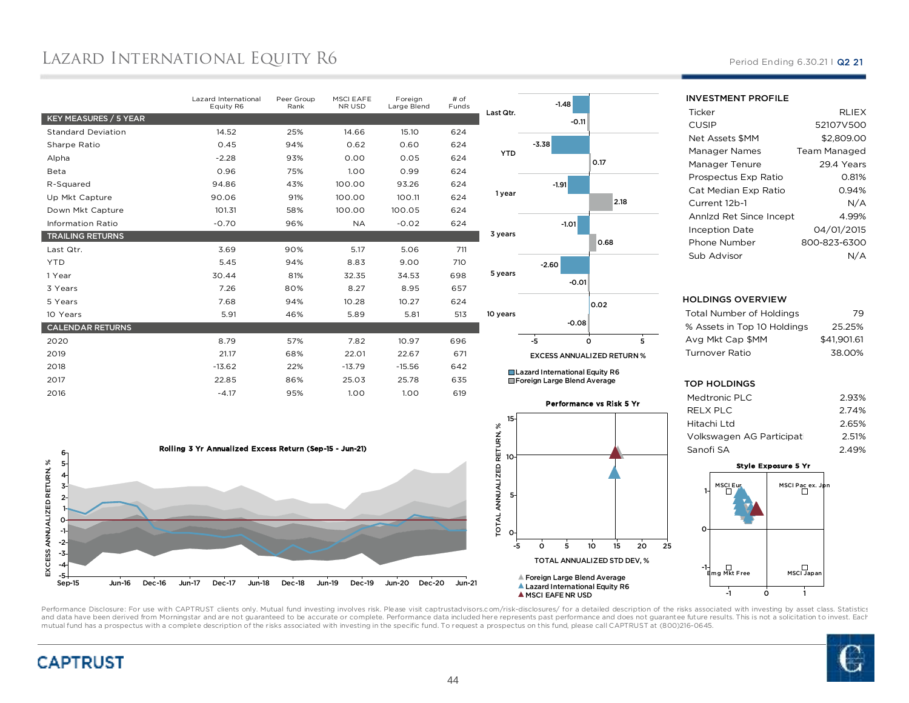# Lazard International Equity R6

Period Ending 6.30.21 | Q2 21

| | Lazard International Equity R6 | Peer Group Rank | MSCI EAFE NR USD | Foreign Large Blend | # of Funds |
|---|---|---|---|---|---|
| **KEY MEASURES / 5 YEAR** | | | | | |
| Standard Deviation | 14.52 | 25% | 14.66 | 15.10 | 624 |
| Sharpe Ratio | 0.45 | 94% | 0.62 | 0.60 | 624 |
| Alpha | -2.28 | 93% | 0.00 | 0.05 | 624 |
| Beta | 0.96 | 75% | 1.00 | 0.99 | 624 |
| R-Squared | 94.86 | 43% | 100.00 | 93.26 | 624 |
| Up Mkt Capture | 90.06 | 91% | 100.00 | 100.11 | 624 |
| Down Mkt Capture | 101.31 | 58% | 100.00 | 100.05 | 624 |
| Information Ratio | -0.70 | 96% | NA | -0.02 | 624 |
| **TRAILING RETURNS** | | | | | |
| Last Qtr. | 3.69 | 90% | 5.17 | 5.06 | 711 |
| YTD | 5.45 | 94% | 8.83 | 9.00 | 710 |
| 1 Year | 30.44 | 81% | 32.35 | 34.53 | 698 |
| 3 Years | 7.26 | 80% | 8.27 | 8.95 | 657 |
| 5 Years | 7.68 | 94% | 10.28 | 10.27 | 624 |
| 10 Years | 5.91 | 46% | 5.89 | 5.81 | 513 |
| **CALENDAR RETURNS** | | | | | |
| 2020 | 8.79 | 57% | 7.82 | 10.97 | 696 |
| 2019 | 21.17 | 68% | 22.01 | 22.67 | 671 |
| 2018 | -13.62 | 22% | -13.79 | -15.56 | 642 |
| 2017 | 22.85 | 86% | 25.03 | 25.78 | 635 |
| 2016 | -4.17 | 95% | 1.00 | 1.00 | 619 |

**EXCESS ANNUALIZED RETURN %**

| | Lazard International Equity R6 | Foreign Large Blend Average |
|---|---|---|
| Last Qtr. | -1.48 | -0.11 |
| YTD | -3.38 | 0.17 |
| 1 year | -1.91 | 2.18 |
| 3 years | -1.01 | 0.68 |
| 5 years | -2.60 | -0.01 |
| 10 years | 0.02 | -0.08 |

**Rolling 3 Yr Annualized Excess Return (Sep-15 - Jun-21)**

**Performance vs Risk 5 Yr**

Legend: Foreign Large Blend Average; Lazard International Equity R6; MSCI EAFE NR USD

## INVESTMENT PROFILE

| | |
|---|---|
| Ticker | RLIEX |
| CUSIP | 52107V500 |
| Net Assets $MM | $2,809.00 |
| Manager Names | Team Managed |
| Manager Tenure | 29.4 Years |
| Prospectus Exp Ratio | 0.81% |
| Cat Median Exp Ratio | 0.94% |
| Current 12b-1 | N/A |
| Annlzd Ret Since Incept | 4.99% |
| Inception Date | 04/01/2015 |
| Phone Number | 800-823-6300 |
| Sub Advisor | N/A |

## HOLDINGS OVERVIEW

| | |
|---|---|
| Total Number of Holdings | 79 |
| % Assets in Top 10 Holdings | 25.25% |
| Avg Mkt Cap $MM | $41,901.61 |
| Turnover Ratio | 38.00% |

## TOP HOLDINGS

| | |
|---|---|
| Medtronic PLC | 2.93% |
| RELX PLC | 2.74% |
| Hitachi Ltd | 2.65% |
| Volkswagen AG Participat | 2.51% |
| Sanofi SA | 2.49% |

**Style Exposure 5 Yr**

Performance Disclosure: For use with CAPTRUST clients only. Mutual fund investing involves risk. Please visit captrustadvisors.com/risk-disclosures/ for a detailed description of the risks associated with investing by asset class. Statistics and data have been derived from Morningstar and are not guaranteed to be accurate or complete. Performance data included here represents past performance and does not guarantee future results. This is not a solicitation to invest. Each mutual fund has a prospectus with a complete description of the risks associated with investing in the specific fund. To request a prospectus on this fund, please call CAPTRUST at (800)216-0645.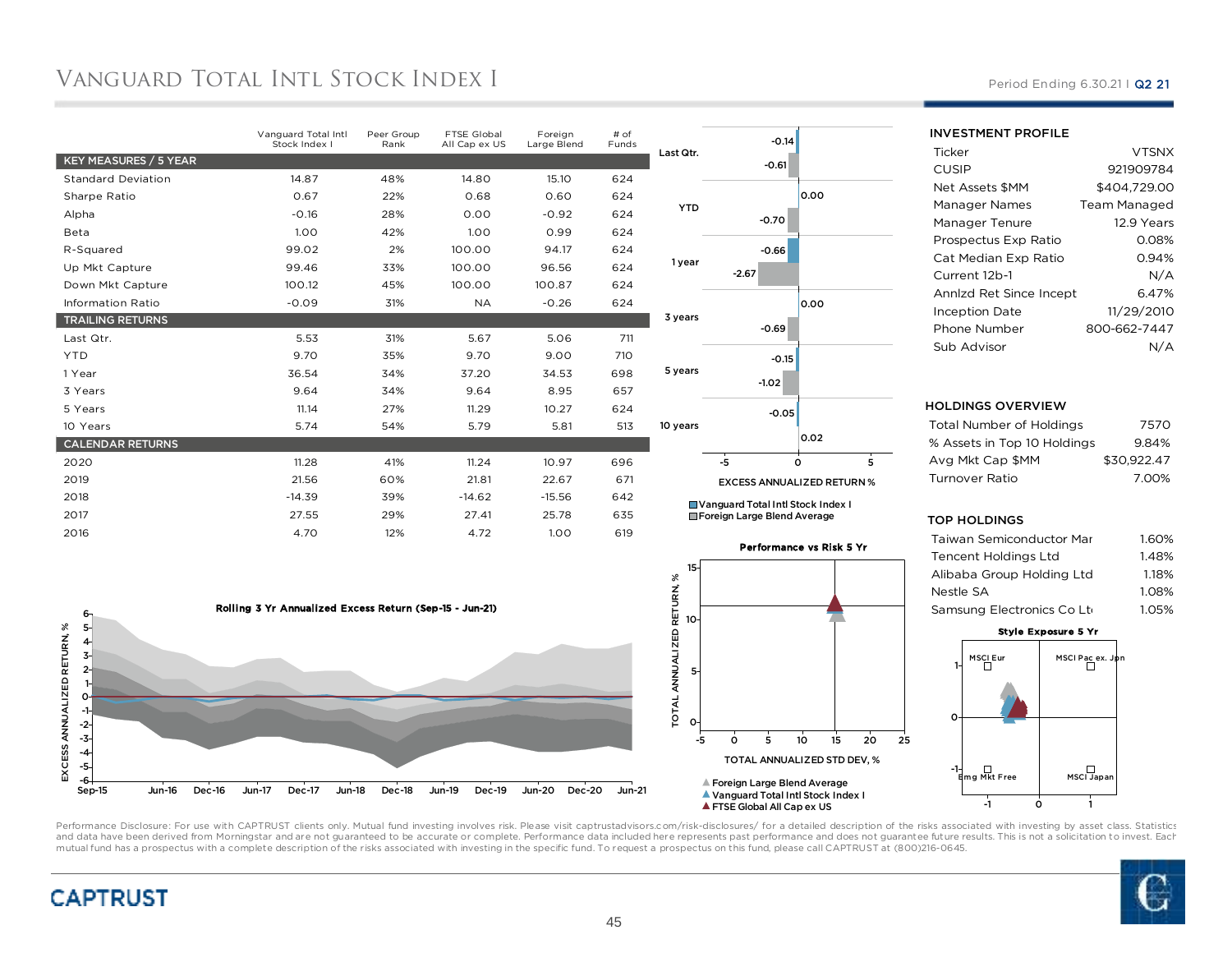# VANGUARD TOTAL INTL STOCK INDEX I

Period Ending 6.30.21 | Q2 21

| | Vanguard Total Intl Stock Index I | Peer Group Rank | FTSE Global All Cap ex US | Foreign Large Blend | # of Funds |
|---|---|---|---|---|---|
| **KEY MEASURES / 5 YEAR** | | | | | |
| Standard Deviation | 14.87 | 48% | 14.80 | 15.10 | 624 |
| Sharpe Ratio | 0.67 | 22% | 0.68 | 0.60 | 624 |
| Alpha | -0.16 | 28% | 0.00 | -0.92 | 624 |
| Beta | 1.00 | 42% | 1.00 | 0.99 | 624 |
| R-Squared | 99.02 | 2% | 100.00 | 94.17 | 624 |
| Up Mkt Capture | 99.46 | 33% | 100.00 | 96.56 | 624 |
| Down Mkt Capture | 100.12 | 45% | 100.00 | 100.87 | 624 |
| Information Ratio | -0.09 | 31% | NA | -0.26 | 624 |
| **TRAILING RETURNS** | | | | | |
| Last Qtr. | 5.53 | 31% | 5.67 | 5.06 | 711 |
| YTD | 9.70 | 35% | 9.70 | 9.00 | 710 |
| 1 Year | 36.54 | 34% | 37.20 | 34.53 | 698 |
| 3 Years | 9.64 | 34% | 9.64 | 8.95 | 657 |
| 5 Years | 11.14 | 27% | 11.29 | 10.27 | 624 |
| 10 Years | 5.74 | 54% | 5.79 | 5.81 | 513 |
| **CALENDAR RETURNS** | | | | | |
| 2020 | 11.28 | 41% | 11.24 | 10.97 | 696 |
| 2019 | 21.56 | 60% | 21.81 | 22.67 | 671 |
| 2018 | -14.39 | 39% | -14.62 | -15.56 | 642 |
| 2017 | 27.55 | 29% | 27.41 | 25.78 | 635 |
| 2016 | 4.70 | 12% | 4.72 | 1.00 | 619 |

**EXCESS ANNUALIZED RETURN %**

| | Vanguard Total Intl Stock Index I | Foreign Large Blend Average |
|---|---|---|
| Last Qtr. | -0.14 | -0.61 |
| YTD | 0.00 | -0.70 |
| 1 year | -0.66 | -2.67 |
| 3 years | 0.00 | -0.69 |
| 5 years | -0.15 | -1.02 |
| 10 years | -0.05 | 0.02 |

## INVESTMENT PROFILE

| | |
|---|---|
| Ticker | VTSNX |
| CUSIP | 921909784 |
| Net Assets $MM | $404,729.00 |
| Manager Names | Team Managed |
| Manager Tenure | 12.9 Years |
| Prospectus Exp Ratio | 0.08% |
| Cat Median Exp Ratio | 0.94% |
| Current 12b-1 | N/A |
| Annlzd Ret Since Incept | 6.47% |
| Inception Date | 11/29/2010 |
| Phone Number | 800-662-7447 |
| Sub Advisor | N/A |

## HOLDINGS OVERVIEW

| | |
|---|---|
| Total Number of Holdings | 7570 |
| % Assets in Top 10 Holdings | 9.84% |
| Avg Mkt Cap $MM | $30,922.47 |
| Turnover Ratio | 7.00% |

## TOP HOLDINGS

| | |
|---|---|
| Taiwan Semiconductor Mar | 1.60% |
| Tencent Holdings Ltd | 1.48% |
| Alibaba Group Holding Ltd | 1.18% |
| Nestle SA | 1.08% |
| Samsung Electronics Co Lt | 1.05% |

**Rolling 3 Yr Annualized Excess Return (Sep-15 - Jun-21)**

**Performance vs Risk 5 Yr**

**Style Exposure 5 Yr**

Performance Disclosure: For use with CAPTRUST clients only. Mutual fund investing involves risk. Please visit captrustadvisors.com/risk-disclosures/ for a detailed description of the risks associated with investing by asset class. Statistics and data have been derived from Morningstar and are not guaranteed to be accurate or complete. Performance data included here represents past performance and does not guarantee future results. This is not a solicitation to invest. Each mutual fund has a prospectus with a complete description of the risks associated with investing in the specific fund. To request a prospectus on this fund, please call CAPTRUST at (800)216-0645.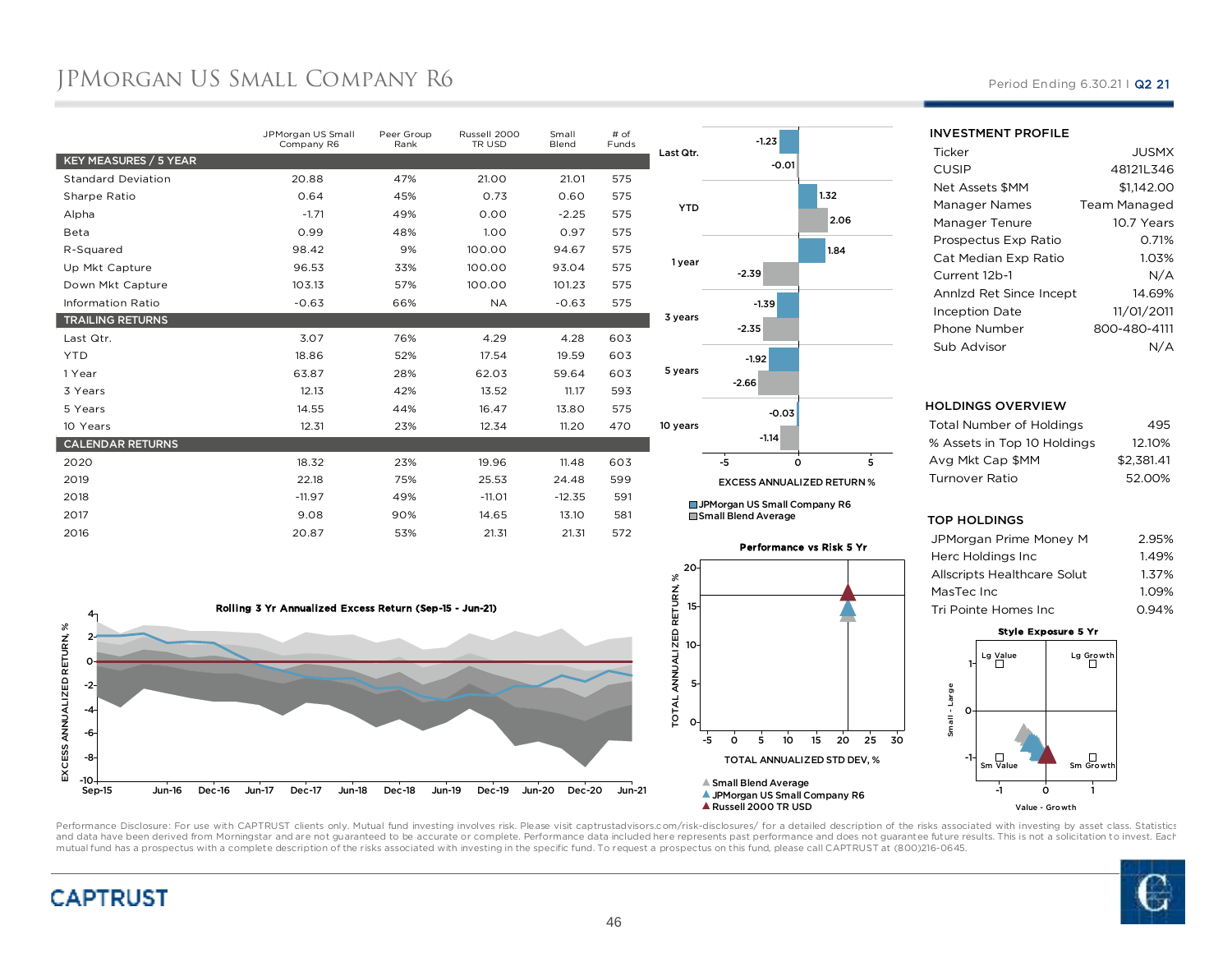# JPMorgan US Small Company R6

Period Ending 6.30.21 | Q2 21

| | JPMorgan US Small Company R6 | Peer Group Rank | Russell 2000 TR USD | Small Blend | # of Funds |
|---|---|---|---|---|---|
| **KEY MEASURES / 5 YEAR** | | | | | |
| Standard Deviation | 20.88 | 47% | 21.00 | 21.01 | 575 |
| Sharpe Ratio | 0.64 | 45% | 0.73 | 0.60 | 575 |
| Alpha | -1.71 | 49% | 0.00 | -2.25 | 575 |
| Beta | 0.99 | 48% | 1.00 | 0.97 | 575 |
| R-Squared | 98.42 | 9% | 100.00 | 94.67 | 575 |
| Up Mkt Capture | 96.53 | 33% | 100.00 | 93.04 | 575 |
| Down Mkt Capture | 103.13 | 57% | 100.00 | 101.23 | 575 |
| Information Ratio | -0.63 | 66% | NA | -0.63 | 575 |
| **TRAILING RETURNS** | | | | | |
| Last Qtr. | 3.07 | 76% | 4.29 | 4.28 | 603 |
| YTD | 18.86 | 52% | 17.54 | 19.59 | 603 |
| 1 Year | 63.87 | 28% | 62.03 | 59.64 | 603 |
| 3 Years | 12.13 | 42% | 13.52 | 11.17 | 593 |
| 5 Years | 14.55 | 44% | 16.47 | 13.80 | 575 |
| 10 Years | 12.31 | 23% | 12.34 | 11.20 | 470 |
| **CALENDAR RETURNS** | | | | | |
| 2020 | 18.32 | 23% | 19.96 | 11.48 | 603 |
| 2019 | 22.18 | 75% | 25.53 | 24.48 | 599 |
| 2018 | -11.97 | 49% | -11.01 | -12.35 | 591 |
| 2017 | 9.08 | 90% | 14.65 | 13.10 | 581 |
| 2016 | 20.87 | 53% | 21.31 | 21.31 | 572 |

**EXCESS ANNUALIZED RETURN %**

| | JPMorgan US Small Company R6 | Small Blend Average |
|---|---|---|
| Last Qtr. | -1.23 | -0.01 |
| YTD | 1.32 | 2.06 |
| 1 year | 1.84 | -2.39 |
| 3 years | -1.39 | -2.35 |
| 5 years | -1.92 | -2.66 |
| 10 years | -0.03 | -1.14 |

### INVESTMENT PROFILE

| | |
|---|---|
| Ticker | JUSMX |
| CUSIP | 48121L346 |
| Net Assets $MM | $1,142.00 |
| Manager Names | Team Managed |
| Manager Tenure | 10.7 Years |
| Prospectus Exp Ratio | 0.71% |
| Cat Median Exp Ratio | 1.03% |
| Current 12b-1 | N/A |
| Annlzd Ret Since Incept | 14.69% |
| Inception Date | 11/01/2011 |
| Phone Number | 800-480-4111 |
| Sub Advisor | N/A |

### HOLDINGS OVERVIEW

| | |
|---|---|
| Total Number of Holdings | 495 |
| % Assets in Top 10 Holdings | 12.10% |
| Avg Mkt Cap $MM | $2,381.41 |
| Turnover Ratio | 52.00% |

### TOP HOLDINGS

| | |
|---|---|
| JPMorgan Prime Money M | 2.95% |
| Herc Holdings Inc | 1.49% |
| Allscripts Healthcare Solut | 1.37% |
| MasTec Inc | 1.09% |
| Tri Pointe Homes Inc | 0.94% |

**Rolling 3 Yr Annualized Excess Return (Sep-15 - Jun-21)**

**Performance vs Risk 5 Yr**

Small Blend Average
JPMorgan US Small Company R6
Russell 2000 TR USD

**Style Exposure 5 Yr**

Performance Disclosure: For use with CAPTRUST clients only. Mutual fund investing involves risk. Please visit captrustadvisors.com/risk-disclosures/ for a detailed description of the risks associated with investing by asset class. Statistics and data have been derived from Morningstar and are not guaranteed to be accurate or complete. Performance data included here represents past performance and does not guarantee future results. This is not a solicitation to invest. Each mutual fund has a prospectus with a complete description of the risks associated with investing in the specific fund. To request a prospectus on this fund, please call CAPTRUST at (800)216-0645.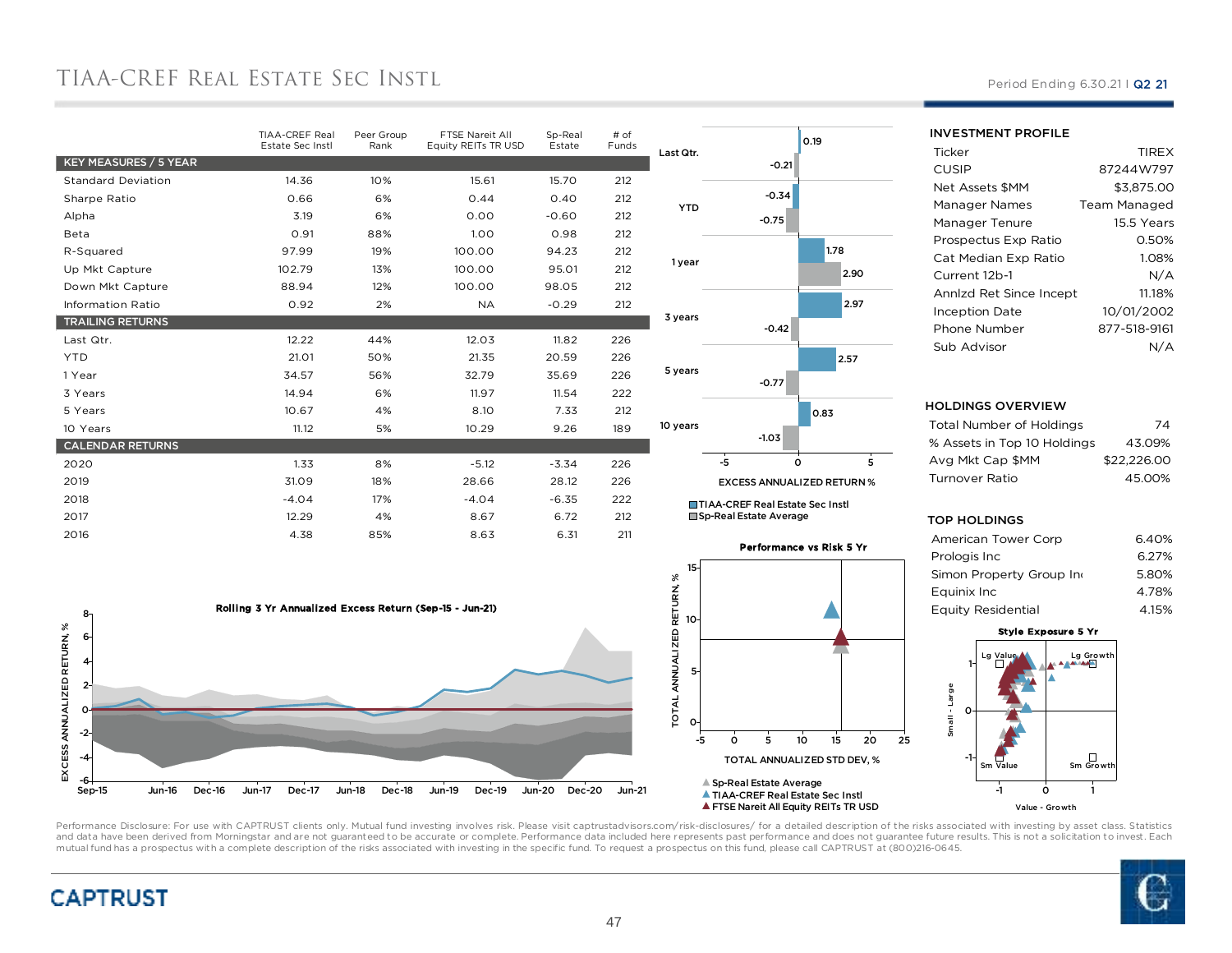# TIAA-CREF Real Estate Sec Instl

Period Ending 6.30.21 I Q2 21

| | TIAA-CREF Real Estate Sec Instl | Peer Group Rank | FTSE Nareit All Equity REITs TR USD | Sp-Real Estate | # of Funds |
|---|---|---|---|---|---|
| **KEY MEASURES / 5 YEAR** | | | | | |
| Standard Deviation | 14.36 | 10% | 15.61 | 15.70 | 212 |
| Sharpe Ratio | 0.66 | 6% | 0.44 | 0.40 | 212 |
| Alpha | 3.19 | 6% | 0.00 | -0.60 | 212 |
| Beta | 0.91 | 88% | 1.00 | 0.98 | 212 |
| R-Squared | 97.99 | 19% | 100.00 | 94.23 | 212 |
| Up Mkt Capture | 102.79 | 13% | 100.00 | 95.01 | 212 |
| Down Mkt Capture | 88.94 | 12% | 100.00 | 98.05 | 212 |
| Information Ratio | 0.92 | 2% | NA | -0.29 | 212 |
| **TRAILING RETURNS** | | | | | |
| Last Qtr. | 12.22 | 44% | 12.03 | 11.82 | 226 |
| YTD | 21.01 | 50% | 21.35 | 20.59 | 226 |
| 1 Year | 34.57 | 56% | 32.79 | 35.69 | 226 |
| 3 Years | 14.94 | 6% | 11.97 | 11.54 | 222 |
| 5 Years | 10.67 | 4% | 8.10 | 7.33 | 212 |
| 10 Years | 11.12 | 5% | 10.29 | 9.26 | 189 |
| **CALENDAR RETURNS** | | | | | |
| 2020 | 1.33 | 8% | -5.12 | -3.34 | 226 |
| 2019 | 31.09 | 18% | 28.66 | 28.12 | 226 |
| 2018 | -4.04 | 17% | -4.04 | -6.35 | 222 |
| 2017 | 12.29 | 4% | 8.67 | 6.72 | 212 |
| 2016 | 4.38 | 85% | 8.63 | 6.31 | 211 |

**EXCESS ANNUALIZED RETURN %**

| Period | TIAA-CREF Real Estate Sec Instl | Sp-Real Estate Average |
|---|---|---|
| Last Qtr. | 0.19 | -0.21 |
| YTD | -0.34 | -0.75 |
| 1 year | 1.78 | 2.90 |
| 3 years | 2.97 | -0.42 |
| 5 years | 2.57 | -0.77 |
| 10 years | 0.83 | -1.03 |

**Rolling 3 Yr Annualized Excess Return (Sep-15 - Jun-21)**

**Performance vs Risk 5 Yr**

Sp-Real Estate Average
TIAA-CREF Real Estate Sec Instl
FTSE Nareit All Equity REITs TR USD

## INVESTMENT PROFILE

| | |
|---|---|
| Ticker | TIREX |
| CUSIP | 87244W797 |
| Net Assets $MM | $3,875.00 |
| Manager Names | Team Managed |
| Manager Tenure | 15.5 Years |
| Prospectus Exp Ratio | 0.50% |
| Cat Median Exp Ratio | 1.08% |
| Current 12b-1 | N/A |
| Annlzd Ret Since Incept | 11.18% |
| Inception Date | 10/01/2002 |
| Phone Number | 877-518-9161 |
| Sub Advisor | N/A |

## HOLDINGS OVERVIEW

| | |
|---|---|
| Total Number of Holdings | 74 |
| % Assets in Top 10 Holdings | 43.09% |
| Avg Mkt Cap $MM | $22,226.00 |
| Turnover Ratio | 45.00% |

## TOP HOLDINGS

| | |
|---|---|
| American Tower Corp | 6.40% |
| Prologis Inc | 6.27% |
| Simon Property Group Inc | 5.80% |
| Equinix Inc | 4.78% |
| Equity Residential | 4.15% |

**Style Exposure 5 Yr**

Performance Disclosure: For use with CAPTRUST clients only. Mutual fund investing involves risk. Please visit captrustadvisors.com/risk-disclosures/ for a detailed description of the risks associated with investing by asset class. Statistics and data have been derived from Morningstar and are not guaranteed to be accurate or complete. Performance data included here represents past performance and does not guarantee future results. This is not a solicitation to invest. Each mutual fund has a prospectus with a complete description of the risks associated with investing in the specific fund. To request a prospectus on this fund, please call CAPTRUST at (800)216-0645.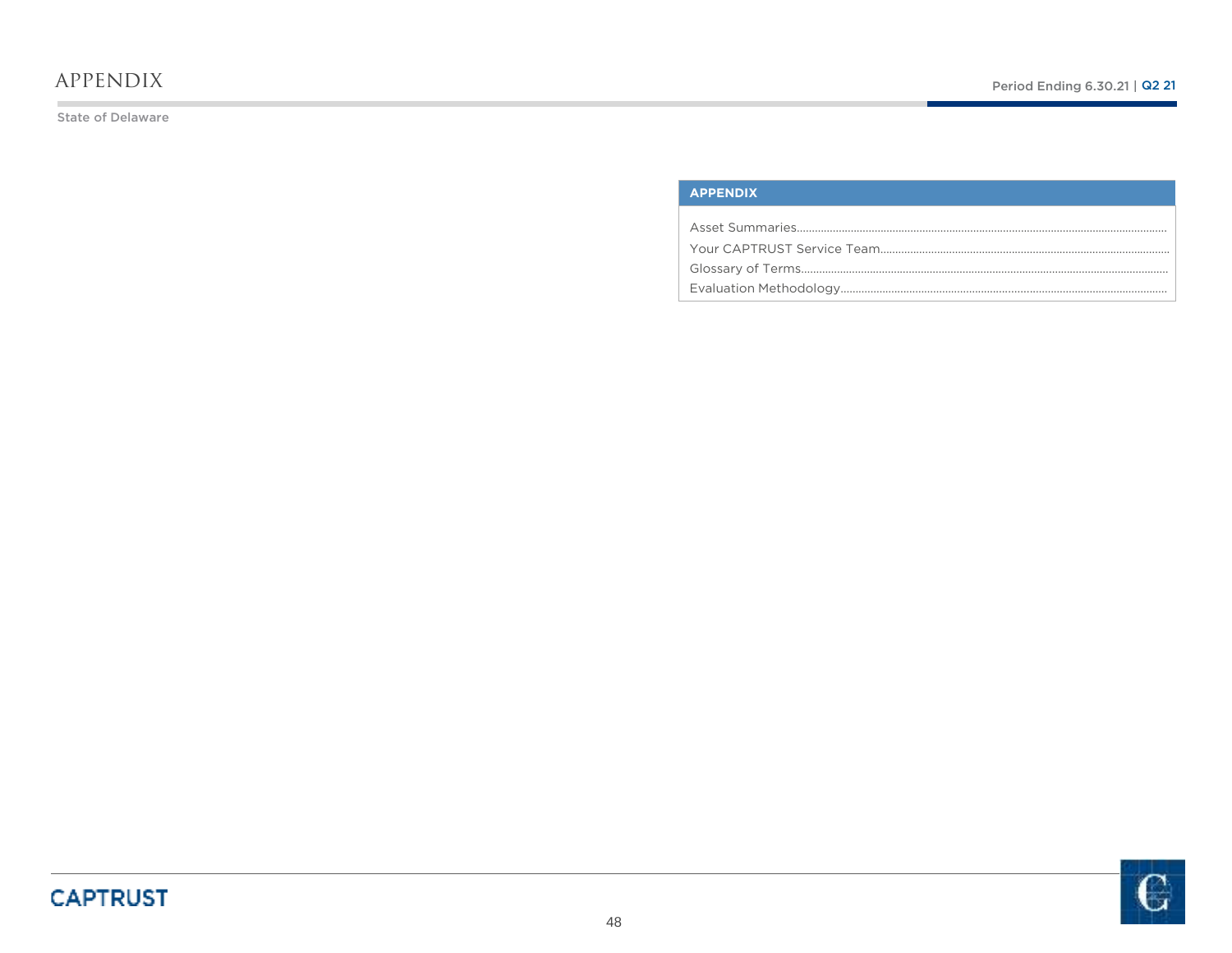# APPENDIX

State of Delaware

| APPENDIX |
| --- |
| Asset Summaries |
| Your CAPTRUST Service Team |
| Glossary of Terms |
| Evaluation Methodology |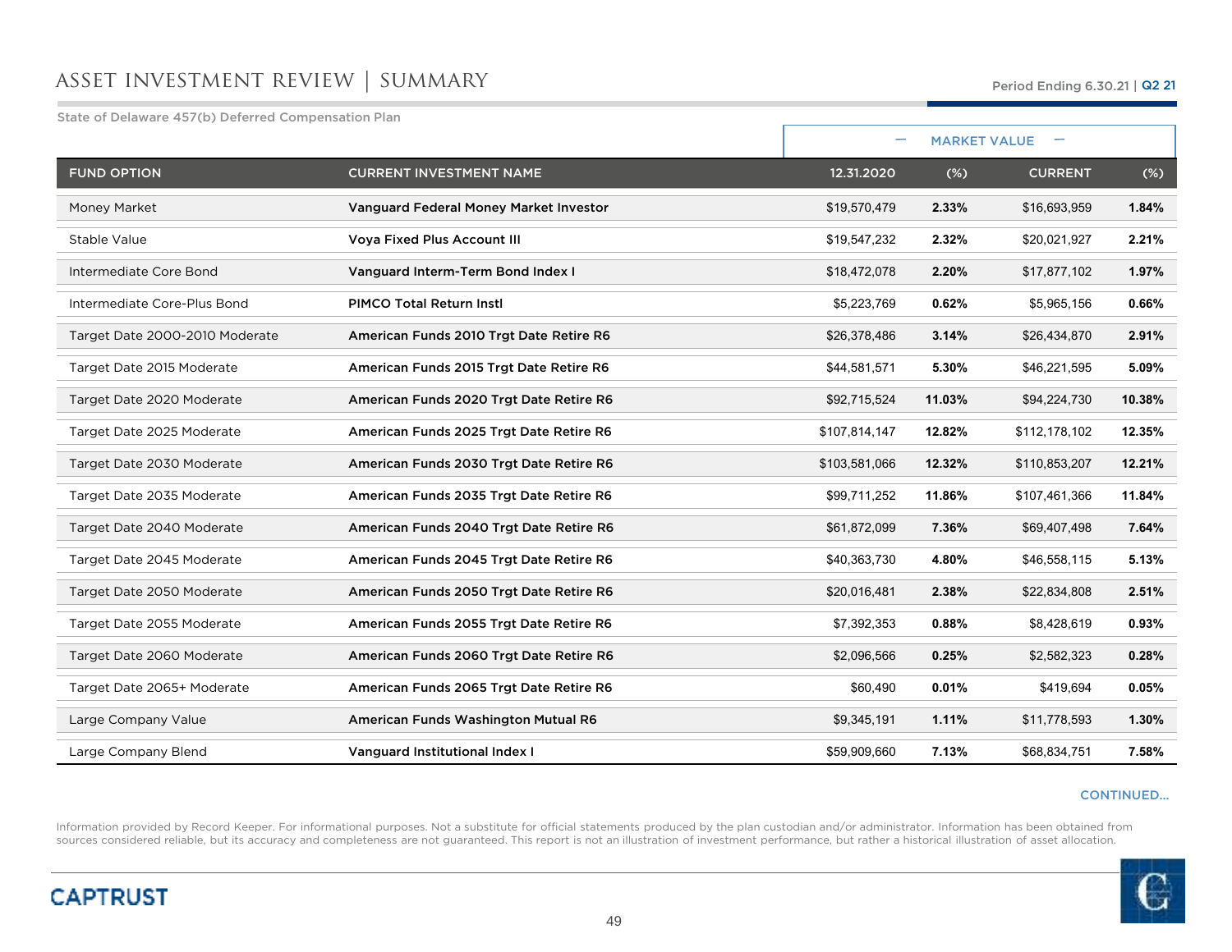# ASSET INVESTMENT REVIEW | SUMMARY

Period Ending 6.30.21 | Q2 21

State of Delaware 457(b) Deferred Compensation Plan

| | | MARKET VALUE | | | |
|---|---|---|---|---|---|
| FUND OPTION | CURRENT INVESTMENT NAME | 12.31.2020 | (%) | CURRENT | (%) |
| Money Market | **Vanguard Federal Money Market Investor** | $19,570,479 | **2.33%** | $16,693,959 | **1.84%** |
| Stable Value | **Voya Fixed Plus Account III** | $19,547,232 | **2.32%** | $20,021,927 | **2.21%** |
| Intermediate Core Bond | **Vanguard Interm-Term Bond Index I** | $18,472,078 | **2.20%** | $17,877,102 | **1.97%** |
| Intermediate Core-Plus Bond | **PIMCO Total Return Instl** | $5,223,769 | **0.62%** | $5,965,156 | **0.66%** |
| Target Date 2000-2010 Moderate | **American Funds 2010 Trgt Date Retire R6** | $26,378,486 | **3.14%** | $26,434,870 | **2.91%** |
| Target Date 2015 Moderate | **American Funds 2015 Trgt Date Retire R6** | $44,581,571 | **5.30%** | $46,221,595 | **5.09%** |
| Target Date 2020 Moderate | **American Funds 2020 Trgt Date Retire R6** | $92,715,524 | **11.03%** | $94,224,730 | **10.38%** |
| Target Date 2025 Moderate | **American Funds 2025 Trgt Date Retire R6** | $107,814,147 | **12.82%** | $112,178,102 | **12.35%** |
| Target Date 2030 Moderate | **American Funds 2030 Trgt Date Retire R6** | $103,581,066 | **12.32%** | $110,853,207 | **12.21%** |
| Target Date 2035 Moderate | **American Funds 2035 Trgt Date Retire R6** | $99,711,252 | **11.86%** | $107,461,366 | **11.84%** |
| Target Date 2040 Moderate | **American Funds 2040 Trgt Date Retire R6** | $61,872,099 | **7.36%** | $69,407,498 | **7.64%** |
| Target Date 2045 Moderate | **American Funds 2045 Trgt Date Retire R6** | $40,363,730 | **4.80%** | $46,558,115 | **5.13%** |
| Target Date 2050 Moderate | **American Funds 2050 Trgt Date Retire R6** | $20,016,481 | **2.38%** | $22,834,808 | **2.51%** |
| Target Date 2055 Moderate | **American Funds 2055 Trgt Date Retire R6** | $7,392,353 | **0.88%** | $8,428,619 | **0.93%** |
| Target Date 2060 Moderate | **American Funds 2060 Trgt Date Retire R6** | $2,096,566 | **0.25%** | $2,582,323 | **0.28%** |
| Target Date 2065+ Moderate | **American Funds 2065 Trgt Date Retire R6** | $60,490 | **0.01%** | $419,694 | **0.05%** |
| Large Company Value | **American Funds Washington Mutual R6** | $9,345,191 | **1.11%** | $11,778,593 | **1.30%** |
| Large Company Blend | **Vanguard Institutional Index I** | $59,909,660 | **7.13%** | $68,834,751 | **7.58%** |

CONTINUED...

Information provided by Record Keeper. For informational purposes. Not a substitute for official statements produced by the plan custodian and/or administrator. Information has been obtained from sources considered reliable, but its accuracy and completeness are not guaranteed. This report is not an illustration of investment performance, but rather a historical illustration of asset allocation.

CAPTRUST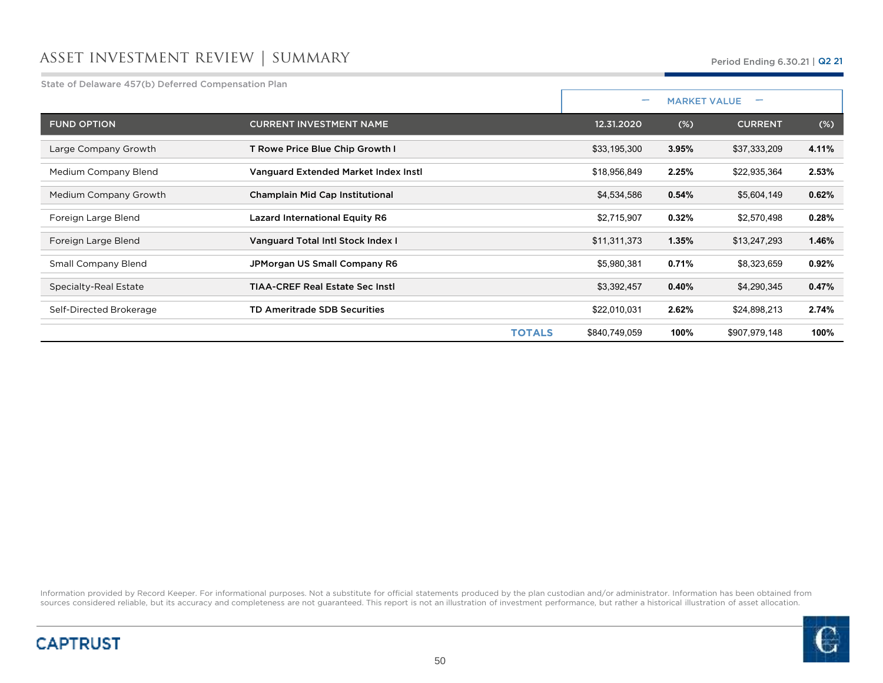# ASSET INVESTMENT REVIEW | SUMMARY

Period Ending 6.30.21 | Q2 21

State of Delaware 457(b) Deferred Compensation Plan

| | | MARKET VALUE | | | |
|---|---|---|---|---|---|
| FUND OPTION | CURRENT INVESTMENT NAME | 12.31.2020 | (%) | CURRENT | (%) |
| Large Company Growth | **T Rowe Price Blue Chip Growth I** | $33,195,300 | **3.95%** | $37,333,209 | **4.11%** |
| Medium Company Blend | **Vanguard Extended Market Index Instl** | $18,956,849 | **2.25%** | $22,935,364 | **2.53%** |
| Medium Company Growth | **Champlain Mid Cap Institutional** | $4,534,586 | **0.54%** | $5,604,149 | **0.62%** |
| Foreign Large Blend | **Lazard International Equity R6** | $2,715,907 | **0.32%** | $2,570,498 | **0.28%** |
| Foreign Large Blend | **Vanguard Total Intl Stock Index I** | $11,311,373 | **1.35%** | $13,247,293 | **1.46%** |
| Small Company Blend | **JPMorgan US Small Company R6** | $5,980,381 | **0.71%** | $8,323,659 | **0.92%** |
| Specialty-Real Estate | **TIAA-CREF Real Estate Sec Instl** | $3,392,457 | **0.40%** | $4,290,345 | **0.47%** |
| Self-Directed Brokerage | **TD Ameritrade SDB Securities** | $22,010,031 | **2.62%** | $24,898,213 | **2.74%** |
| | **TOTALS** | $840,749,059 | **100%** | $907,979,148 | **100%** |

Information provided by Record Keeper. For informational purposes. Not a substitute for official statements produced by the plan custodian and/or administrator. Information has been obtained from sources considered reliable, but its accuracy and completeness are not guaranteed. This report is not an illustration of investment performance, but rather a historical illustration of asset allocation.

CAPTRUST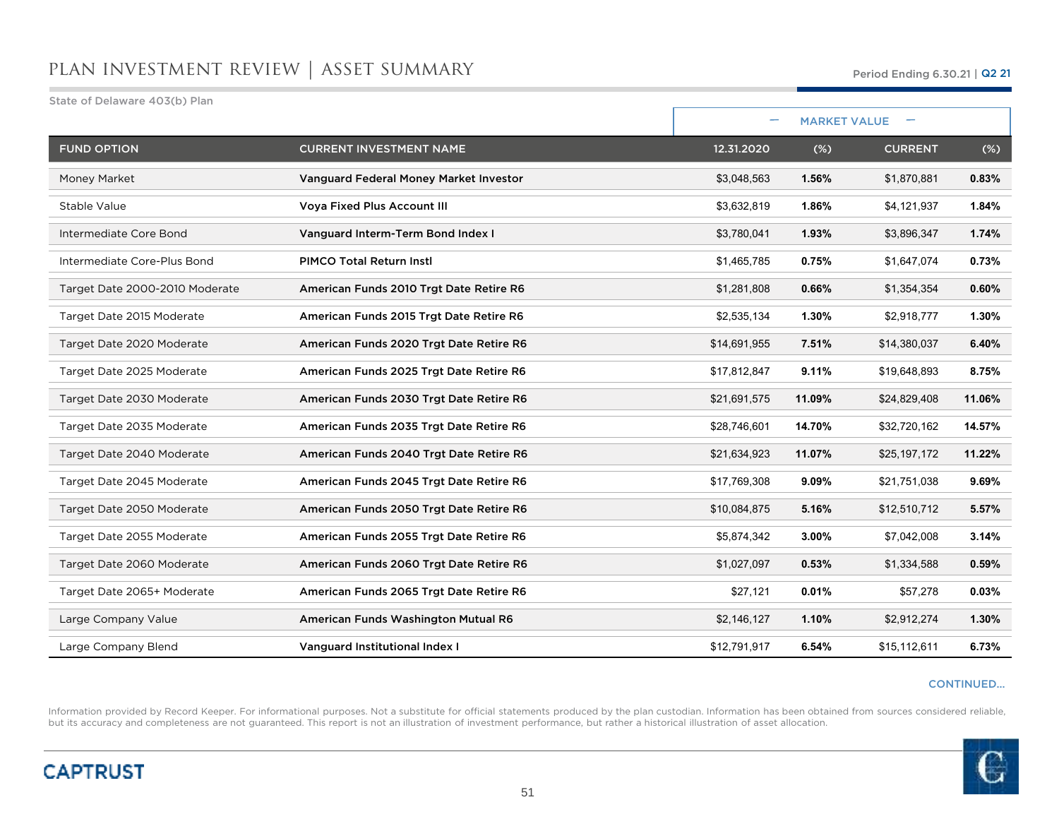# PLAN INVESTMENT REVIEW | ASSET SUMMARY

Period Ending 6.30.21 | Q2 21

State of Delaware 403(b) Plan

| | | MARKET VALUE | | | |
|---|---|---|---|---|---|
| **FUND OPTION** | **CURRENT INVESTMENT NAME** | **12.31.2020** | **(%)** | **CURRENT** | **(%)** |
| Money Market | **Vanguard Federal Money Market Investor** | $3,048,563 | **1.56%** | $1,870,881 | **0.83%** |
| Stable Value | **Voya Fixed Plus Account III** | $3,632,819 | **1.86%** | $4,121,937 | **1.84%** |
| Intermediate Core Bond | **Vanguard Interm-Term Bond Index I** | $3,780,041 | **1.93%** | $3,896,347 | **1.74%** |
| Intermediate Core-Plus Bond | **PIMCO Total Return Instl** | $1,465,785 | **0.75%** | $1,647,074 | **0.73%** |
| Target Date 2000-2010 Moderate | **American Funds 2010 Trgt Date Retire R6** | $1,281,808 | **0.66%** | $1,354,354 | **0.60%** |
| Target Date 2015 Moderate | **American Funds 2015 Trgt Date Retire R6** | $2,535,134 | **1.30%** | $2,918,777 | **1.30%** |
| Target Date 2020 Moderate | **American Funds 2020 Trgt Date Retire R6** | $14,691,955 | **7.51%** | $14,380,037 | **6.40%** |
| Target Date 2025 Moderate | **American Funds 2025 Trgt Date Retire R6** | $17,812,847 | **9.11%** | $19,648,893 | **8.75%** |
| Target Date 2030 Moderate | **American Funds 2030 Trgt Date Retire R6** | $21,691,575 | **11.09%** | $24,829,408 | **11.06%** |
| Target Date 2035 Moderate | **American Funds 2035 Trgt Date Retire R6** | $28,746,601 | **14.70%** | $32,720,162 | **14.57%** |
| Target Date 2040 Moderate | **American Funds 2040 Trgt Date Retire R6** | $21,634,923 | **11.07%** | $25,197,172 | **11.22%** |
| Target Date 2045 Moderate | **American Funds 2045 Trgt Date Retire R6** | $17,769,308 | **9.09%** | $21,751,038 | **9.69%** |
| Target Date 2050 Moderate | **American Funds 2050 Trgt Date Retire R6** | $10,084,875 | **5.16%** | $12,510,712 | **5.57%** |
| Target Date 2055 Moderate | **American Funds 2055 Trgt Date Retire R6** | $5,874,342 | **3.00%** | $7,042,008 | **3.14%** |
| Target Date 2060 Moderate | **American Funds 2060 Trgt Date Retire R6** | $1,027,097 | **0.53%** | $1,334,588 | **0.59%** |
| Target Date 2065+ Moderate | **American Funds 2065 Trgt Date Retire R6** | $27,121 | **0.01%** | $57,278 | **0.03%** |
| Large Company Value | **American Funds Washington Mutual R6** | $2,146,127 | **1.10%** | $2,912,274 | **1.30%** |
| Large Company Blend | **Vanguard Institutional Index I** | $12,791,917 | **6.54%** | $15,112,611 | **6.73%** |

CONTINUED...

Information provided by Record Keeper. For informational purposes. Not a substitute for official statements produced by the plan custodian. Information has been obtained from sources considered reliable, but its accuracy and completeness are not guaranteed. This report is not an illustration of investment performance, but rather a historical illustration of asset allocation.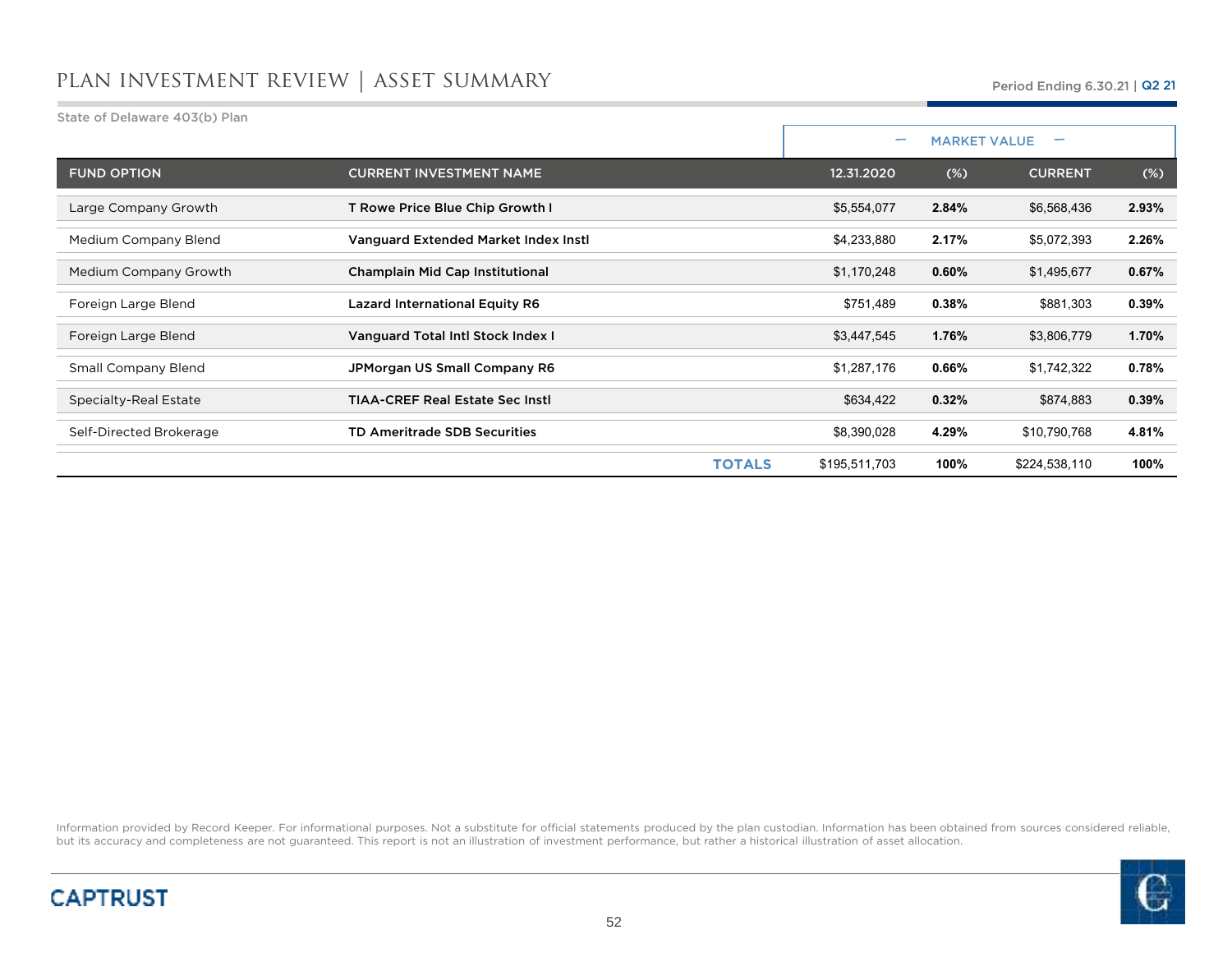# PLAN INVESTMENT REVIEW | ASSET SUMMARY

Period Ending 6.30.21 | Q2 21

State of Delaware 403(b) Plan

| | | MARKET VALUE | | | |
|---|---|---|---|---|---|
| FUND OPTION | CURRENT INVESTMENT NAME | 12.31.2020 | (%) | CURRENT | (%) |
| Large Company Growth | **T Rowe Price Blue Chip Growth I** | $5,554,077 | **2.84%** | $6,568,436 | **2.93%** |
| Medium Company Blend | **Vanguard Extended Market Index Instl** | $4,233,880 | **2.17%** | $5,072,393 | **2.26%** |
| Medium Company Growth | **Champlain Mid Cap Institutional** | $1,170,248 | **0.60%** | $1,495,677 | **0.67%** |
| Foreign Large Blend | **Lazard International Equity R6** | $751,489 | **0.38%** | $881,303 | **0.39%** |
| Foreign Large Blend | **Vanguard Total Intl Stock Index I** | $3,447,545 | **1.76%** | $3,806,779 | **1.70%** |
| Small Company Blend | **JPMorgan US Small Company R6** | $1,287,176 | **0.66%** | $1,742,322 | **0.78%** |
| Specialty-Real Estate | **TIAA-CREF Real Estate Sec Instl** | $634,422 | **0.32%** | $874,883 | **0.39%** |
| Self-Directed Brokerage | **TD Ameritrade SDB Securities** | $8,390,028 | **4.29%** | $10,790,768 | **4.81%** |
| | **TOTALS** | $195,511,703 | **100%** | $224,538,110 | **100%** |

Information provided by Record Keeper. For informational purposes. Not a substitute for official statements produced by the plan custodian. Information has been obtained from sources considered reliable, but its accuracy and completeness are not guaranteed. This report is not an illustration of investment performance, but rather a historical illustration of asset allocation.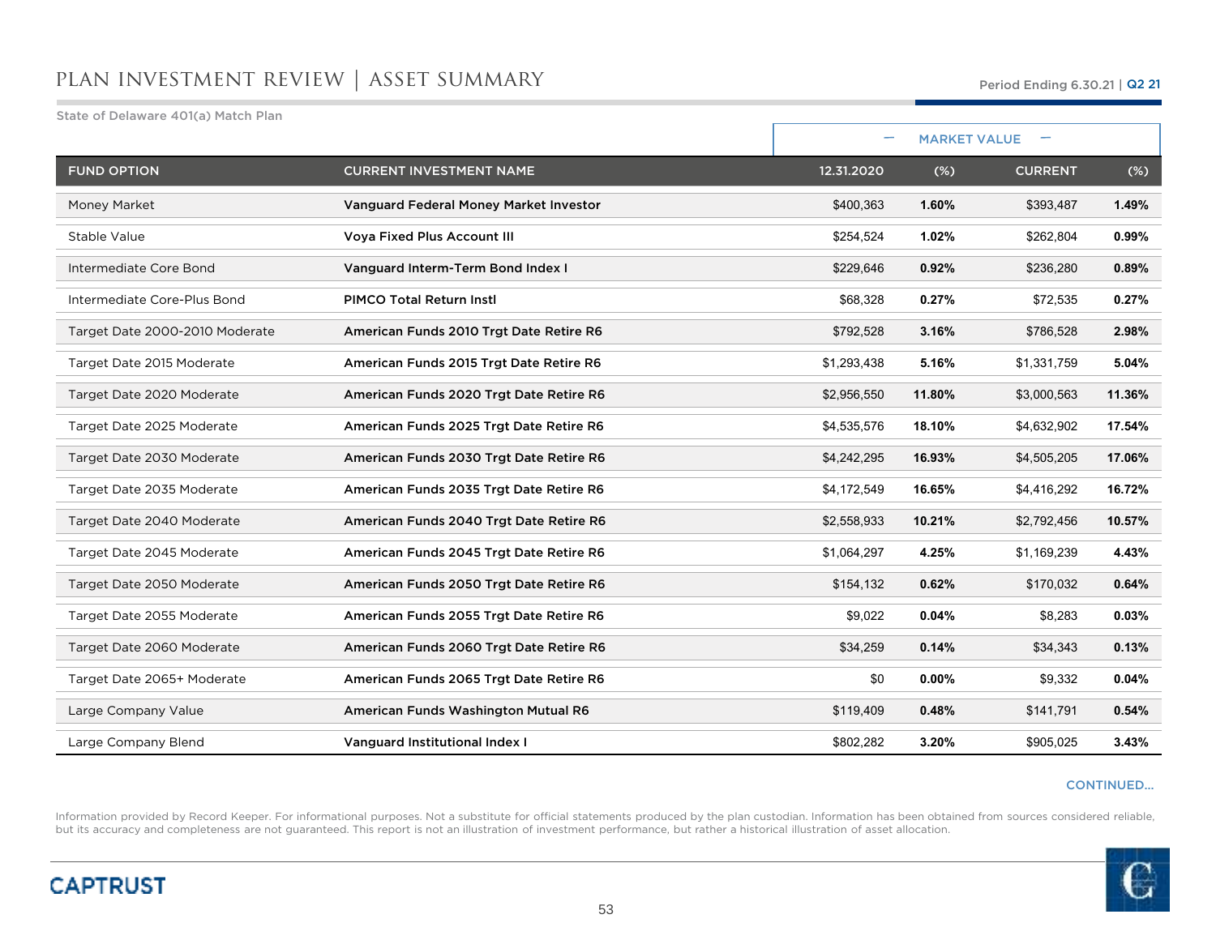# PLAN INVESTMENT REVIEW | ASSET SUMMARY

Period Ending 6.30.21 | Q2 21

State of Delaware 401(a) Match Plan

| | | MARKET VALUE | | | |
|---|---|---|---|---|---|
| FUND OPTION | CURRENT INVESTMENT NAME | 12.31.2020 | (%) | CURRENT | (%) |
| Money Market | **Vanguard Federal Money Market Investor** | $400,363 | **1.60%** | $393,487 | **1.49%** |
| Stable Value | **Voya Fixed Plus Account III** | $254,524 | **1.02%** | $262,804 | **0.99%** |
| Intermediate Core Bond | **Vanguard Interm-Term Bond Index I** | $229,646 | **0.92%** | $236,280 | **0.89%** |
| Intermediate Core-Plus Bond | **PIMCO Total Return Instl** | $68,328 | **0.27%** | $72,535 | **0.27%** |
| Target Date 2000-2010 Moderate | **American Funds 2010 Trgt Date Retire R6** | $792,528 | **3.16%** | $786,528 | **2.98%** |
| Target Date 2015 Moderate | **American Funds 2015 Trgt Date Retire R6** | $1,293,438 | **5.16%** | $1,331,759 | **5.04%** |
| Target Date 2020 Moderate | **American Funds 2020 Trgt Date Retire R6** | $2,956,550 | **11.80%** | $3,000,563 | **11.36%** |
| Target Date 2025 Moderate | **American Funds 2025 Trgt Date Retire R6** | $4,535,576 | **18.10%** | $4,632,902 | **17.54%** |
| Target Date 2030 Moderate | **American Funds 2030 Trgt Date Retire R6** | $4,242,295 | **16.93%** | $4,505,205 | **17.06%** |
| Target Date 2035 Moderate | **American Funds 2035 Trgt Date Retire R6** | $4,172,549 | **16.65%** | $4,416,292 | **16.72%** |
| Target Date 2040 Moderate | **American Funds 2040 Trgt Date Retire R6** | $2,558,933 | **10.21%** | $2,792,456 | **10.57%** |
| Target Date 2045 Moderate | **American Funds 2045 Trgt Date Retire R6** | $1,064,297 | **4.25%** | $1,169,239 | **4.43%** |
| Target Date 2050 Moderate | **American Funds 2050 Trgt Date Retire R6** | $154,132 | **0.62%** | $170,032 | **0.64%** |
| Target Date 2055 Moderate | **American Funds 2055 Trgt Date Retire R6** | $9,022 | **0.04%** | $8,283 | **0.03%** |
| Target Date 2060 Moderate | **American Funds 2060 Trgt Date Retire R6** | $34,259 | **0.14%** | $34,343 | **0.13%** |
| Target Date 2065+ Moderate | **American Funds 2065 Trgt Date Retire R6** | $0 | **0.00%** | $9,332 | **0.04%** |
| Large Company Value | **American Funds Washington Mutual R6** | $119,409 | **0.48%** | $141,791 | **0.54%** |
| Large Company Blend | **Vanguard Institutional Index I** | $802,282 | **3.20%** | $905,025 | **3.43%** |

CONTINUED...

Information provided by Record Keeper. For informational purposes. Not a substitute for official statements produced by the plan custodian. Information has been obtained from sources considered reliable, but its accuracy and completeness are not guaranteed. This report is not an illustration of investment performance, but rather a historical illustration of asset allocation.

CAPTRUST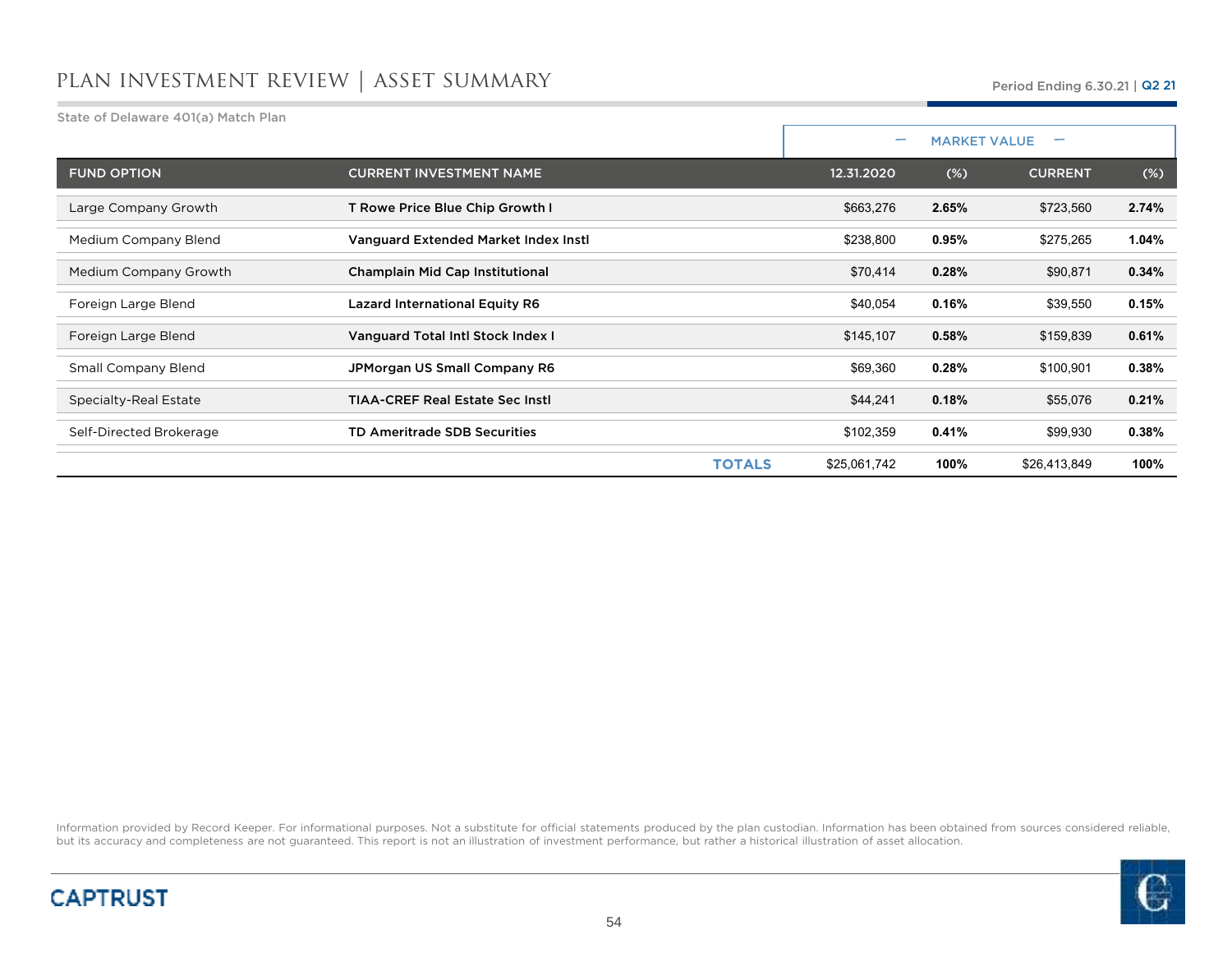# PLAN INVESTMENT REVIEW | ASSET SUMMARY

Period Ending 6.30.21 | Q2 21

State of Delaware 401(a) Match Plan

| FUND OPTION | CURRENT INVESTMENT NAME | MARKET VALUE 12.31.2020 | (%) | CURRENT | (%) |
|---|---|---|---|---|---|
| Large Company Growth | **T Rowe Price Blue Chip Growth I** | $663,276 | **2.65%** | $723,560 | **2.74%** |
| Medium Company Blend | **Vanguard Extended Market Index Instl** | $238,800 | **0.95%** | $275,265 | **1.04%** |
| Medium Company Growth | **Champlain Mid Cap Institutional** | $70,414 | **0.28%** | $90,871 | **0.34%** |
| Foreign Large Blend | **Lazard International Equity R6** | $40,054 | **0.16%** | $39,550 | **0.15%** |
| Foreign Large Blend | **Vanguard Total Intl Stock Index I** | $145,107 | **0.58%** | $159,839 | **0.61%** |
| Small Company Blend | **JPMorgan US Small Company R6** | $69,360 | **0.28%** | $100,901 | **0.38%** |
| Specialty-Real Estate | **TIAA-CREF Real Estate Sec Instl** | $44,241 | **0.18%** | $55,076 | **0.21%** |
| Self-Directed Brokerage | **TD Ameritrade SDB Securities** | $102,359 | **0.41%** | $99,930 | **0.38%** |
| | **TOTALS** | $25,061,742 | **100%** | $26,413,849 | **100%** |

Information provided by Record Keeper. For informational purposes. Not a substitute for official statements produced by the plan custodian. Information has been obtained from sources considered reliable, but its accuracy and completeness are not guaranteed. This report is not an illustration of investment performance, but rather a historical illustration of asset allocation.

CAPTRUST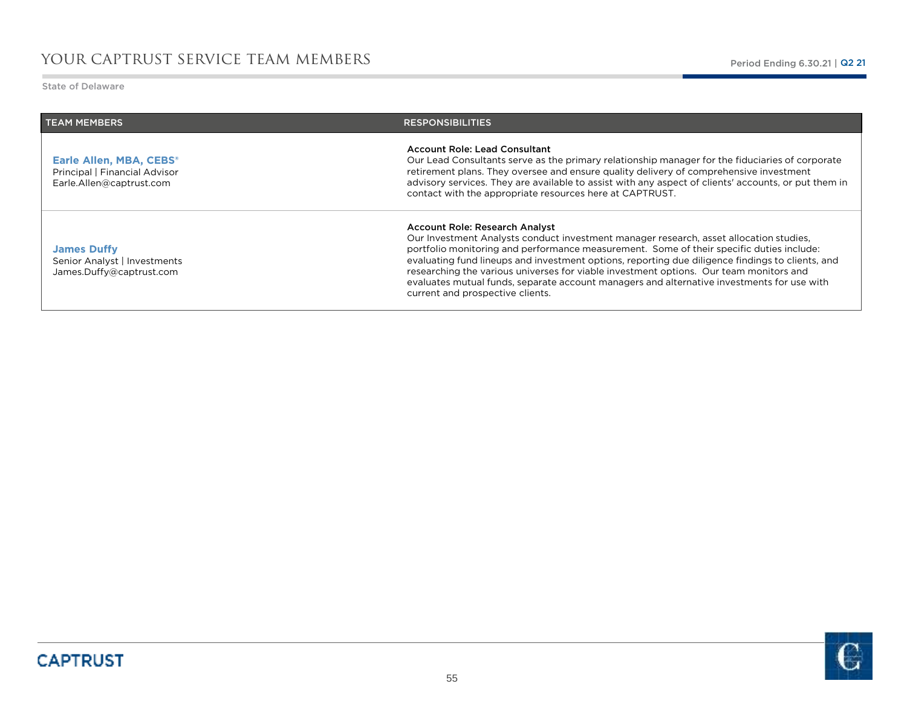# YOUR CAPTRUST SERVICE TEAM MEMBERS

Period Ending 6.30.21 | Q2 21

State of Delaware

| TEAM MEMBERS | RESPONSIBILITIES |
| --- | --- |
| **Earle Allen, MBA, CEBS®**<br>Principal \| Financial Advisor<br>Earle.Allen@captrust.com | **Account Role: Lead Consultant**<br>Our Lead Consultants serve as the primary relationship manager for the fiduciaries of corporate retirement plans. They oversee and ensure quality delivery of comprehensive investment advisory services. They are available to assist with any aspect of clients' accounts, or put them in contact with the appropriate resources here at CAPTRUST. |
| **James Duffy**<br>Senior Analyst \| Investments<br>James.Duffy@captrust.com | **Account Role: Research Analyst**<br>Our Investment Analysts conduct investment manager research, asset allocation studies, portfolio monitoring and performance measurement. Some of their specific duties include: evaluating fund lineups and investment options, reporting due diligence findings to clients, and researching the various universes for viable investment options. Our team monitors and evaluates mutual funds, separate account managers and alternative investments for use with current and prospective clients. |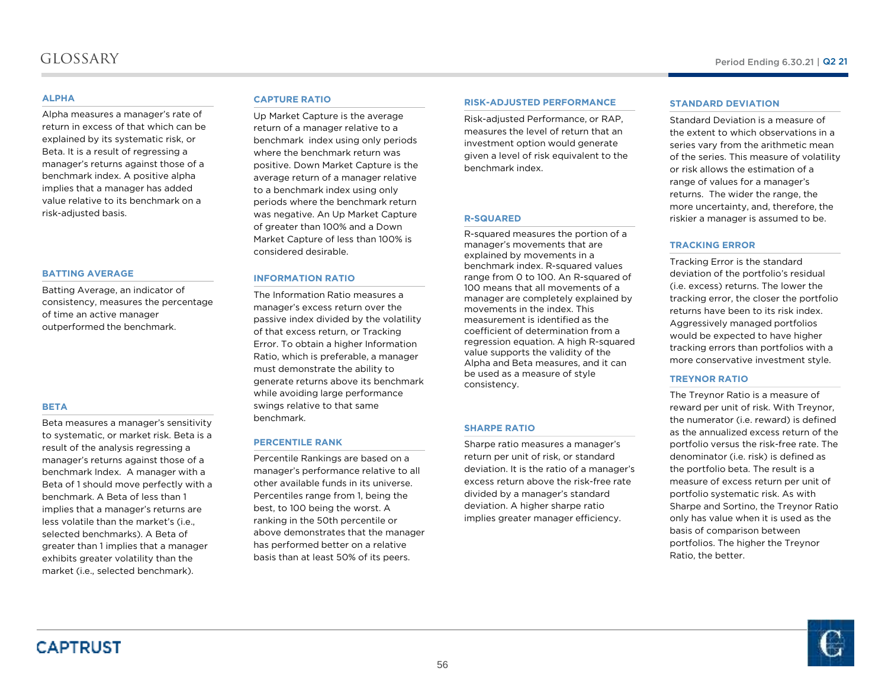# GLOSSARY

### ALPHA

Alpha measures a manager's rate of return in excess of that which can be explained by its systematic risk, or Beta. It is a result of regressing a manager's returns against those of a benchmark index. A positive alpha implies that a manager has added value relative to its benchmark on a risk-adjusted basis.

### BATTING AVERAGE

Batting Average, an indicator of consistency, measures the percentage of time an active manager outperformed the benchmark.

### BETA

Beta measures a manager's sensitivity to systematic, or market risk. Beta is a result of the analysis regressing a manager's returns against those of a benchmark Index. A manager with a Beta of 1 should move perfectly with a benchmark. A Beta of less than 1 implies that a manager's returns are less volatile than the market's (i.e., selected benchmarks). A Beta of greater than 1 implies that a manager exhibits greater volatility than the market (i.e., selected benchmark).

### CAPTURE RATIO

Up Market Capture is the average return of a manager relative to a benchmark index using only periods where the benchmark return was positive. Down Market Capture is the average return of a manager relative to a benchmark index using only periods where the benchmark return was negative. An Up Market Capture of greater than 100% and a Down Market Capture of less than 100% is considered desirable.

### INFORMATION RATIO

The Information Ratio measures a manager's excess return over the passive index divided by the volatility of that excess return, or Tracking Error. To obtain a higher Information Ratio, which is preferable, a manager must demonstrate the ability to generate returns above its benchmark while avoiding large performance swings relative to that same benchmark.

### PERCENTILE RANK

Percentile Rankings are based on a manager's performance relative to all other available funds in its universe. Percentiles range from 1, being the best, to 100 being the worst. A ranking in the 50th percentile or above demonstrates that the manager has performed better on a relative basis than at least 50% of its peers.

### RISK-ADJUSTED PERFORMANCE

Risk-adjusted Performance, or RAP, measures the level of return that an investment option would generate given a level of risk equivalent to the benchmark index.

### R-SQUARED

R-squared measures the portion of a manager's movements that are explained by movements in a benchmark index. R-squared values range from 0 to 100. An R-squared of 100 means that all movements of a manager are completely explained by movements in the index. This measurement is identified as the coefficient of determination from a regression equation. A high R-squared value supports the validity of the Alpha and Beta measures, and it can be used as a measure of style consistency.

### SHARPE RATIO

Sharpe ratio measures a manager's return per unit of risk, or standard deviation. It is the ratio of a manager's excess return above the risk-free rate divided by a manager's standard deviation. A higher sharpe ratio implies greater manager efficiency.

### STANDARD DEVIATION

Standard Deviation is a measure of the extent to which observations in a series vary from the arithmetic mean of the series. This measure of volatility or risk allows the estimation of a range of values for a manager's returns. The wider the range, the more uncertainty, and, therefore, the riskier a manager is assumed to be.

### TRACKING ERROR

Tracking Error is the standard deviation of the portfolio's residual (i.e. excess) returns. The lower the tracking error, the closer the portfolio returns have been to its risk index. Aggressively managed portfolios would be expected to have higher tracking errors than portfolios with a more conservative investment style.

### TREYNOR RATIO

The Treynor Ratio is a measure of reward per unit of risk. With Treynor, the numerator (i.e. reward) is defined as the annualized excess return of the portfolio versus the risk-free rate. The denominator (i.e. risk) is defined as the portfolio beta. The result is a measure of excess return per unit of portfolio systematic risk. As with Sharpe and Sortino, the Treynor Ratio only has value when it is used as the basis of comparison between portfolios. The higher the Treynor Ratio, the better.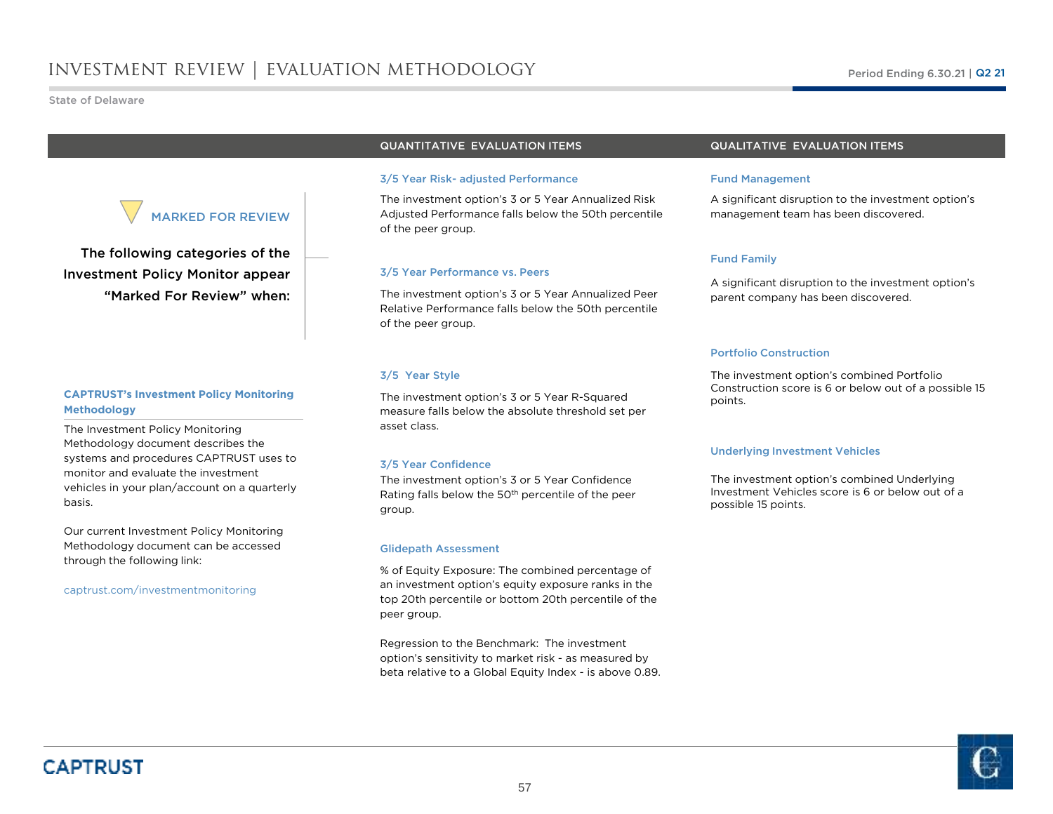# INVESTMENT REVIEW | EVALUATION METHODOLOGY

State of Delaware

## MARKED FOR REVIEW

**The following categories of the Investment Policy Monitor appear "Marked For Review" when:**

### QUANTITATIVE EVALUATION ITEMS

**3/5 Year Risk- adjusted Performance**

The investment option's 3 or 5 Year Annualized Risk Adjusted Performance falls below the 50th percentile of the peer group.

**3/5 Year Performance vs. Peers**

The investment option's 3 or 5 Year Annualized Peer Relative Performance falls below the 50th percentile of the peer group.

**3/5 Year Style**

The investment option's 3 or 5 Year R-Squared measure falls below the absolute threshold set per asset class.

**3/5 Year Confidence**

The investment option's 3 or 5 Year Confidence Rating falls below the 50th percentile of the peer group.

**Glidepath Assessment**

% of Equity Exposure: The combined percentage of an investment option's equity exposure ranks in the top 20th percentile or bottom 20th percentile of the peer group.

Regression to the Benchmark: The investment option's sensitivity to market risk - as measured by beta relative to a Global Equity Index - is above 0.89.

### QUALITATIVE EVALUATION ITEMS

**Fund Management**

A significant disruption to the investment option's management team has been discovered.

**Fund Family**

A significant disruption to the investment option's parent company has been discovered.

**Portfolio Construction**

The investment option's combined Portfolio Construction score is 6 or below out of a possible 15 points.

**Underlying Investment Vehicles**

The investment option's combined Underlying Investment Vehicles score is 6 or below out of a possible 15 points.

### CAPTRUST's Investment Policy Monitoring Methodology

The Investment Policy Monitoring Methodology document describes the systems and procedures CAPTRUST uses to monitor and evaluate the investment vehicles in your plan/account on a quarterly basis.

Our current Investment Policy Monitoring Methodology document can be accessed through the following link:

captrust.com/investmentmonitoring